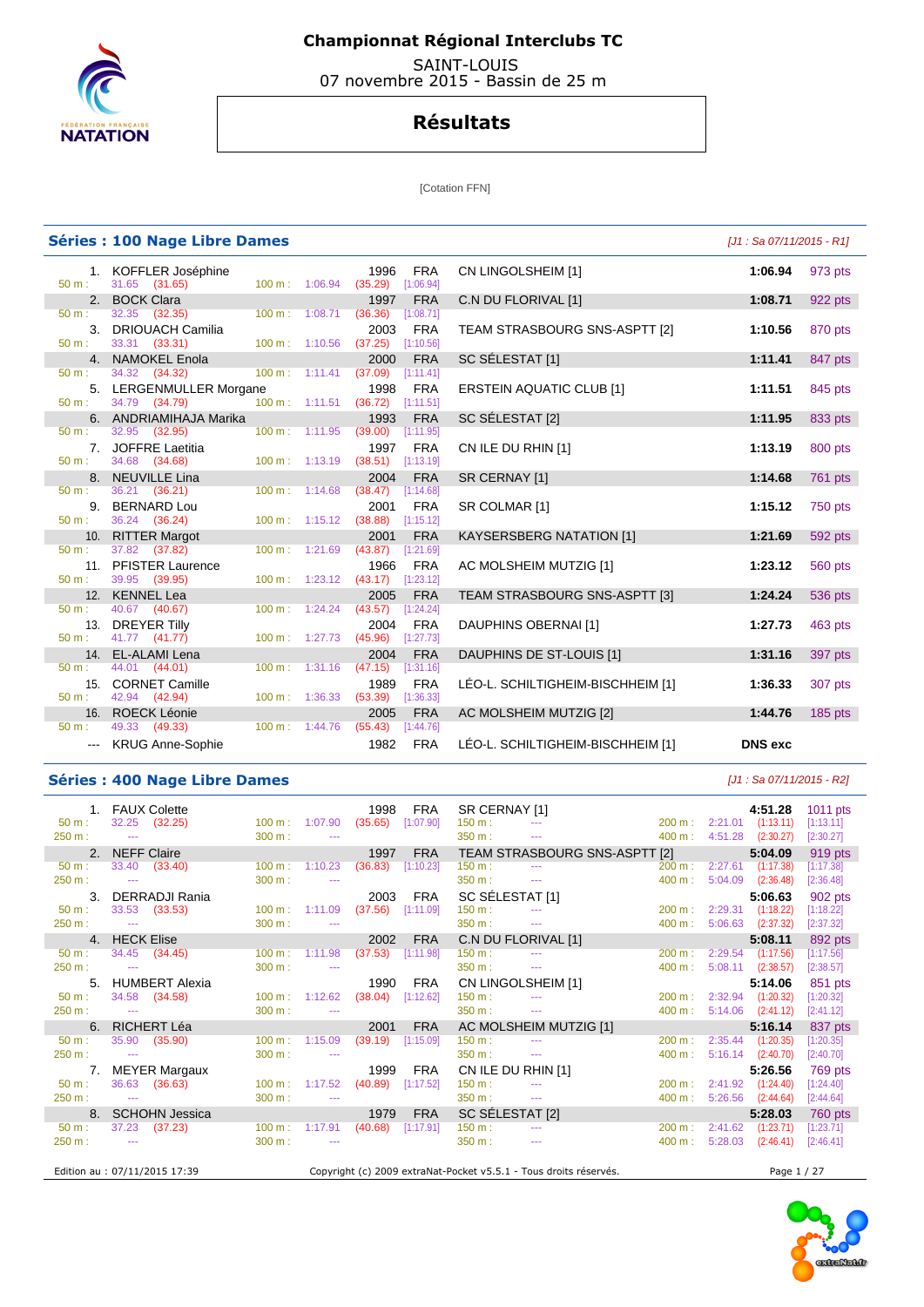# Championnat Régional Interclubs TC

SAINT-LOUIS
07 novembre 2015 - Bassin de 25 m

## Résultats

[Cotation FFN]

### Séries : 100 Nage Libre Dames

*[J1 : Sa 07/11/2015 - R1]*

| Rang | Nom | Année | Nat. | Club | Temps | Points |
|---|---|---|---|---|---|---|
| 1. | KOFFLER Joséphine | 1996 | FRA | CN LINGOLSHEIM [1] | **1:06.94** | 973 pts |
| | 50 m : 31.65 (31.65) — 100 m : 1:06.94 (35.29) [1:06.94] | | | | | |
| 2. | BOCK Clara | 1997 | FRA | C.N DU FLORIVAL [1] | **1:08.71** | 922 pts |
| | 50 m : 32.35 (32.35) — 100 m : 1:08.71 (36.36) [1:08.71] | | | | | |
| 3. | DRIOUACH Camilia | 2003 | FRA | TEAM STRASBOURG SNS-ASPTT [2] | **1:10.56** | 870 pts |
| | 50 m : 33.31 (33.31) — 100 m : 1:10.56 (37.25) [1:10.56] | | | | | |
| 4. | NAMOKEL Enola | 2000 | FRA | SC SÉLESTAT [1] | **1:11.41** | 847 pts |
| | 50 m : 34.32 (34.32) — 100 m : 1:11.41 (37.09) [1:11.41] | | | | | |
| 5. | LERGENMULLER Morgane | 1998 | FRA | ERSTEIN AQUATIC CLUB [1] | **1:11.51** | 845 pts |
| | 50 m : 34.79 (34.79) — 100 m : 1:11.51 (36.72) [1:11.51] | | | | | |
| 6. | ANDRIAMIHAJA Marika | 1993 | FRA | SC SÉLESTAT [2] | **1:11.95** | 833 pts |
| | 50 m : 32.95 (32.95) — 100 m : 1:11.95 (39.00) [1:11.95] | | | | | |
| 7. | JOFFRE Laetitia | 1997 | FRA | CN ILE DU RHIN [1] | **1:13.19** | 800 pts |
| | 50 m : 34.68 (34.68) — 100 m : 1:13.19 (38.51) [1:13.19] | | | | | |
| 8. | NEUVILLE Lina | 2004 | FRA | SR CERNAY [1] | **1:14.68** | 761 pts |
| | 50 m : 36.21 (36.21) — 100 m : 1:14.68 (38.47) [1:14.68] | | | | | |
| 9. | BERNARD Lou | 2001 | FRA | SR COLMAR [1] | **1:15.12** | 750 pts |
| | 50 m : 36.24 (36.24) — 100 m : 1:15.12 (38.88) [1:15.12] | | | | | |
| 10. | RITTER Margot | 2001 | FRA | KAYSERSBERG NATATION [1] | **1:21.69** | 592 pts |
| | 50 m : 37.82 (37.82) — 100 m : 1:21.69 (43.87) [1:21.69] | | | | | |
| 11. | PFISTER Laurence | 1966 | FRA | AC MOLSHEIM MUTZIG [1] | **1:23.12** | 560 pts |
| | 50 m : 39.95 (39.95) — 100 m : 1:23.12 (43.17) [1:23.12] | | | | | |
| 12. | KENNEL Lea | 2005 | FRA | TEAM STRASBOURG SNS-ASPTT [3] | **1:24.24** | 536 pts |
| | 50 m : 40.67 (40.67) — 100 m : 1:24.24 (43.57) [1:24.24] | | | | | |
| 13. | DREYER Tilly | 2004 | FRA | DAUPHINS OBERNAI [1] | **1:27.73** | 463 pts |
| | 50 m : 41.77 (41.77) — 100 m : 1:27.73 (45.96) [1:27.73] | | | | | |
| 14. | EL-ALAMI Lena | 2004 | FRA | DAUPHINS DE ST-LOUIS [1] | **1:31.16** | 397 pts |
| | 50 m : 44.01 (44.01) — 100 m : 1:31.16 (47.15) [1:31.16] | | | | | |
| 15. | CORNET Camille | 1989 | FRA | LÉO-L. SCHILTIGHEIM-BISCHHEIM [1] | **1:36.33** | 307 pts |
| | 50 m : 42.94 (42.94) — 100 m : 1:36.33 (53.39) [1:36.33] | | | | | |
| 16. | ROECK Léonie | 2005 | FRA | AC MOLSHEIM MUTZIG [2] | **1:44.76** | 185 pts |
| | 50 m : 49.33 (49.33) — 100 m : 1:44.76 (55.43) [1:44.76] | | | | | |
| --- | KRUG Anne-Sophie | 1982 | FRA | LÉO-L. SCHILTIGHEIM-BISCHHEIM [1] | **DNS exc** | |

### Séries : 400 Nage Libre Dames

*[J1 : Sa 07/11/2015 - R2]*

| Rang | Nom | Année | Nat. | Club | Temps | Points |
|---|---|---|---|---|---|---|
| 1. | FAUX Colette | 1998 | FRA | SR CERNAY [1] | **4:51.28** | 1011 pts |
| | 50 m : 32.25 (32.25) — 100 m : 1:07.90 (35.65) [1:07.90] — 150 m : --- — 200 m : 2:21.01 (1:13.11) [1:13.11] — 250 m : --- — 300 m : --- — 350 m : --- — 400 m : 4:51.28 (2:30.27) [2:30.27] | | | | | |
| 2. | NEFF Claire | 1997 | FRA | TEAM STRASBOURG SNS-ASPTT [2] | **5:04.09** | 919 pts |
| | 50 m : 33.40 (33.40) — 100 m : 1:10.23 (36.83) [1:10.23] — 150 m : --- — 200 m : 2:27.61 (1:17.38) [1:17.38] — 250 m : --- — 300 m : --- — 350 m : --- — 400 m : 5:04.09 (2:36.48) [2:36.48] | | | | | |
| 3. | DERRADJI Rania | 2003 | FRA | SC SÉLESTAT [1] | **5:06.63** | 902 pts |
| | 50 m : 33.53 (33.53) — 100 m : 1:11.09 (37.56) [1:11.09] — 150 m : --- — 200 m : 2:29.31 (1:18.22) [1:18.22] — 250 m : --- — 300 m : --- — 350 m : --- — 400 m : 5:06.63 (2:37.32) [2:37.32] | | | | | |
| 4. | HECK Elise | 2002 | FRA | C.N DU FLORIVAL [1] | **5:08.11** | 892 pts |
| | 50 m : 34.45 (34.45) — 100 m : 1:11.98 (37.53) [1:11.98] — 150 m : --- — 200 m : 2:29.54 (1:17.56) [1:17.56] — 250 m : --- — 300 m : --- — 350 m : --- — 400 m : 5:08.11 (2:38.57) [2:38.57] | | | | | |
| 5. | HUMBERT Alexia | 1990 | FRA | CN LINGOLSHEIM [1] | **5:14.06** | 851 pts |
| | 50 m : 34.58 (34.58) — 100 m : 1:12.62 (38.04) [1:12.62] — 150 m : --- — 200 m : 2:32.94 (1:20.32) [1:20.32] — 250 m : --- — 300 m : --- — 350 m : --- — 400 m : 5:14.06 (2:41.12) [2:41.12] | | | | | |
| 6. | RICHERT Léa | 2001 | FRA | AC MOLSHEIM MUTZIG [1] | **5:16.14** | 837 pts |
| | 50 m : 35.90 (35.90) — 100 m : 1:15.09 (39.19) [1:15.09] — 150 m : --- — 200 m : 2:35.44 (1:20.35) [1:20.35] — 250 m : --- — 300 m : --- — 350 m : --- — 400 m : 5:16.14 (2:40.70) [2:40.70] | | | | | |
| 7. | MEYER Margaux | 1999 | FRA | CN ILE DU RHIN [1] | **5:26.56** | 769 pts |
| | 50 m : 36.63 (36.63) — 100 m : 1:17.52 (40.89) [1:17.52] — 150 m : --- — 200 m : 2:41.92 (1:24.40) [1:24.40] — 250 m : --- — 300 m : --- — 350 m : --- — 400 m : 5:26.56 (2:44.64) [2:44.64] | | | | | |
| 8. | SCHOHN Jessica | 1979 | FRA | SC SÉLESTAT [2] | **5:28.03** | 760 pts |
| | 50 m : 37.23 (37.23) — 100 m : 1:17.91 (40.68) [1:17.91] — 150 m : --- — 200 m : 2:41.62 (1:23.71) [1:23.71] — 250 m : --- — 300 m : --- — 350 m : --- — 400 m : 5:28.03 (2:46.41) [2:46.41] | | | | | |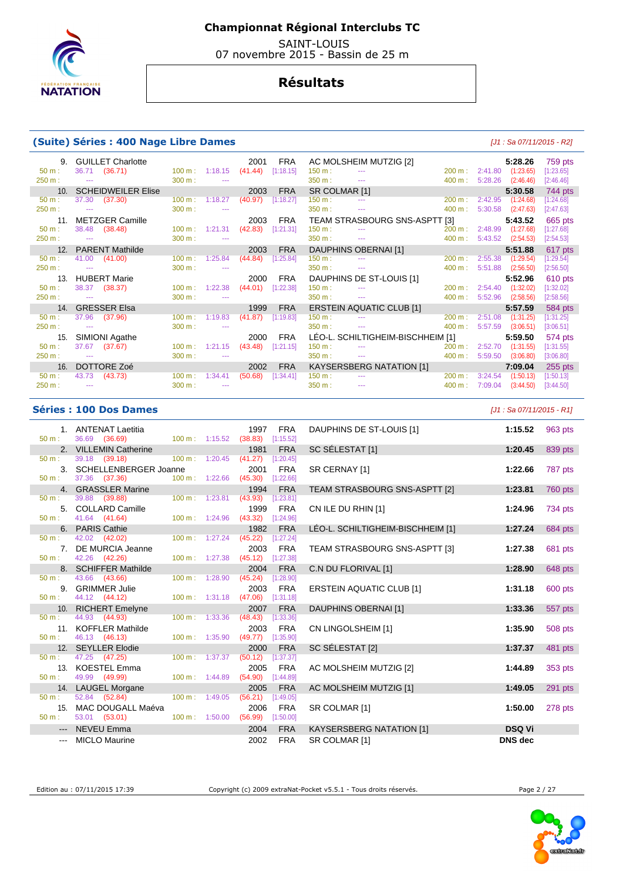# Championnat Régional Interclubs TC

SAINT-LOUIS
07 novembre 2015 - Bassin de 25 m

## Résultats

### (Suite) Séries : 400 Nage Libre Dames

*[J1 : Sa 07/11/2015 - R2]*

| Rg | Nom | Année | Nat | Club | Temps | Points |
|---|---|---|---|---|---|---|
| 9. | GUILLET Charlotte | 2001 | FRA | AC MOLSHEIM MUTZIG [2] | 5:28.26 | 759 pts |
| | 50 m : 36.71 (36.71) — 100 m : 1:18.15 (41.44) [1:18.15] — 150 m : --- — 200 m : 2:41.80 (1:23.65) [1:23.65] — 250 m : --- — 300 m : --- — 350 m : --- — 400 m : 5:28.26 (2:46.46) [2:46.46] | | | | | |
| 10. | SCHEIDWEILER Elise | 2003 | FRA | SR COLMAR [1] | 5:30.58 | 744 pts |
| | 50 m : 37.30 (37.30) — 100 m : 1:18.27 (40.97) [1:18.27] — 150 m : --- — 200 m : 2:42.95 (1:24.68) [1:24.68] — 250 m : --- — 300 m : --- — 350 m : --- — 400 m : 5:30.58 (2:47.63) [2:47.63] | | | | | |
| 11. | METZGER Camille | 2003 | FRA | TEAM STRASBOURG SNS-ASPTT [3] | 5:43.52 | 665 pts |
| | 50 m : 38.48 (38.48) — 100 m : 1:21.31 (42.83) [1:21.31] — 150 m : --- — 200 m : 2:48.99 (1:27.68) [1:27.68] — 250 m : --- — 300 m : --- — 350 m : --- — 400 m : 5:43.52 (2:54.53) [2:54.53] | | | | | |
| 12. | PARENT Mathilde | 2003 | FRA | DAUPHINS OBERNAI [1] | 5:51.88 | 617 pts |
| | 50 m : 41.00 (41.00) — 100 m : 1:25.84 (44.84) [1:25.84] — 150 m : --- — 200 m : 2:55.38 (1:29.54) [1:29.54] — 250 m : --- — 300 m : --- — 350 m : --- — 400 m : 5:51.88 (2:56.50) [2:56.50] | | | | | |
| 13. | HUBERT Marie | 2000 | FRA | DAUPHINS DE ST-LOUIS [1] | 5:52.96 | 610 pts |
| | 50 m : 38.37 (38.37) — 100 m : 1:22.38 (44.01) [1:22.38] — 150 m : --- — 200 m : 2:54.40 (1:32.02) [1:32.02] — 250 m : --- — 300 m : --- — 350 m : --- — 400 m : 5:52.96 (2:58.56) [2:58.56] | | | | | |
| 14. | GRESSER Elsa | 1999 | FRA | ERSTEIN AQUATIC CLUB [1] | 5:57.59 | 584 pts |
| | 50 m : 37.96 (37.96) — 100 m : 1:19.83 (41.87) [1:19.83] — 150 m : --- — 200 m : 2:51.08 (1:31.25) [1:31.25] — 250 m : --- — 300 m : --- — 350 m : --- — 400 m : 5:57.59 (3:06.51) [3:06.51] | | | | | |
| 15. | SIMIONI Agathe | 2000 | FRA | LÉO-L. SCHILTIGHEIM-BISCHHEIM [1] | 5:59.50 | 574 pts |
| | 50 m : 37.67 (37.67) — 100 m : 1:21.15 (43.48) [1:21.15] — 150 m : --- — 200 m : 2:52.70 (1:31.55) [1:31.55] — 250 m : --- — 300 m : --- — 350 m : --- — 400 m : 5:59.50 (3:06.80) [3:06.80] | | | | | |
| 16. | DOTTORE Zoé | 2002 | FRA | KAYSERSBERG NATATION [1] | 7:09.04 | 255 pts |
| | 50 m : 43.73 (43.73) — 100 m : 1:34.41 (50.68) [1:34.41] — 150 m : --- — 200 m : 3:24.54 (1:50.13) [1:50.13] — 250 m : --- — 300 m : --- — 350 m : --- — 400 m : 7:09.04 (3:44.50) [3:44.50] | | | | | |

### Séries : 100 Dos Dames

*[J1 : Sa 07/11/2015 - R1]*

| Rg | Nom | Année | Nat | Club | Temps | Points |
|---|---|---|---|---|---|---|
| 1. | ANTENAT Laetitia | 1997 | FRA | DAUPHINS DE ST-LOUIS [1] | 1:15.52 | 963 pts |
| | 50 m : 36.69 (36.69) — 100 m : 1:15.52 (38.83) [1:15.52] | | | | | |
| 2. | VILLEMIN Catherine | 1981 | FRA | SC SÉLESTAT [1] | 1:20.45 | 839 pts |
| | 50 m : 39.18 (39.18) — 100 m : 1:20.45 (41.27) [1:20.45] | | | | | |
| 3. | SCHELLENBERGER Joanne | 2001 | FRA | SR CERNAY [1] | 1:22.66 | 787 pts |
| | 50 m : 37.36 (37.36) — 100 m : 1:22.66 (45.30) [1:22.66] | | | | | |
| 4. | GRASSLER Marine | 1994 | FRA | TEAM STRASBOURG SNS-ASPTT [2] | 1:23.81 | 760 pts |
| | 50 m : 39.88 (39.88) — 100 m : 1:23.81 (43.93) [1:23.81] | | | | | |
| 5. | COLLARD Camille | 1999 | FRA | CN ILE DU RHIN [1] | 1:24.96 | 734 pts |
| | 50 m : 41.64 (41.64) — 100 m : 1:24.96 (43.32) [1:24.96] | | | | | |
| 6. | PARIS Cathie | 1982 | FRA | LÉO-L. SCHILTIGHEIM-BISCHHEIM [1] | 1:27.24 | 684 pts |
| | 50 m : 42.02 (42.02) — 100 m : 1:27.24 (45.22) [1:27.24] | | | | | |
| 7. | DE MURCIA Jeanne | 2003 | FRA | TEAM STRASBOURG SNS-ASPTT [3] | 1:27.38 | 681 pts |
| | 50 m : 42.26 (42.26) — 100 m : 1:27.38 (45.12) [1:27.38] | | | | | |
| 8. | SCHIFFER Mathilde | 2004 | FRA | C.N DU FLORIVAL [1] | 1:28.90 | 648 pts |
| | 50 m : 43.66 (43.66) — 100 m : 1:28.90 (45.24) [1:28.90] | | | | | |
| 9. | GRIMMER Julie | 2003 | FRA | ERSTEIN AQUATIC CLUB [1] | 1:31.18 | 600 pts |
| | 50 m : 44.12 (44.12) — 100 m : 1:31.18 (47.06) [1:31.18] | | | | | |
| 10. | RICHERT Emelyne | 2007 | FRA | DAUPHINS OBERNAI [1] | 1:33.36 | 557 pts |
| | 50 m : 44.93 (44.93) — 100 m : 1:33.36 (48.43) [1:33.36] | | | | | |
| 11. | KOFFLER Mathilde | 2003 | FRA | CN LINGOLSHEIM [1] | 1:35.90 | 508 pts |
| | 50 m : 46.13 (46.13) — 100 m : 1:35.90 (49.77) [1:35.90] | | | | | |
| 12. | SEYLLER Elodie | 2000 | FRA | SC SÉLESTAT [2] | 1:37.37 | 481 pts |
| | 50 m : 47.25 (47.25) — 100 m : 1:37.37 (50.12) [1:37.37] | | | | | |
| 13. | KOESTEL Emma | 2005 | FRA | AC MOLSHEIM MUTZIG [2] | 1:44.89 | 353 pts |
| | 50 m : 49.99 (49.99) — 100 m : 1:44.89 (54.90) [1:44.89] | | | | | |
| 14. | LAUGEL Morgane | 2005 | FRA | AC MOLSHEIM MUTZIG [1] | 1:49.05 | 291 pts |
| | 50 m : 52.84 (52.84) — 100 m : 1:49.05 (56.21) [1:49.05] | | | | | |
| 15. | MAC DOUGALL Maéva | 2006 | FRA | SR COLMAR [1] | 1:50.00 | 278 pts |
| | 50 m : 53.01 (53.01) — 100 m : 1:50.00 (56.99) [1:50.00] | | | | | |
| --- | NEVEU Emma | 2004 | FRA | KAYSERSBERG NATATION [1] | DSQ Vi | |
| --- | MICLO Maurine | 2002 | FRA | SR COLMAR [1] | DNS dec | |

Edition au : 07/11/2015 17:39 — Copyright (c) 2009 extraNat-Pocket v5.5.1 - Tous droits réservés.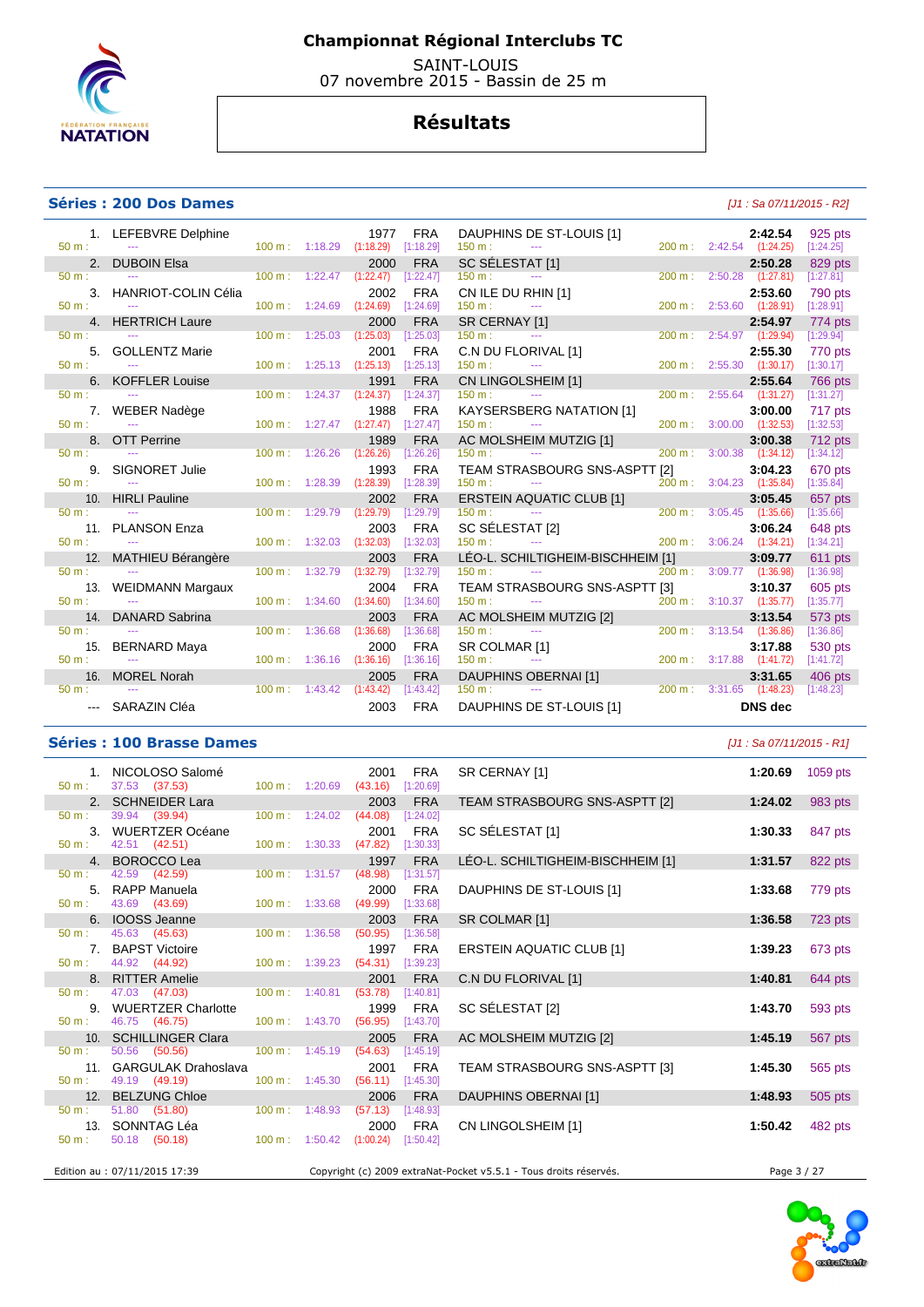# Championnat Régional Interclubs TC

SAINT-LOUIS
07 novembre 2015 - Bassin de 25 m

## Résultats

### Séries : 200 Dos Dames

*[J1 : Sa 07/11/2015 - R2]*

| Rang | Nom | Année | Nat. | Club | Temps | Points | 50 m | 100 m | 150 m | 200 m |
|---|---|---|---|---|---|---|---|---|---|---|
| 1. | LEFEBVRE Delphine | 1977 | FRA | DAUPHINS DE ST-LOUIS [1] | 2:42.54 | 925 pts | --- | 1:18.29 (1:18.29) [1:18.29] | --- | 2:42.54 (1:24.25) [1:24.25] |
| 2. | DUBOIN Elsa | 2000 | FRA | SC SÉLESTAT [1] | 2:50.28 | 829 pts | --- | 1:22.47 (1:22.47) [1:22.47] | --- | 2:50.28 (1:27.81) [1:27.81] |
| 3. | HANRIOT-COLIN Célia | 2002 | FRA | CN ILE DU RHIN [1] | 2:53.60 | 790 pts | --- | 1:24.69 (1:24.69) [1:24.69] | --- | 2:53.60 (1:28.91) [1:28.91] |
| 4. | HERTRICH Laure | 2000 | FRA | SR CERNAY [1] | 2:54.97 | 774 pts | --- | 1:25.03 (1:25.03) [1:25.03] | --- | 2:54.97 (1:29.94) [1:29.94] |
| 5. | GOLLENTZ Marie | 2001 | FRA | C.N DU FLORIVAL [1] | 2:55.30 | 770 pts | --- | 1:25.13 (1:25.13) [1:25.13] | --- | 2:55.30 (1:30.17) [1:30.17] |
| 6. | KOFFLER Louise | 1991 | FRA | CN LINGOLSHEIM [1] | 2:55.64 | 766 pts | --- | 1:24.37 (1:24.37) [1:24.37] | --- | 2:55.64 (1:31.27) [1:31.27] |
| 7. | WEBER Nadège | 1988 | FRA | KAYSERSBERG NATATION [1] | 3:00.00 | 717 pts | --- | 1:27.47 (1:27.47) [1:27.47] | --- | 3:00.00 (1:32.53) [1:32.53] |
| 8. | OTT Perrine | 1989 | FRA | AC MOLSHEIM MUTZIG [1] | 3:00.38 | 712 pts | --- | 1:26.26 (1:26.26) [1:26.26] | --- | 3:00.38 (1:34.12) [1:34.12] |
| 9. | SIGNORET Julie | 1993 | FRA | TEAM STRASBOURG SNS-ASPTT [2] | 3:04.23 | 670 pts | --- | 1:28.39 (1:28.39) [1:28.39] | --- | 3:04.23 (1:35.84) [1:35.84] |
| 10. | HIRLI Pauline | 2002 | FRA | ERSTEIN AQUATIC CLUB [1] | 3:05.45 | 657 pts | --- | 1:29.79 (1:29.79) [1:29.79] | --- | 3:05.45 (1:35.66) [1:35.66] |
| 11. | PLANSON Enza | 2003 | FRA | SC SÉLESTAT [2] | 3:06.24 | 648 pts | --- | 1:32.03 (1:32.03) [1:32.03] | --- | 3:06.24 (1:34.21) [1:34.21] |
| 12. | MATHIEU Bérangère | 2003 | FRA | LÉO-L. SCHILTIGHEIM-BISCHHEIM [1] | 3:09.77 | 611 pts | --- | 1:32.79 (1:32.79) [1:32.79] | --- | 3:09.77 (1:36.98) [1:36.98] |
| 13. | WEIDMANN Margaux | 2004 | FRA | TEAM STRASBOURG SNS-ASPTT [3] | 3:10.37 | 605 pts | --- | 1:34.60 (1:34.60) [1:34.60] | --- | 3:10.37 (1:35.77) [1:35.77] |
| 14. | DANARD Sabrina | 2003 | FRA | AC MOLSHEIM MUTZIG [2] | 3:13.54 | 573 pts | --- | 1:36.68 (1:36.68) [1:36.68] | --- | 3:13.54 (1:36.86) [1:36.86] |
| 15. | BERNARD Maya | 2000 | FRA | SR COLMAR [1] | 3:17.88 | 530 pts | --- | 1:36.16 (1:36.16) [1:36.16] | --- | 3:17.88 (1:41.72) [1:41.72] |
| 16. | MOREL Norah | 2005 | FRA | DAUPHINS OBERNAI [1] | 3:31.65 | 406 pts | --- | 1:43.42 (1:43.42) [1:43.42] | --- | 3:31.65 (1:48.23) [1:48.23] |
| --- | SARAZIN Cléa | 2003 | FRA | DAUPHINS DE ST-LOUIS [1] | DNS dec | | | | | |

### Séries : 100 Brasse Dames

*[J1 : Sa 07/11/2015 - R1]*

| Rang | Nom | Année | Nat. | Club | Temps | Points | 50 m | 100 m |
|---|---|---|---|---|---|---|---|---|
| 1. | NICOLOSO Salomé | 2001 | FRA | SR CERNAY [1] | 1:20.69 | 1059 pts | 37.53 (37.53) | 1:20.69 (43.16) [1:20.69] |
| 2. | SCHNEIDER Lara | 2003 | FRA | TEAM STRASBOURG SNS-ASPTT [2] | 1:24.02 | 983 pts | 39.94 (39.94) | 1:24.02 (44.08) [1:24.02] |
| 3. | WUERTZER Océane | 2001 | FRA | SC SÉLESTAT [1] | 1:30.33 | 847 pts | 42.51 (42.51) | 1:30.33 (47.82) [1:30.33] |
| 4. | BOROCCO Lea | 1997 | FRA | LÉO-L. SCHILTIGHEIM-BISCHHEIM [1] | 1:31.57 | 822 pts | 42.59 (42.59) | 1:31.57 (48.98) [1:31.57] |
| 5. | RAPP Manuela | 2000 | FRA | DAUPHINS DE ST-LOUIS [1] | 1:33.68 | 779 pts | 43.69 (43.69) | 1:33.68 (49.99) [1:33.68] |
| 6. | IOOSS Jeanne | 2003 | FRA | SR COLMAR [1] | 1:36.58 | 723 pts | 45.63 (45.63) | 1:36.58 (50.95) [1:36.58] |
| 7. | BAPST Victoire | 1997 | FRA | ERSTEIN AQUATIC CLUB [1] | 1:39.23 | 673 pts | 44.92 (44.92) | 1:39.23 (54.31) [1:39.23] |
| 8. | RITTER Amelie | 2001 | FRA | C.N DU FLORIVAL [1] | 1:40.81 | 644 pts | 47.03 (47.03) | 1:40.81 (53.78) [1:40.81] |
| 9. | WUERTZER Charlotte | 1999 | FRA | SC SÉLESTAT [2] | 1:43.70 | 593 pts | 46.75 (46.75) | 1:43.70 (56.95) [1:43.70] |
| 10. | SCHILLINGER Clara | 2005 | FRA | AC MOLSHEIM MUTZIG [2] | 1:45.19 | 567 pts | 50.56 (50.56) | 1:45.19 (54.63) [1:45.19] |
| 11. | GARGULAK Drahoslava | 2001 | FRA | TEAM STRASBOURG SNS-ASPTT [3] | 1:45.30 | 565 pts | 49.19 (49.19) | 1:45.30 (56.11) [1:45.30] |
| 12. | BELZUNG Chloe | 2006 | FRA | DAUPHINS OBERNAI [1] | 1:48.93 | 505 pts | 51.80 (51.80) | 1:48.93 (57.13) [1:48.93] |
| 13. | SONNTAG Léa | 2000 | FRA | CN LINGOLSHEIM [1] | 1:50.42 | 482 pts | 50.18 (50.18) | 1:50.42 (1:00.24) [1:50.42] |

Edition au : 07/11/2015 17:39 — Copyright (c) 2009 extraNat-Pocket v5.5.1 - Tous droits réservés.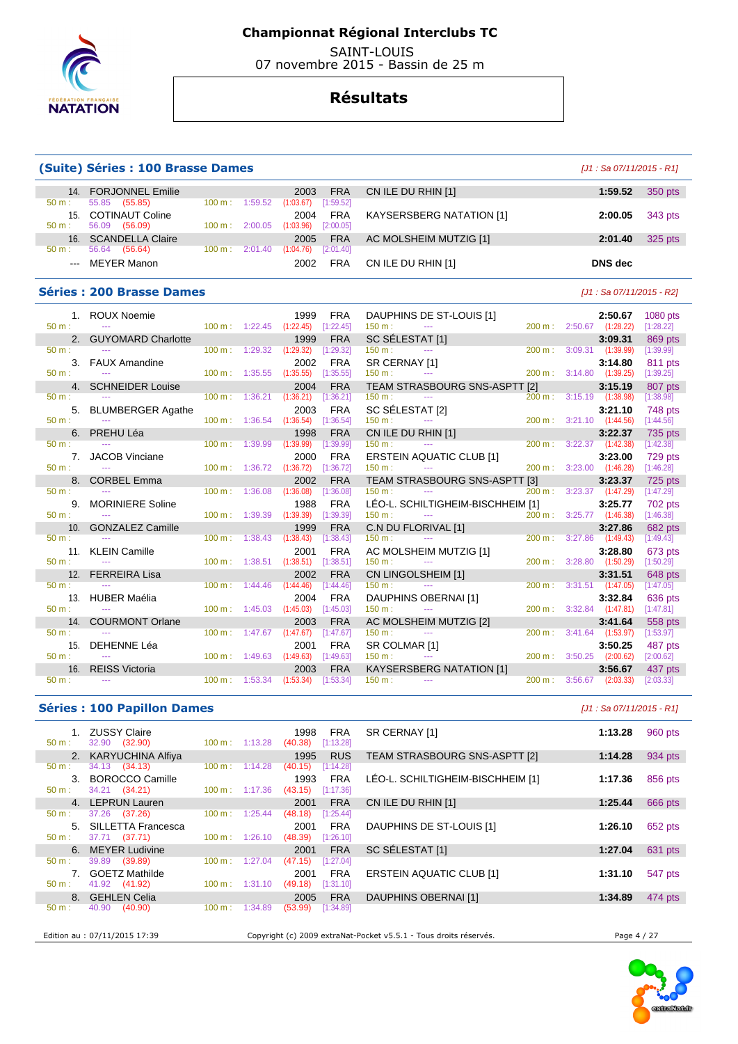# Championnat Régional Interclubs TC

SAINT-LOUIS
07 novembre 2015 - Bassin de 25 m

## Résultats

### (Suite) Séries : 100 Brasse Dames

*[J1 : Sa 07/11/2015 - R1]*

| Rg | Nom | Année | Nat | Club | Temps | Points |
|---|---|---|---|---|---|---|
| 14. | FORJONNEL Emilie | 2003 | FRA | CN ILE DU RHIN [1] | 1:59.52 | 350 pts |
| | 50 m : 55.85 (55.85) — 100 m : 1:59.52 (1:03.67) [1:59.52] | | | | | |
| 15. | COTINAUT Coline | 2004 | FRA | KAYSERSBERG NATATION [1] | 2:00.05 | 343 pts |
| | 50 m : 56.09 (56.09) — 100 m : 2:00.05 (1:03.96) [2:00.05] | | | | | |
| 16. | SCANDELLA Claire | 2005 | FRA | AC MOLSHEIM MUTZIG [1] | 2:01.40 | 325 pts |
| | 50 m : 56.64 (56.64) — 100 m : 2:01.40 (1:04.76) [2:01.40] | | | | | |
| --- | MEYER Manon | 2002 | FRA | CN ILE DU RHIN [1] | DNS dec | |

### Séries : 200 Brasse Dames

*[J1 : Sa 07/11/2015 - R2]*

| Rg | Nom | Année | Nat | Club | Temps | Points |
|---|---|---|---|---|---|---|
| 1. | ROUX Noemie | 1999 | FRA | DAUPHINS DE ST-LOUIS [1] | 2:50.67 | 1080 pts |
| | 50 m : --- — 100 m : 1:22.45 (1:22.45) [1:22.45] — 150 m : --- — 200 m : 2:50.67 (1:28.22) [1:28.22] | | | | | |
| 2. | GUYOMARD Charlotte | 1999 | FRA | SC SÉLESTAT [1] | 3:09.31 | 869 pts |
| | 50 m : --- — 100 m : 1:29.32 (1:29.32) [1:29.32] — 150 m : --- — 200 m : 3:09.31 (1:39.99) [1:39.99] | | | | | |
| 3. | FAUX Amandine | 2002 | FRA | SR CERNAY [1] | 3:14.80 | 811 pts |
| | 50 m : --- — 100 m : 1:35.55 (1:35.55) [1:35.55] — 150 m : --- — 200 m : 3:14.80 (1:39.25) [1:39.25] | | | | | |
| 4. | SCHNEIDER Louise | 2004 | FRA | TEAM STRASBOURG SNS-ASPTT [2] | 3:15.19 | 807 pts |
| | 50 m : --- — 100 m : 1:36.21 (1:36.21) [1:36.21] — 150 m : --- — 200 m : 3:15.19 (1:38.98) [1:38.98] | | | | | |
| 5. | BLUMBERGER Agathe | 2003 | FRA | SC SÉLESTAT [2] | 3:21.10 | 748 pts |
| | 50 m : --- — 100 m : 1:36.54 (1:36.54) [1:36.54] — 150 m : --- — 200 m : 3:21.10 (1:44.56) [1:44.56] | | | | | |
| 6. | PREHU Léa | 1998 | FRA | CN ILE DU RHIN [1] | 3:22.37 | 735 pts |
| | 50 m : --- — 100 m : 1:39.99 (1:39.99) [1:39.99] — 150 m : --- — 200 m : 3:22.37 (1:42.38) [1:42.38] | | | | | |
| 7. | JACOB Vinciane | 2000 | FRA | ERSTEIN AQUATIC CLUB [1] | 3:23.00 | 729 pts |
| | 50 m : --- — 100 m : 1:36.72 (1:36.72) [1:36.72] — 150 m : --- — 200 m : 3:23.00 (1:46.28) [1:46.28] | | | | | |
| 8. | CORBEL Emma | 2002 | FRA | TEAM STRASBOURG SNS-ASPTT [3] | 3:23.37 | 725 pts |
| | 50 m : --- — 100 m : 1:36.08 (1:36.08) [1:36.08] — 150 m : --- — 200 m : 3:23.37 (1:47.29) [1:47.29] | | | | | |
| 9. | MORINIERE Soline | 1988 | FRA | LÉO-L. SCHILTIGHEIM-BISCHHEIM [1] | 3:25.77 | 702 pts |
| | 50 m : --- — 100 m : 1:39.39 (1:39.39) [1:39.39] — 150 m : --- — 200 m : 3:25.77 (1:46.38) [1:46.38] | | | | | |
| 10. | GONZALEZ Camille | 1999 | FRA | C.N DU FLORIVAL [1] | 3:27.86 | 682 pts |
| | 50 m : --- — 100 m : 1:38.43 (1:38.43) [1:38.43] — 150 m : --- — 200 m : 3:27.86 (1:49.43) [1:49.43] | | | | | |
| 11. | KLEIN Camille | 2001 | FRA | AC MOLSHEIM MUTZIG [1] | 3:28.80 | 673 pts |
| | 50 m : --- — 100 m : 1:38.51 (1:38.51) [1:38.51] — 150 m : --- — 200 m : 3:28.80 (1:50.29) [1:50.29] | | | | | |
| 12. | FERREIRA Lisa | 2002 | FRA | CN LINGOLSHEIM [1] | 3:31.51 | 648 pts |
| | 50 m : --- — 100 m : 1:44.46 (1:44.46) [1:44.46] — 150 m : --- — 200 m : 3:31.51 (1:47.05) [1:47.05] | | | | | |
| 13. | HUBER Maélia | 2004 | FRA | DAUPHINS OBERNAI [1] | 3:32.84 | 636 pts |
| | 50 m : --- — 100 m : 1:45.03 (1:45.03) [1:45.03] — 150 m : --- — 200 m : 3:32.84 (1:47.81) [1:47.81] | | | | | |
| 14. | COURMONT Orlane | 2003 | FRA | AC MOLSHEIM MUTZIG [2] | 3:41.64 | 558 pts |
| | 50 m : --- — 100 m : 1:47.67 (1:47.67) [1:47.67] — 150 m : --- — 200 m : 3:41.64 (1:53.97) [1:53.97] | | | | | |
| 15. | DEHENNE Léa | 2001 | FRA | SR COLMAR [1] | 3:50.25 | 487 pts |
| | 50 m : --- — 100 m : 1:49.63 (1:49.63) [1:49.63] — 150 m : --- — 200 m : 3:50.25 (2:00.62) [2:00.62] | | | | | |
| 16. | REISS Victoria | 2003 | FRA | KAYSERSBERG NATATION [1] | 3:56.67 | 437 pts |
| | 50 m : --- — 100 m : 1:53.34 (1:53.34) [1:53.34] — 150 m : --- — 200 m : 3:56.67 (2:03.33) [2:03.33] | | | | | |

### Séries : 100 Papillon Dames

*[J1 : Sa 07/11/2015 - R1]*

| Rg | Nom | Année | Nat | Club | Temps | Points |
|---|---|---|---|---|---|---|
| 1. | ZUSSY Claire | 1998 | FRA | SR CERNAY [1] | 1:13.28 | 960 pts |
| | 50 m : 32.90 (32.90) — 100 m : 1:13.28 (40.38) [1:13.28] | | | | | |
| 2. | KARYUCHINA Alfiya | 1995 | RUS | TEAM STRASBOURG SNS-ASPTT [2] | 1:14.28 | 934 pts |
| | 50 m : 34.13 (34.13) — 100 m : 1:14.28 (40.15) [1:14.28] | | | | | |
| 3. | BOROCCO Camille | 1993 | FRA | LÉO-L. SCHILTIGHEIM-BISCHHEIM [1] | 1:17.36 | 856 pts |
| | 50 m : 34.21 (34.21) — 100 m : 1:17.36 (43.15) [1:17.36] | | | | | |
| 4. | LEPRUN Lauren | 2001 | FRA | CN ILE DU RHIN [1] | 1:25.44 | 666 pts |
| | 50 m : 37.26 (37.26) — 100 m : 1:25.44 (48.18) [1:25.44] | | | | | |
| 5. | SILLETTA Francesca | 2001 | FRA | DAUPHINS DE ST-LOUIS [1] | 1:26.10 | 652 pts |
| | 50 m : 37.71 (37.71) — 100 m : 1:26.10 (48.39) [1:26.10] | | | | | |
| 6. | MEYER Ludivine | 2001 | FRA | SC SÉLESTAT [1] | 1:27.04 | 631 pts |
| | 50 m : 39.89 (39.89) — 100 m : 1:27.04 (47.15) [1:27.04] | | | | | |
| 7. | GOETZ Mathilde | 2001 | FRA | ERSTEIN AQUATIC CLUB [1] | 1:31.10 | 547 pts |
| | 50 m : 41.92 (41.92) — 100 m : 1:31.10 (49.18) [1:31.10] | | | | | |
| 8. | GEHLEN Celia | 2005 | FRA | DAUPHINS OBERNAI [1] | 1:34.89 | 474 pts |
| | 50 m : 40.90 (40.90) — 100 m : 1:34.89 (53.99) [1:34.89] | | | | | |

Edition au : 07/11/2015 17:39 — Copyright (c) 2009 extraNat-Pocket v5.5.1 - Tous droits réservés.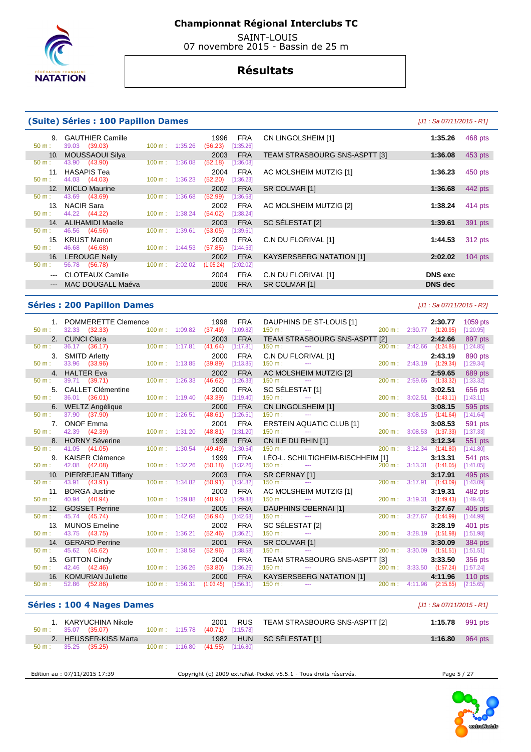# Championnat Régional Interclubs TC

SAINT-LOUIS
07 novembre 2015 - Bassin de 25 m

## Résultats

### (Suite) Séries : 100 Papillon Dames

*[J1 : Sa 07/11/2015 - R1]*

| Rang | Nom | Année | Nat. | Club | Temps | Points |
|---|---|---|---|---|---|---|
| 9. | GAUTHIER Camille | 1996 | FRA | CN LINGOLSHEIM [1] | 1:35.26 | 468 pts |
| | 50 m : 39.03 (39.03) 100 m : 1:35.26 (56.23) [1:35.26] | | | | | |
| 10. | MOUSSAOUI Silya | 2003 | FRA | TEAM STRASBOURG SNS-ASPTT [3] | 1:36.08 | 453 pts |
| | 50 m : 43.90 (43.90) 100 m : 1:36.08 (52.18) [1:36.08] | | | | | |
| 11. | HASAPIS Tea | 2004 | FRA | AC MOLSHEIM MUTZIG [1] | 1:36.23 | 450 pts |
| | 50 m : 44.03 (44.03) 100 m : 1:36.23 (52.20) [1:36.23] | | | | | |
| 12. | MICLO Maurine | 2002 | FRA | SR COLMAR [1] | 1:36.68 | 442 pts |
| | 50 m : 43.69 (43.69) 100 m : 1:36.68 (52.99) [1:36.68] | | | | | |
| 13. | NACIR Sara | 2002 | FRA | AC MOLSHEIM MUTZIG [2] | 1:38.24 | 414 pts |
| | 50 m : 44.22 (44.22) 100 m : 1:38.24 (54.02) [1:38.24] | | | | | |
| 14. | ALIHAMIDI Maelle | 2003 | FRA | SC SÉLESTAT [2] | 1:39.61 | 391 pts |
| | 50 m : 46.56 (46.56) 100 m : 1:39.61 (53.05) [1:39.61] | | | | | |
| 15. | KRUST Manon | 2003 | FRA | C.N DU FLORIVAL [1] | 1:44.53 | 312 pts |
| | 50 m : 46.68 (46.68) 100 m : 1:44.53 (57.85) [1:44.53] | | | | | |
| 16. | LEROUGE Nelly | 2002 | FRA | KAYSERSBERG NATATION [1] | 2:02.02 | 104 pts |
| | 50 m : 56.78 (56.78) 100 m : 2:02.02 (1:05.24) [2:02.02] | | | | | |
| --- | CLOTEAUX Camille | 2004 | FRA | C.N DU FLORIVAL [1] | DNS exc | |
| --- | MAC DOUGALL Maéva | 2006 | FRA | SR COLMAR [1] | DNS dec | |

### Séries : 200 Papillon Dames

*[J1 : Sa 07/11/2015 - R2]*

| Rang | Nom | Année | Nat. | Club | Temps | Points |
|---|---|---|---|---|---|---|
| 1. | POMMERETTE Clemence | 1998 | FRA | DAUPHINS DE ST-LOUIS [1] | 2:30.77 | 1059 pts |
| | 50 m : 32.33 (32.33) 100 m : 1:09.82 (37.49) [1:09.82] 150 m : --- 200 m : 2:30.77 (1:20.95) [1:20.95] | | | | | |
| 2. | CUNCI Clara | 2003 | FRA | TEAM STRASBOURG SNS-ASPTT [2] | 2:42.66 | 897 pts |
| | 50 m : 36.17 (36.17) 100 m : 1:17.81 (41.64) [1:17.81] 150 m : --- 200 m : 2:42.66 (1:24.85) [1:24.85] | | | | | |
| 3. | SMITD Arletty | 2000 | FRA | C.N DU FLORIVAL [1] | 2:43.19 | 890 pts |
| | 50 m : 33.96 (33.96) 100 m : 1:13.85 (39.89) [1:13.85] 150 m : --- 200 m : 2:43.19 (1:29.34) [1:29.34] | | | | | |
| 4. | HALTER Eva | 2002 | FRA | AC MOLSHEIM MUTZIG [2] | 2:59.65 | 689 pts |
| | 50 m : 39.71 (39.71) 100 m : 1:26.33 (46.62) [1:26.33] 150 m : --- 200 m : 2:59.65 (1:33.32) [1:33.32] | | | | | |
| 5. | CALLET Clémentine | 2000 | FRA | SC SÉLESTAT [1] | 3:02.51 | 656 pts |
| | 50 m : 36.01 (36.01) 100 m : 1:19.40 (43.39) [1:19.40] 150 m : --- 200 m : 3:02.51 (1:43.11) [1:43.11] | | | | | |
| 6. | WELTZ Angélique | 2000 | FRA | CN LINGOLSHEIM [1] | 3:08.15 | 595 pts |
| | 50 m : 37.90 (37.90) 100 m : 1:26.51 (48.61) [1:26.51] 150 m : --- 200 m : 3:08.15 (1:41.64) [1:41.64] | | | | | |
| 7. | ONOF Emma | 2001 | FRA | ERSTEIN AQUATIC CLUB [1] | 3:08.53 | 591 pts |
| | 50 m : 42.39 (42.39) 100 m : 1:31.20 (48.81) [1:31.20] 150 m : --- 200 m : 3:08.53 (1:37.33) [1:37.33] | | | | | |
| 8. | HORNY Séverine | 1998 | FRA | CN ILE DU RHIN [1] | 3:12.34 | 551 pts |
| | 50 m : 41.05 (41.05) 100 m : 1:30.54 (49.49) [1:30.54] 150 m : --- 200 m : 3:12.34 (1:41.80) [1:41.80] | | | | | |
| 9. | KAISER Clémence | 1999 | FRA | LÉO-L. SCHILTIGHEIM-BISCHHEIM [1] | 3:13.31 | 541 pts |
| | 50 m : 42.08 (42.08) 100 m : 1:32.26 (50.18) [1:32.26] 150 m : --- 200 m : 3:13.31 (1:41.05) [1:41.05] | | | | | |
| 10. | PIERREJEAN Tiffany | 2003 | FRA | SR CERNAY [1] | 3:17.91 | 495 pts |
| | 50 m : 43.91 (43.91) 100 m : 1:34.82 (50.91) [1:34.82] 150 m : --- 200 m : 3:17.91 (1:43.09) [1:43.09] | | | | | |
| 11. | BORGA Justine | 2003 | FRA | AC MOLSHEIM MUTZIG [1] | 3:19.31 | 482 pts |
| | 50 m : 40.94 (40.94) 100 m : 1:29.88 (48.94) [1:29.88] 150 m : --- 200 m : 3:19.31 (1:49.43) [1:49.43] | | | | | |
| 12. | GOSSET Perrine | 2005 | FRA | DAUPHINS OBERNAI [1] | 3:27.67 | 405 pts |
| | 50 m : 45.74 (45.74) 100 m : 1:42.68 (56.94) [1:42.68] 150 m : --- 200 m : 3:27.67 (1:44.99) [1:44.99] | | | | | |
| 13. | MUNOS Emeline | 2002 | FRA | SC SÉLESTAT [2] | 3:28.19 | 401 pts |
| | 50 m : 43.75 (43.75) 100 m : 1:36.21 (52.46) [1:36.21] 150 m : --- 200 m : 3:28.19 (1:51.98) [1:51.98] | | | | | |
| 14. | GERARD Perrine | 2001 | FRA | SR COLMAR [1] | 3:30.09 | 384 pts |
| | 50 m : 45.62 (45.62) 100 m : 1:38.58 (52.96) [1:38.58] 150 m : --- 200 m : 3:30.09 (1:51.51) [1:51.51] | | | | | |
| 15. | GITTON Cindy | 2004 | FRA | TEAM STRASBOURG SNS-ASPTT [3] | 3:33.50 | 356 pts |
| | 50 m : 42.46 (42.46) 100 m : 1:36.26 (53.80) [1:36.26] 150 m : --- 200 m : 3:33.50 (1:57.24) [1:57.24] | | | | | |
| 16. | KOMURIAN Juliette | 2000 | FRA | KAYSERSBERG NATATION [1] | 4:11.96 | 110 pts |
| | 50 m : 52.86 (52.86) 100 m : 1:56.31 (1:03.45) [1:56.31] 150 m : --- 200 m : 4:11.96 (2:15.65) [2:15.65] | | | | | |

### Séries : 100 4 Nages Dames

*[J1 : Sa 07/11/2015 - R1]*

| Rang | Nom | Année | Nat. | Club | Temps | Points |
|---|---|---|---|---|---|---|
| 1. | KARYUCHINA Nikole | 2001 | RUS | TEAM STRASBOURG SNS-ASPTT [2] | 1:15.78 | 991 pts |
| | 50 m : 35.07 (35.07) 100 m : 1:15.78 (40.71) [1:15.78] | | | | | |
| 2. | HEUSSER-KISS Marta | 1982 | HUN | SC SÉLESTAT [1] | 1:16.80 | 964 pts |
| | 50 m : 35.25 (35.25) 100 m : 1:16.80 (41.55) [1:16.80] | | | | | |

Edition au : 07/11/2015 17:39 — Copyright (c) 2009 extraNat-Pocket v5.5.1 - Tous droits réservés.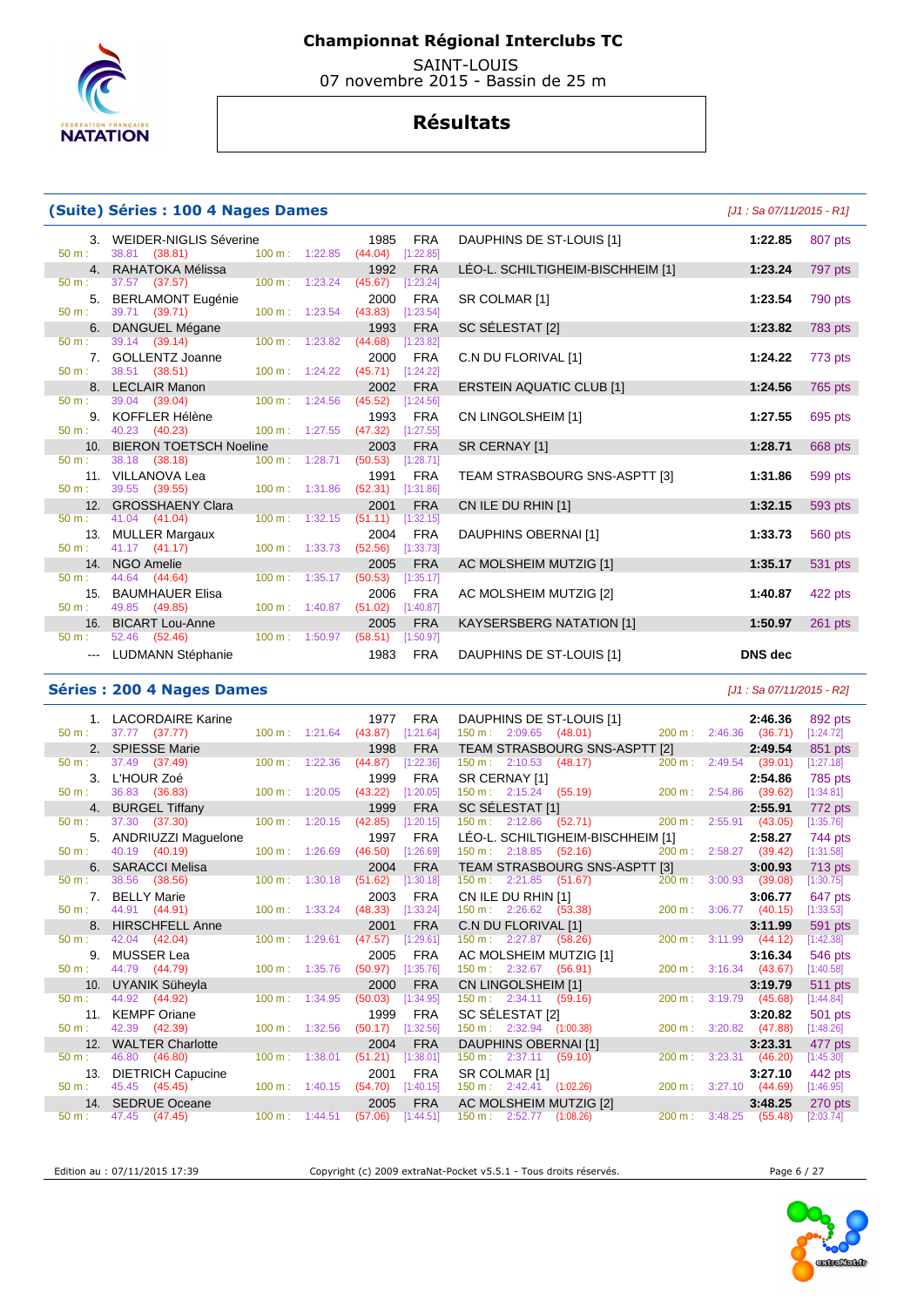# Championnat Régional Interclubs TC

SAINT-LOUIS
07 novembre 2015 - Bassin de 25 m

## Résultats

### (Suite) Séries : 100 4 Nages Dames

[J1 : Sa 07/11/2015 - R1]

| Rang | Nom | Année | Nat | Club | Temps | Points |
|---|---|---|---|---|---|---|
| 3. | WEIDER-NIGLIS Séverine | 1985 | FRA | DAUPHINS DE ST-LOUIS [1] | 1:22.85 | 807 pts |
| | 50 m : 38.81 (38.81) — 100 m : 1:22.85 (44.04) [1:22.85] | | | | | |
| 4. | RAHATOKA Mélissa | 1992 | FRA | LÉO-L. SCHILTIGHEIM-BISCHHEIM [1] | 1:23.24 | 797 pts |
| | 50 m : 37.57 (37.57) — 100 m : 1:23.24 (45.67) [1:23.24] | | | | | |
| 5. | BERLAMONT Eugénie | 2000 | FRA | SR COLMAR [1] | 1:23.54 | 790 pts |
| | 50 m : 39.71 (39.71) — 100 m : 1:23.54 (43.83) [1:23.54] | | | | | |
| 6. | DANGUEL Mégane | 1993 | FRA | SC SÉLESTAT [2] | 1:23.82 | 783 pts |
| | 50 m : 39.14 (39.14) — 100 m : 1:23.82 (44.68) [1:23.82] | | | | | |
| 7. | GOLLENTZ Joanne | 2000 | FRA | C.N DU FLORIVAL [1] | 1:24.22 | 773 pts |
| | 50 m : 38.51 (38.51) — 100 m : 1:24.22 (45.71) [1:24.22] | | | | | |
| 8. | LECLAIR Manon | 2002 | FRA | ERSTEIN AQUATIC CLUB [1] | 1:24.56 | 765 pts |
| | 50 m : 39.04 (39.04) — 100 m : 1:24.56 (45.52) [1:24.56] | | | | | |
| 9. | KOFFLER Hélène | 1993 | FRA | CN LINGOLSHEIM [1] | 1:27.55 | 695 pts |
| | 50 m : 40.23 (40.23) — 100 m : 1:27.55 (47.32) [1:27.55] | | | | | |
| 10. | BIERON TOETSCH Noeline | 2003 | FRA | SR CERNAY [1] | 1:28.71 | 668 pts |
| | 50 m : 38.18 (38.18) — 100 m : 1:28.71 (50.53) [1:28.71] | | | | | |
| 11. | VILLANOVA Lea | 1991 | FRA | TEAM STRASBOURG SNS-ASPTT [3] | 1:31.86 | 599 pts |
| | 50 m : 39.55 (39.55) — 100 m : 1:31.86 (52.31) [1:31.86] | | | | | |
| 12. | GROSSHAENY Clara | 2001 | FRA | CN ILE DU RHIN [1] | 1:32.15 | 593 pts |
| | 50 m : 41.04 (41.04) — 100 m : 1:32.15 (51.11) [1:32.15] | | | | | |
| 13. | MULLER Margaux | 2004 | FRA | DAUPHINS OBERNAI [1] | 1:33.73 | 560 pts |
| | 50 m : 41.17 (41.17) — 100 m : 1:33.73 (52.56) [1:33.73] | | | | | |
| 14. | NGO Amelie | 2005 | FRA | AC MOLSHEIM MUTZIG [1] | 1:35.17 | 531 pts |
| | 50 m : 44.64 (44.64) — 100 m : 1:35.17 (50.53) [1:35.17] | | | | | |
| 15. | BAUMHAUER Elisa | 2006 | FRA | AC MOLSHEIM MUTZIG [2] | 1:40.87 | 422 pts |
| | 50 m : 49.85 (49.85) — 100 m : 1:40.87 (51.02) [1:40.87] | | | | | |
| 16. | BICART Lou-Anne | 2005 | FRA | KAYSERSBERG NATATION [1] | 1:50.97 | 261 pts |
| | 50 m : 52.46 (52.46) — 100 m : 1:50.97 (58.51) [1:50.97] | | | | | |
| --- | LUDMANN Stéphanie | 1983 | FRA | DAUPHINS DE ST-LOUIS [1] | DNS dec | |

### Séries : 200 4 Nages Dames

[J1 : Sa 07/11/2015 - R2]

| Rang | Nom | Année | Nat | Club | Temps | Points |
|---|---|---|---|---|---|---|
| 1. | LACORDAIRE Karine | 1977 | FRA | DAUPHINS DE ST-LOUIS [1] | 2:46.36 | 892 pts |
| | 50 m : 37.77 (37.77) — 100 m : 1:21.64 (43.87) [1:21.64] — 150 m : 2:09.65 (48.01) — 200 m : 2:46.36 (36.71) [1:24.72] | | | | | |
| 2. | SPIESSE Marie | 1998 | FRA | TEAM STRASBOURG SNS-ASPTT [2] | 2:49.54 | 851 pts |
| | 50 m : 37.49 (37.49) — 100 m : 1:22.36 (44.87) [1:22.36] — 150 m : 2:10.53 (48.17) — 200 m : 2:49.54 (39.01) [1:27.18] | | | | | |
| 3. | L'HOUR Zoé | 1999 | FRA | SR CERNAY [1] | 2:54.86 | 785 pts |
| | 50 m : 36.83 (36.83) — 100 m : 1:20.05 (43.22) [1:20.05] — 150 m : 2:15.24 (55.19) — 200 m : 2:54.86 (39.62) [1:34.81] | | | | | |
| 4. | BURGEL Tiffany | 1999 | FRA | SC SÉLESTAT [1] | 2:55.91 | 772 pts |
| | 50 m : 37.30 (37.30) — 100 m : 1:20.15 (42.85) [1:20.15] — 150 m : 2:12.86 (52.71) — 200 m : 2:55.91 (43.05) [1:35.76] | | | | | |
| 5. | ANDRIUZZI Maguelone | 1997 | FRA | LÉO-L. SCHILTIGHEIM-BISCHHEIM [1] | 2:58.27 | 744 pts |
| | 50 m : 40.19 (40.19) — 100 m : 1:26.69 (46.50) [1:26.69] — 150 m : 2:18.85 (52.16) — 200 m : 2:58.27 (39.42) [1:31.58] | | | | | |
| 6. | SARACCI Melisa | 2004 | FRA | TEAM STRASBOURG SNS-ASPTT [3] | 3:00.93 | 713 pts |
| | 50 m : 38.56 (38.56) — 100 m : 1:30.18 (51.62) [1:30.18] — 150 m : 2:21.85 (51.67) — 200 m : 3:00.93 (39.08) [1:30.75] | | | | | |
| 7. | BELLY Marie | 2003 | FRA | CN ILE DU RHIN [1] | 3:06.77 | 647 pts |
| | 50 m : 44.91 (44.91) — 100 m : 1:33.24 (48.33) [1:33.24] — 150 m : 2:26.62 (53.38) — 200 m : 3:06.77 (40.15) [1:33.53] | | | | | |
| 8. | HIRSCHFELL Anne | 2001 | FRA | C.N DU FLORIVAL [1] | 3:11.99 | 591 pts |
| | 50 m : 42.04 (42.04) — 100 m : 1:29.61 (47.57) [1:29.61] — 150 m : 2:27.87 (58.26) — 200 m : 3:11.99 (44.12) [1:42.38] | | | | | |
| 9. | MUSSER Lea | 2005 | FRA | AC MOLSHEIM MUTZIG [1] | 3:16.34 | 546 pts |
| | 50 m : 44.79 (44.79) — 100 m : 1:35.76 (50.97) [1:35.76] — 150 m : 2:32.67 (56.91) — 200 m : 3:16.34 (43.67) [1:40.58] | | | | | |
| 10. | UYANIK Süheyla | 2000 | FRA | CN LINGOLSHEIM [1] | 3:19.79 | 511 pts |
| | 50 m : 44.92 (44.92) — 100 m : 1:34.95 (50.03) [1:34.95] — 150 m : 2:34.11 (59.16) — 200 m : 3:19.79 (45.68) [1:44.84] | | | | | |
| 11. | KEMPF Oriane | 1999 | FRA | SC SÉLESTAT [2] | 3:20.82 | 501 pts |
| | 50 m : 42.39 (42.39) — 100 m : 1:32.56 (50.17) [1:32.56] — 150 m : 2:32.94 (1:00.38) — 200 m : 3:20.82 (47.88) [1:48.26] | | | | | |
| 12. | WALTER Charlotte | 2004 | FRA | DAUPHINS OBERNAI [1] | 3:23.31 | 477 pts |
| | 50 m : 46.80 (46.80) — 100 m : 1:38.01 (51.21) [1:38.01] — 150 m : 2:37.11 (59.10) — 200 m : 3:23.31 (46.20) [1:45.30] | | | | | |
| 13. | DIETRICH Capucine | 2001 | FRA | SR COLMAR [1] | 3:27.10 | 442 pts |
| | 50 m : 45.45 (45.45) — 100 m : 1:40.15 (54.70) [1:40.15] — 150 m : 2:42.41 (1:02.26) — 200 m : 3:27.10 (44.69) [1:46.95] | | | | | |
| 14. | SEDRUE Oceane | 2005 | FRA | AC MOLSHEIM MUTZIG [2] | 3:48.25 | 270 pts |
| | 50 m : 47.45 (47.45) — 100 m : 1:44.51 (57.06) [1:44.51] — 150 m : 2:52.77 (1:08.26) — 200 m : 3:48.25 (55.48) [2:03.74] | | | | | |

Edition au : 07/11/2015 17:39 — Copyright (c) 2009 extraNat-Pocket v5.5.1 - Tous droits réservés.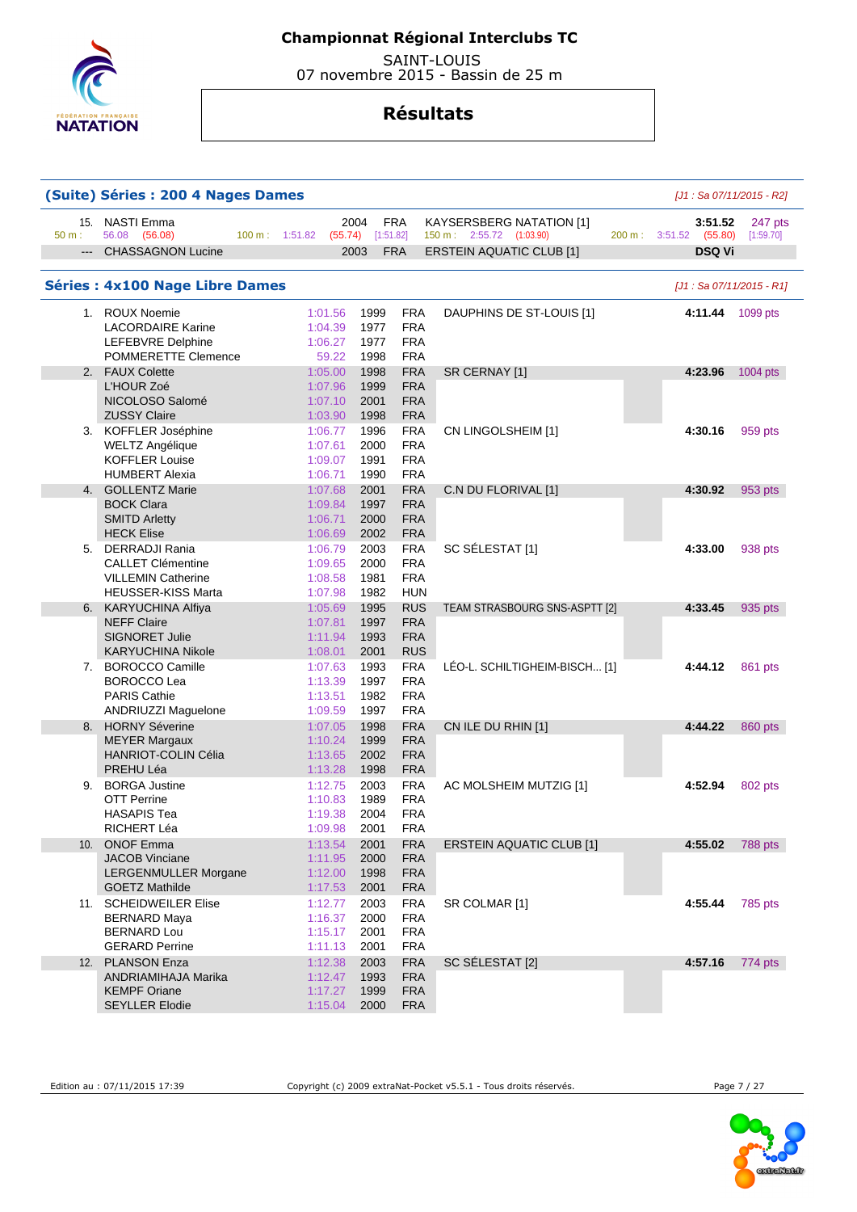# Championnat Régional Interclubs TC

SAINT-LOUIS
07 novembre 2015 - Bassin de 25 m

## Résultats

### (Suite) Séries : 200 4 Nages Dames

*[J1 : Sa 07/11/2015 - R2]*

| Rang | Nom | Année | Nat. | Club | Temps | Points |
|---|---|---|---|---|---|---|
| 15. | NASTI Emma | 2004 | FRA | KAYSERSBERG NATATION [1] | 3:51.52 | 247 pts |
| | 50 m : 56.08 (56.08) — 100 m : 1:51.82 (55.74) [1:51.82] — 150 m : 2:55.72 (1:03.90) — 200 m : 3:51.52 (55.80) [1:59.70] | | | | | |
| --- | CHASSAGNON Lucine | 2003 | FRA | ERSTEIN AQUATIC CLUB [1] | DSQ Vi | |

### Séries : 4x100 Nage Libre Dames

*[J1 : Sa 07/11/2015 - R1]*

| Rang | Nom | Temps | Année | Nat. | Club | Temps final | Points |
|---|---|---|---|---|---|---|---|
| 1. | ROUX Noemie | 1:01.56 | 1999 | FRA | DAUPHINS DE ST-LOUIS [1] | 4:11.44 | 1099 pts |
| | LACORDAIRE Karine | 1:04.39 | 1977 | FRA | | | |
| | LEFEBVRE Delphine | 1:06.27 | 1977 | FRA | | | |
| | POMMERETTE Clemence | 59.22 | 1998 | FRA | | | |
| 2. | FAUX Colette | 1:05.00 | 1998 | FRA | SR CERNAY [1] | 4:23.96 | 1004 pts |
| | L'HOUR Zoé | 1:07.96 | 1999 | FRA | | | |
| | NICOLOSO Salomé | 1:07.10 | 2001 | FRA | | | |
| | ZUSSY Claire | 1:03.90 | 1998 | FRA | | | |
| 3. | KOFFLER Joséphine | 1:06.77 | 1996 | FRA | CN LINGOLSHEIM [1] | 4:30.16 | 959 pts |
| | WELTZ Angélique | 1:07.61 | 2000 | FRA | | | |
| | KOFFLER Louise | 1:09.07 | 1991 | FRA | | | |
| | HUMBERT Alexia | 1:06.71 | 1990 | FRA | | | |
| 4. | GOLLENTZ Marie | 1:07.68 | 2001 | FRA | C.N DU FLORIVAL [1] | 4:30.92 | 953 pts |
| | BOCK Clara | 1:09.84 | 1997 | FRA | | | |
| | SMITD Arletty | 1:06.71 | 2000 | FRA | | | |
| | HECK Elise | 1:06.69 | 2002 | FRA | | | |
| 5. | DERRADJI Rania | 1:06.79 | 2003 | FRA | SC SÉLESTAT [1] | 4:33.00 | 938 pts |
| | CALLET Clémentine | 1:09.65 | 2000 | FRA | | | |
| | VILLEMIN Catherine | 1:08.58 | 1981 | FRA | | | |
| | HEUSSER-KISS Marta | 1:07.98 | 1982 | HUN | | | |
| 6. | KARYUCHINA Alfiya | 1:05.69 | 1995 | RUS | TEAM STRASBOURG SNS-ASPTT [2] | 4:33.45 | 935 pts |
| | NEFF Claire | 1:07.81 | 1997 | FRA | | | |
| | SIGNORET Julie | 1:11.94 | 1993 | FRA | | | |
| | KARYUCHINA Nikole | 1:08.01 | 2001 | RUS | | | |
| 7. | BOROCCO Camille | 1:07.63 | 1993 | FRA | LÉO-L. SCHILTIGHEIM-BISCH... [1] | 4:44.12 | 861 pts |
| | BOROCCO Lea | 1:13.39 | 1997 | FRA | | | |
| | PARIS Cathie | 1:13.51 | 1982 | FRA | | | |
| | ANDRIUZZI Maguelone | 1:09.59 | 1997 | FRA | | | |
| 8. | HORNY Séverine | 1:07.05 | 1998 | FRA | CN ILE DU RHIN [1] | 4:44.22 | 860 pts |
| | MEYER Margaux | 1:10.24 | 1999 | FRA | | | |
| | HANRIOT-COLIN Célia | 1:13.65 | 2002 | FRA | | | |
| | PREHU Léa | 1:13.28 | 1998 | FRA | | | |
| 9. | BORGA Justine | 1:12.75 | 2003 | FRA | AC MOLSHEIM MUTZIG [1] | 4:52.94 | 802 pts |
| | OTT Perrine | 1:10.83 | 1989 | FRA | | | |
| | HASAPIS Tea | 1:19.38 | 2004 | FRA | | | |
| | RICHERT Léa | 1:09.98 | 2001 | FRA | | | |
| 10. | ONOF Emma | 1:13.54 | 2001 | FRA | ERSTEIN AQUATIC CLUB [1] | 4:55.02 | 788 pts |
| | JACOB Vinciane | 1:11.95 | 2000 | FRA | | | |
| | LERGENMULLER Morgane | 1:12.00 | 1998 | FRA | | | |
| | GOETZ Mathilde | 1:17.53 | 2001 | FRA | | | |
| 11. | SCHEIDWEILER Elise | 1:12.77 | 2003 | FRA | SR COLMAR [1] | 4:55.44 | 785 pts |
| | BERNARD Maya | 1:16.37 | 2000 | FRA | | | |
| | BERNARD Lou | 1:15.17 | 2001 | FRA | | | |
| | GERARD Perrine | 1:11.13 | 2001 | FRA | | | |
| 12. | PLANSON Enza | 1:12.38 | 2003 | FRA | SC SÉLESTAT [2] | 4:57.16 | 774 pts |
| | ANDRIAMIHAJA Marika | 1:12.47 | 1993 | FRA | | | |
| | KEMPF Oriane | 1:17.27 | 1999 | FRA | | | |
| | SEYLLER Elodie | 1:15.04 | 2000 | FRA | | | |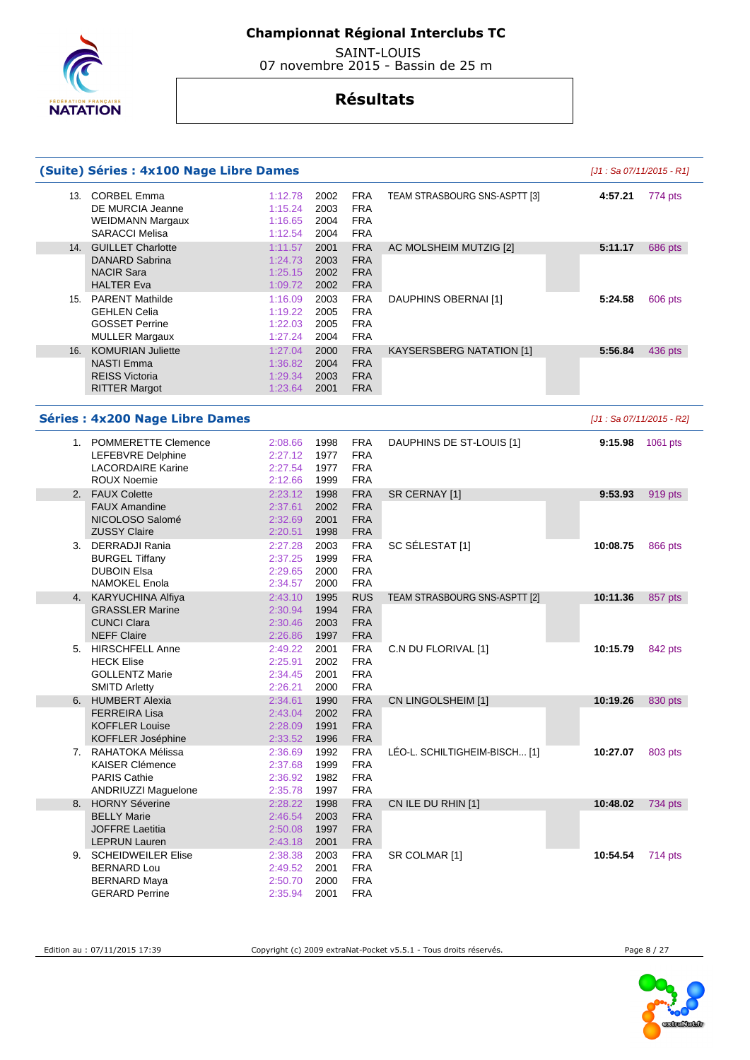# Championnat Régional Interclubs TC

SAINT-LOUIS
07 novembre 2015 - Bassin de 25 m

## Résultats

### (Suite) Séries : 4x100 Nage Libre Dames

*[J1 : Sa 07/11/2015 - R1]*

| Rang | Nageur | Temps | Année | Nat. | Club | Temps final | Points |
|---|---|---|---|---|---|---|---|
| 13. | CORBEL Emma | 1:12.78 | 2002 | FRA | TEAM STRASBOURG SNS-ASPTT [3] | 4:57.21 | 774 pts |
| | DE MURCIA Jeanne | 1:15.24 | 2003 | FRA | | | |
| | WEIDMANN Margaux | 1:16.65 | 2004 | FRA | | | |
| | SARACCI Melisa | 1:12.54 | 2004 | FRA | | | |
| 14. | GUILLET Charlotte | 1:11.57 | 2001 | FRA | AC MOLSHEIM MUTZIG [2] | 5:11.17 | 686 pts |
| | DANARD Sabrina | 1:24.73 | 2003 | FRA | | | |
| | NACIR Sara | 1:25.15 | 2002 | FRA | | | |
| | HALTER Eva | 1:09.72 | 2002 | FRA | | | |
| 15. | PARENT Mathilde | 1:16.09 | 2003 | FRA | DAUPHINS OBERNAI [1] | 5:24.58 | 606 pts |
| | GEHLEN Celia | 1:19.22 | 2005 | FRA | | | |
| | GOSSET Perrine | 1:22.03 | 2005 | FRA | | | |
| | MULLER Margaux | 1:27.24 | 2004 | FRA | | | |
| 16. | KOMURIAN Juliette | 1:27.04 | 2000 | FRA | KAYSERSBERG NATATION [1] | 5:56.84 | 436 pts |
| | NASTI Emma | 1:36.82 | 2004 | FRA | | | |
| | REISS Victoria | 1:29.34 | 2003 | FRA | | | |
| | RITTER Margot | 1:23.64 | 2001 | FRA | | | |

### Séries : 4x200 Nage Libre Dames

*[J1 : Sa 07/11/2015 - R2]*

| Rang | Nageur | Temps | Année | Nat. | Club | Temps final | Points |
|---|---|---|---|---|---|---|---|
| 1. | POMMERETTE Clemence | 2:08.66 | 1998 | FRA | DAUPHINS DE ST-LOUIS [1] | 9:15.98 | 1061 pts |
| | LEFEBVRE Delphine | 2:27.12 | 1977 | FRA | | | |
| | LACORDAIRE Karine | 2:27.54 | 1977 | FRA | | | |
| | ROUX Noemie | 2:12.66 | 1999 | FRA | | | |
| 2. | FAUX Colette | 2:23.12 | 1998 | FRA | SR CERNAY [1] | 9:53.93 | 919 pts |
| | FAUX Amandine | 2:37.61 | 2002 | FRA | | | |
| | NICOLOSO Salomé | 2:32.69 | 2001 | FRA | | | |
| | ZUSSY Claire | 2:20.51 | 1998 | FRA | | | |
| 3. | DERRADJI Rania | 2:27.28 | 2003 | FRA | SC SÉLESTAT [1] | 10:08.75 | 866 pts |
| | BURGEL Tiffany | 2:37.25 | 1999 | FRA | | | |
| | DUBOIN Elsa | 2:29.65 | 2000 | FRA | | | |
| | NAMOKEL Enola | 2:34.57 | 2000 | FRA | | | |
| 4. | KARYUCHINA Alfiya | 2:43.10 | 1995 | RUS | TEAM STRASBOURG SNS-ASPTT [2] | 10:11.36 | 857 pts |
| | GRASSLER Marine | 2:30.94 | 1994 | FRA | | | |
| | CUNCI Clara | 2:30.46 | 2003 | FRA | | | |
| | NEFF Claire | 2:26.86 | 1997 | FRA | | | |
| 5. | HIRSCHFELL Anne | 2:49.22 | 2001 | FRA | C.N DU FLORIVAL [1] | 10:15.79 | 842 pts |
| | HECK Elise | 2:25.91 | 2002 | FRA | | | |
| | GOLLENTZ Marie | 2:34.45 | 2001 | FRA | | | |
| | SMITD Arletty | 2:26.21 | 2000 | FRA | | | |
| 6. | HUMBERT Alexia | 2:34.61 | 1990 | FRA | CN LINGOLSHEIM [1] | 10:19.26 | 830 pts |
| | FERREIRA Lisa | 2:43.04 | 2002 | FRA | | | |
| | KOFFLER Louise | 2:28.09 | 1991 | FRA | | | |
| | KOFFLER Joséphine | 2:33.52 | 1996 | FRA | | | |
| 7. | RAHATOKA Mélissa | 2:36.69 | 1992 | FRA | LÉO-L. SCHILTIGHEIM-BISCH... [1] | 10:27.07 | 803 pts |
| | KAISER Clémence | 2:37.68 | 1999 | FRA | | | |
| | PARIS Cathie | 2:36.92 | 1982 | FRA | | | |
| | ANDRIUZZI Maguelone | 2:35.78 | 1997 | FRA | | | |
| 8. | HORNY Séverine | 2:28.22 | 1998 | FRA | CN ILE DU RHIN [1] | 10:48.02 | 734 pts |
| | BELLY Marie | 2:46.54 | 2003 | FRA | | | |
| | JOFFRE Laetitia | 2:50.08 | 1997 | FRA | | | |
| | LEPRUN Lauren | 2:43.18 | 2001 | FRA | | | |
| 9. | SCHEIDWEILER Elise | 2:38.38 | 2003 | FRA | SR COLMAR [1] | 10:54.54 | 714 pts |
| | BERNARD Lou | 2:49.52 | 2001 | FRA | | | |
| | BERNARD Maya | 2:50.70 | 2000 | FRA | | | |
| | GERARD Perrine | 2:35.94 | 2001 | FRA | | | |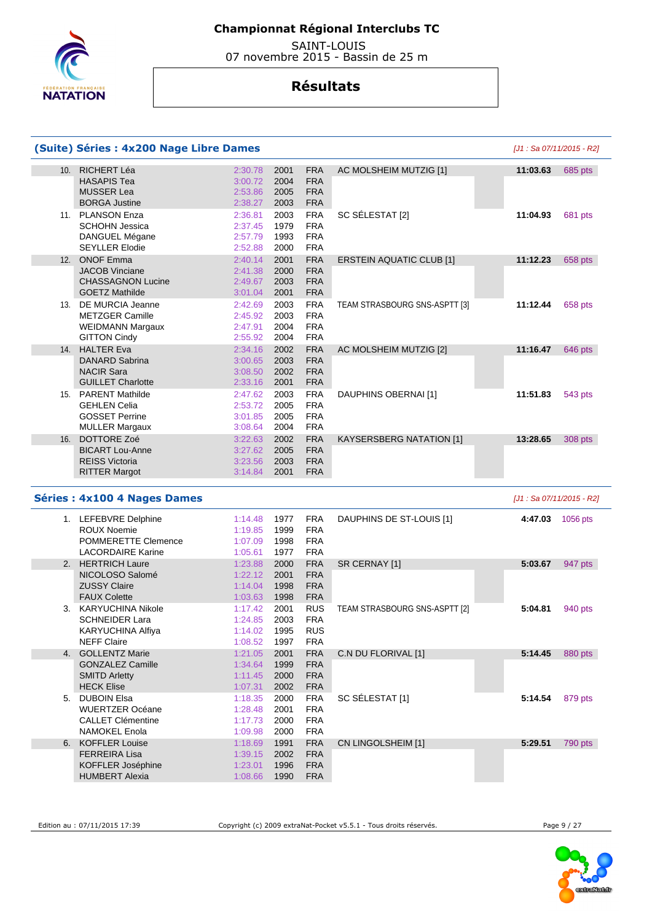# Championnat Régional Interclubs TC

SAINT-LOUIS
07 novembre 2015 - Bassin de 25 m

## Résultats

### (Suite) Séries : 4x200 Nage Libre Dames

*[J1 : Sa 07/11/2015 - R2]*

| Rang | Nom | Temps | Année | Nat. | Club | Temps final | Points |
|---|---|---|---|---|---|---|---|
| 10. | RICHERT Léa | 2:30.78 | 2001 | FRA | AC MOLSHEIM MUTZIG [1] | 11:03.63 | 685 pts |
| | HASAPIS Tea | 3:00.72 | 2004 | FRA | | | |
| | MUSSER Lea | 2:53.86 | 2005 | FRA | | | |
| | BORGA Justine | 2:38.27 | 2003 | FRA | | | |
| 11. | PLANSON Enza | 2:36.81 | 2003 | FRA | SC SÉLESTAT [2] | 11:04.93 | 681 pts |
| | SCHOHN Jessica | 2:37.45 | 1979 | FRA | | | |
| | DANGUEL Mégane | 2:57.79 | 1993 | FRA | | | |
| | SEYLLER Elodie | 2:52.88 | 2000 | FRA | | | |
| 12. | ONOF Emma | 2:40.14 | 2001 | FRA | ERSTEIN AQUATIC CLUB [1] | 11:12.23 | 658 pts |
| | JACOB Vinciane | 2:41.38 | 2000 | FRA | | | |
| | CHASSAGNON Lucine | 2:49.67 | 2003 | FRA | | | |
| | GOETZ Mathilde | 3:01.04 | 2001 | FRA | | | |
| 13. | DE MURCIA Jeanne | 2:42.69 | 2003 | FRA | TEAM STRASBOURG SNS-ASPTT [3] | 11:12.44 | 658 pts |
| | METZGER Camille | 2:45.92 | 2003 | FRA | | | |
| | WEIDMANN Margaux | 2:47.91 | 2004 | FRA | | | |
| | GITTON Cindy | 2:55.92 | 2004 | FRA | | | |
| 14. | HALTER Eva | 2:34.16 | 2002 | FRA | AC MOLSHEIM MUTZIG [2] | 11:16.47 | 646 pts |
| | DANARD Sabrina | 3:00.65 | 2003 | FRA | | | |
| | NACIR Sara | 3:08.50 | 2002 | FRA | | | |
| | GUILLET Charlotte | 2:33.16 | 2001 | FRA | | | |
| 15. | PARENT Mathilde | 2:47.62 | 2003 | FRA | DAUPHINS OBERNAI [1] | 11:51.83 | 543 pts |
| | GEHLEN Celia | 2:53.72 | 2005 | FRA | | | |
| | GOSSET Perrine | 3:01.85 | 2005 | FRA | | | |
| | MULLER Margaux | 3:08.64 | 2004 | FRA | | | |
| 16. | DOTTORE Zoé | 3:22.63 | 2002 | FRA | KAYSERSBERG NATATION [1] | 13:28.65 | 308 pts |
| | BICART Lou-Anne | 3:27.62 | 2005 | FRA | | | |
| | REISS Victoria | 3:23.56 | 2003 | FRA | | | |
| | RITTER Margot | 3:14.84 | 2001 | FRA | | | |

### Séries : 4x100 4 Nages Dames

*[J1 : Sa 07/11/2015 - R2]*

| Rang | Nom | Temps | Année | Nat. | Club | Temps final | Points |
|---|---|---|---|---|---|---|---|
| 1. | LEFEBVRE Delphine | 1:14.48 | 1977 | FRA | DAUPHINS DE ST-LOUIS [1] | 4:47.03 | 1056 pts |
| | ROUX Noemie | 1:19.85 | 1999 | FRA | | | |
| | POMMERETTE Clemence | 1:07.09 | 1998 | FRA | | | |
| | LACORDAIRE Karine | 1:05.61 | 1977 | FRA | | | |
| 2. | HERTRICH Laure | 1:23.88 | 2000 | FRA | SR CERNAY [1] | 5:03.67 | 947 pts |
| | NICOLOSO Salomé | 1:22.12 | 2001 | FRA | | | |
| | ZUSSY Claire | 1:14.04 | 1998 | FRA | | | |
| | FAUX Colette | 1:03.63 | 1998 | FRA | | | |
| 3. | KARYUCHINA Nikole | 1:17.42 | 2001 | RUS | TEAM STRASBOURG SNS-ASPTT [2] | 5:04.81 | 940 pts |
| | SCHNEIDER Lara | 1:24.85 | 2003 | FRA | | | |
| | KARYUCHINA Alfiya | 1:14.02 | 1995 | RUS | | | |
| | NEFF Claire | 1:08.52 | 1997 | FRA | | | |
| 4. | GOLLENTZ Marie | 1:21.05 | 2001 | FRA | C.N DU FLORIVAL [1] | 5:14.45 | 880 pts |
| | GONZALEZ Camille | 1:34.64 | 1999 | FRA | | | |
| | SMITD Arletty | 1:11.45 | 2000 | FRA | | | |
| | HECK Elise | 1:07.31 | 2002 | FRA | | | |
| 5. | DUBOIN Elsa | 1:18.35 | 2000 | FRA | SC SÉLESTAT [1] | 5:14.54 | 879 pts |
| | WUERTZER Océane | 1:28.48 | 2001 | FRA | | | |
| | CALLET Clémentine | 1:17.73 | 2000 | FRA | | | |
| | NAMOKEL Enola | 1:09.98 | 2000 | FRA | | | |
| 6. | KOFFLER Louise | 1:18.69 | 1991 | FRA | CN LINGOLSHEIM [1] | 5:29.51 | 790 pts |
| | FERREIRA Lisa | 1:39.15 | 2002 | FRA | | | |
| | KOFFLER Joséphine | 1:23.01 | 1996 | FRA | | | |
| | HUMBERT Alexia | 1:08.66 | 1990 | FRA | | | |

Edition au : 07/11/2015 17:39 — Copyright (c) 2009 extraNat-Pocket v5.5.1 - Tous droits réservés.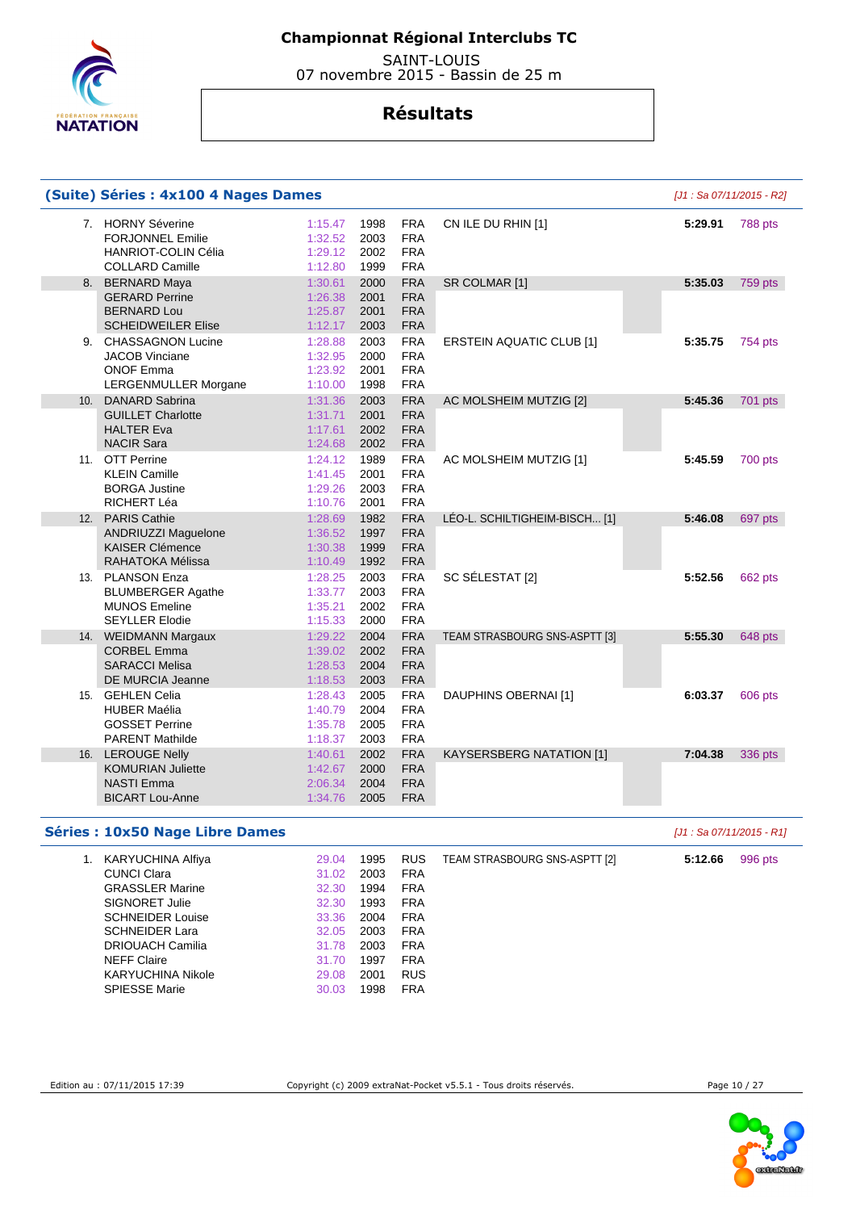# Championnat Régional Interclubs TC

SAINT-LOUIS
07 novembre 2015 - Bassin de 25 m

## Résultats

### (Suite) Séries : 4x100 4 Nages Dames

*[J1 : Sa 07/11/2015 - R2]*

| Rang | Nageur | Temps | Année | Nat. | Club | Temps final | Points |
|---|---|---|---|---|---|---|---|
| 7. | HORNY Séverine | 1:15.47 | 1998 | FRA | CN ILE DU RHIN [1] | 5:29.91 | 788 pts |
| | FORJONNEL Emilie | 1:32.52 | 2003 | FRA | | | |
| | HANRIOT-COLIN Célia | 1:29.12 | 2002 | FRA | | | |
| | COLLARD Camille | 1:12.80 | 1999 | FRA | | | |
| 8. | BERNARD Maya | 1:30.61 | 2000 | FRA | SR COLMAR [1] | 5:35.03 | 759 pts |
| | GERARD Perrine | 1:26.38 | 2001 | FRA | | | |
| | BERNARD Lou | 1:25.87 | 2001 | FRA | | | |
| | SCHEIDWEILER Elise | 1:12.17 | 2003 | FRA | | | |
| 9. | CHASSAGNON Lucine | 1:28.88 | 2003 | FRA | ERSTEIN AQUATIC CLUB [1] | 5:35.75 | 754 pts |
| | JACOB Vinciane | 1:32.95 | 2000 | FRA | | | |
| | ONOF Emma | 1:23.92 | 2001 | FRA | | | |
| | LERGENMULLER Morgane | 1:10.00 | 1998 | FRA | | | |
| 10. | DANARD Sabrina | 1:31.36 | 2003 | FRA | AC MOLSHEIM MUTZIG [2] | 5:45.36 | 701 pts |
| | GUILLET Charlotte | 1:31.71 | 2001 | FRA | | | |
| | HALTER Eva | 1:17.61 | 2002 | FRA | | | |
| | NACIR Sara | 1:24.68 | 2002 | FRA | | | |
| 11. | OTT Perrine | 1:24.12 | 1989 | FRA | AC MOLSHEIM MUTZIG [1] | 5:45.59 | 700 pts |
| | KLEIN Camille | 1:41.45 | 2001 | FRA | | | |
| | BORGA Justine | 1:29.26 | 2003 | FRA | | | |
| | RICHERT Léa | 1:10.76 | 2001 | FRA | | | |
| 12. | PARIS Cathie | 1:28.69 | 1982 | FRA | LÉO-L. SCHILTIGHEIM-BISCH... [1] | 5:46.08 | 697 pts |
| | ANDRIUZZI Maguelone | 1:36.52 | 1997 | FRA | | | |
| | KAISER Clémence | 1:30.38 | 1999 | FRA | | | |
| | RAHATOKA Mélissa | 1:10.49 | 1992 | FRA | | | |
| 13. | PLANSON Enza | 1:28.25 | 2003 | FRA | SC SÉLESTAT [2] | 5:52.56 | 662 pts |
| | BLUMBERGER Agathe | 1:33.77 | 2003 | FRA | | | |
| | MUNOS Emeline | 1:35.21 | 2002 | FRA | | | |
| | SEYLLER Elodie | 1:15.33 | 2000 | FRA | | | |
| 14. | WEIDMANN Margaux | 1:29.22 | 2004 | FRA | TEAM STRASBOURG SNS-ASPTT [3] | 5:55.30 | 648 pts |
| | CORBEL Emma | 1:39.02 | 2002 | FRA | | | |
| | SARACCI Melisa | 1:28.53 | 2004 | FRA | | | |
| | DE MURCIA Jeanne | 1:18.53 | 2003 | FRA | | | |
| 15. | GEHLEN Celia | 1:28.43 | 2005 | FRA | DAUPHINS OBERNAI [1] | 6:03.37 | 606 pts |
| | HUBER Maélia | 1:40.79 | 2004 | FRA | | | |
| | GOSSET Perrine | 1:35.78 | 2005 | FRA | | | |
| | PARENT Mathilde | 1:18.37 | 2003 | FRA | | | |
| 16. | LEROUGE Nelly | 1:40.61 | 2002 | FRA | KAYSERSBERG NATATION [1] | 7:04.38 | 336 pts |
| | KOMURIAN Juliette | 1:42.67 | 2000 | FRA | | | |
| | NASTI Emma | 2:06.34 | 2004 | FRA | | | |
| | BICART Lou-Anne | 1:34.76 | 2005 | FRA | | | |

### Séries : 10x50 Nage Libre Dames

*[J1 : Sa 07/11/2015 - R1]*

| Rang | Nageur | Temps | Année | Nat. | Club | Temps final | Points |
|---|---|---|---|---|---|---|---|
| 1. | KARYUCHINA Alfiya | 29.04 | 1995 | RUS | TEAM STRASBOURG SNS-ASPTT [2] | 5:12.66 | 996 pts |
| | CUNCI Clara | 31.02 | 2003 | FRA | | | |
| | GRASSLER Marine | 32.30 | 1994 | FRA | | | |
| | SIGNORET Julie | 32.30 | 1993 | FRA | | | |
| | SCHNEIDER Louise | 33.36 | 2004 | FRA | | | |
| | SCHNEIDER Lara | 32.05 | 2003 | FRA | | | |
| | DRIOUACH Camilia | 31.78 | 2003 | FRA | | | |
| | NEFF Claire | 31.70 | 1997 | FRA | | | |
| | KARYUCHINA Nikole | 29.08 | 2001 | RUS | | | |
| | SPIESSE Marie | 30.03 | 1998 | FRA | | | |

Edition au : 07/11/2015 17:39 — Copyright (c) 2009 extraNat-Pocket v5.5.1 - Tous droits réservés.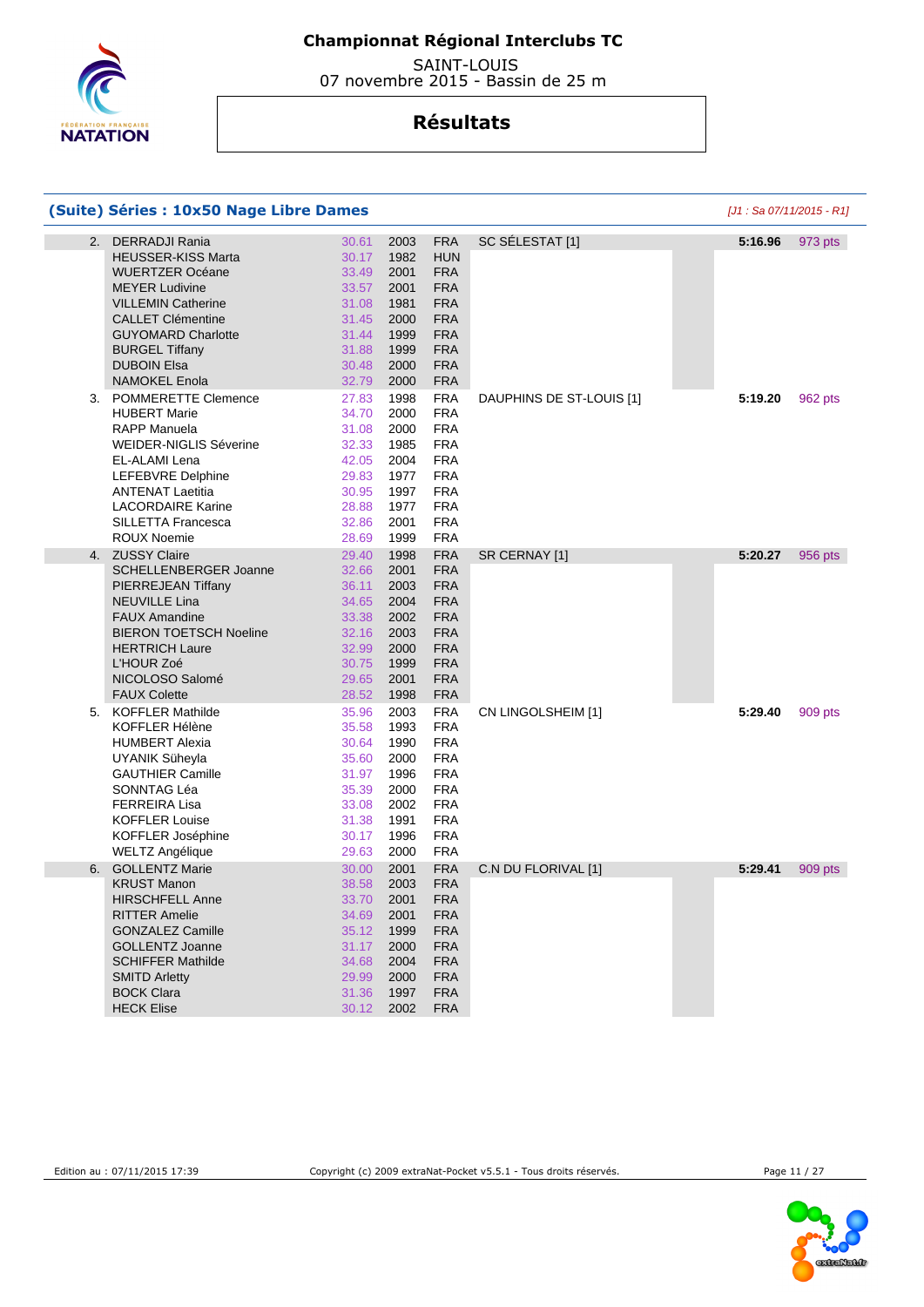# Championnat Régional Interclubs TC

SAINT-LOUIS
07 novembre 2015 - Bassin de 25 m

## Résultats

### (Suite) Séries : 10x50 Nage Libre Dames

*[J1 : Sa 07/11/2015 - R1]*

| Rang | Nom | Temps | Année | Nat. | Club | Temps final | Points |
|---|---|---|---|---|---|---|---|
| 2. | DERRADJI Rania | 30.61 | 2003 | FRA | SC SÉLESTAT [1] | 5:16.96 | 973 pts |
| | HEUSSER-KISS Marta | 30.17 | 1982 | HUN | | | |
| | WUERTZER Océane | 33.49 | 2001 | FRA | | | |
| | MEYER Ludivine | 33.57 | 2001 | FRA | | | |
| | VILLEMIN Catherine | 31.08 | 1981 | FRA | | | |
| | CALLET Clémentine | 31.45 | 2000 | FRA | | | |
| | GUYOMARD Charlotte | 31.44 | 1999 | FRA | | | |
| | BURGEL Tiffany | 31.88 | 1999 | FRA | | | |
| | DUBOIN Elsa | 30.48 | 2000 | FRA | | | |
| | NAMOKEL Enola | 32.79 | 2000 | FRA | | | |
| 3. | POMMERETTE Clemence | 27.83 | 1998 | FRA | DAUPHINS DE ST-LOUIS [1] | 5:19.20 | 962 pts |
| | HUBERT Marie | 34.70 | 2000 | FRA | | | |
| | RAPP Manuela | 31.08 | 2000 | FRA | | | |
| | WEIDER-NIGLIS Séverine | 32.33 | 1985 | FRA | | | |
| | EL-ALAMI Lena | 42.05 | 2004 | FRA | | | |
| | LEFEBVRE Delphine | 29.83 | 1977 | FRA | | | |
| | ANTENAT Laetitia | 30.95 | 1997 | FRA | | | |
| | LACORDAIRE Karine | 28.88 | 1977 | FRA | | | |
| | SILLETTA Francesca | 32.86 | 2001 | FRA | | | |
| | ROUX Noemie | 28.69 | 1999 | FRA | | | |
| 4. | ZUSSY Claire | 29.40 | 1998 | FRA | SR CERNAY [1] | 5:20.27 | 956 pts |
| | SCHELLENBERGER Joanne | 32.66 | 2001 | FRA | | | |
| | PIERREJEAN Tiffany | 36.11 | 2003 | FRA | | | |
| | NEUVILLE Lina | 34.65 | 2004 | FRA | | | |
| | FAUX Amandine | 33.38 | 2002 | FRA | | | |
| | BIERON TOETSCH Noeline | 32.16 | 2003 | FRA | | | |
| | HERTRICH Laure | 32.99 | 2000 | FRA | | | |
| | L'HOUR Zoé | 30.75 | 1999 | FRA | | | |
| | NICOLOSO Salomé | 29.65 | 2001 | FRA | | | |
| | FAUX Colette | 28.52 | 1998 | FRA | | | |
| 5. | KOFFLER Mathilde | 35.96 | 2003 | FRA | CN LINGOLSHEIM [1] | 5:29.40 | 909 pts |
| | KOFFLER Hélène | 35.58 | 1993 | FRA | | | |
| | HUMBERT Alexia | 30.64 | 1990 | FRA | | | |
| | UYANIK Süheyla | 35.60 | 2000 | FRA | | | |
| | GAUTHIER Camille | 31.97 | 1996 | FRA | | | |
| | SONNTAG Léa | 35.39 | 2000 | FRA | | | |
| | FERREIRA Lisa | 33.08 | 2002 | FRA | | | |
| | KOFFLER Louise | 31.38 | 1991 | FRA | | | |
| | KOFFLER Joséphine | 30.17 | 1996 | FRA | | | |
| | WELTZ Angélique | 29.63 | 2000 | FRA | | | |
| 6. | GOLLENTZ Marie | 30.00 | 2001 | FRA | C.N DU FLORIVAL [1] | 5:29.41 | 909 pts |
| | KRUST Manon | 38.58 | 2003 | FRA | | | |
| | HIRSCHFELL Anne | 33.70 | 2001 | FRA | | | |
| | RITTER Amelie | 34.69 | 2001 | FRA | | | |
| | GONZALEZ Camille | 35.12 | 1999 | FRA | | | |
| | GOLLENTZ Joanne | 31.17 | 2000 | FRA | | | |
| | SCHIFFER Mathilde | 34.68 | 2004 | FRA | | | |
| | SMITD Arletty | 29.99 | 2000 | FRA | | | |
| | BOCK Clara | 31.36 | 1997 | FRA | | | |
| | HECK Elise | 30.12 | 2002 | FRA | | | |

Edition au : 07/11/2015 17:39 — Copyright (c) 2009 extraNat-Pocket v5.5.1 - Tous droits réservés.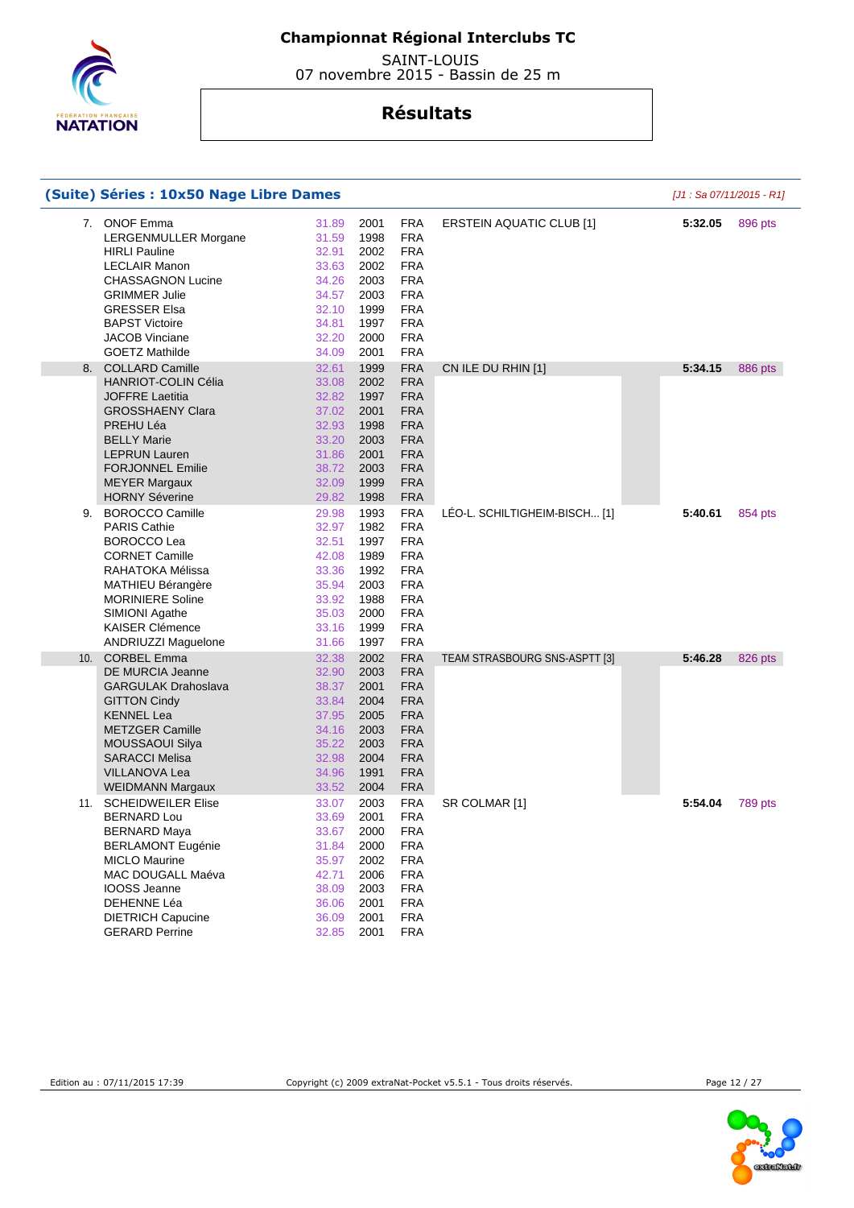# Championnat Régional Interclubs TC

SAINT-LOUIS
07 novembre 2015 - Bassin de 25 m

## Résultats

### (Suite) Séries : 10x50 Nage Libre Dames

*[J1 : Sa 07/11/2015 - R1]*

| Rang | Nom | Temps | Année | Nat. | Club | Temps final | Points |
|---|---|---|---|---|---|---|---|
| 7. | ONOF Emma | 31.89 | 2001 | FRA | ERSTEIN AQUATIC CLUB [1] | 5:32.05 | 896 pts |
| | LERGENMULLER Morgane | 31.59 | 1998 | FRA | | | |
| | HIRLI Pauline | 32.91 | 2002 | FRA | | | |
| | LECLAIR Manon | 33.63 | 2002 | FRA | | | |
| | CHASSAGNON Lucine | 34.26 | 2003 | FRA | | | |
| | GRIMMER Julie | 34.57 | 2003 | FRA | | | |
| | GRESSER Elsa | 32.10 | 1999 | FRA | | | |
| | BAPST Victoire | 34.81 | 1997 | FRA | | | |
| | JACOB Vinciane | 32.20 | 2000 | FRA | | | |
| | GOETZ Mathilde | 34.09 | 2001 | FRA | | | |
| 8. | COLLARD Camille | 32.61 | 1999 | FRA | CN ILE DU RHIN [1] | 5:34.15 | 886 pts |
| | HANRIOT-COLIN Célia | 33.08 | 2002 | FRA | | | |
| | JOFFRE Laetitia | 32.82 | 1997 | FRA | | | |
| | GROSSHAENY Clara | 37.02 | 2001 | FRA | | | |
| | PREHU Léa | 32.93 | 1998 | FRA | | | |
| | BELLY Marie | 33.20 | 2003 | FRA | | | |
| | LEPRUN Lauren | 31.86 | 2001 | FRA | | | |
| | FORJONNEL Emilie | 38.72 | 2003 | FRA | | | |
| | MEYER Margaux | 32.09 | 1999 | FRA | | | |
| | HORNY Séverine | 29.82 | 1998 | FRA | | | |
| 9. | BOROCCO Camille | 29.98 | 1993 | FRA | LÉO-L. SCHILTIGHEIM-BISCH... [1] | 5:40.61 | 854 pts |
| | PARIS Cathie | 32.97 | 1982 | FRA | | | |
| | BOROCCO Lea | 32.51 | 1997 | FRA | | | |
| | CORNET Camille | 42.08 | 1989 | FRA | | | |
| | RAHATOKA Mélissa | 33.36 | 1992 | FRA | | | |
| | MATHIEU Bérangère | 35.94 | 2003 | FRA | | | |
| | MORINIERE Soline | 33.92 | 1988 | FRA | | | |
| | SIMIONI Agathe | 35.03 | 2000 | FRA | | | |
| | KAISER Clémence | 33.16 | 1999 | FRA | | | |
| | ANDRIUZZI Maguelone | 31.66 | 1997 | FRA | | | |
| 10. | CORBEL Emma | 32.38 | 2002 | FRA | TEAM STRASBOURG SNS-ASPTT [3] | 5:46.28 | 826 pts |
| | DE MURCIA Jeanne | 32.90 | 2003 | FRA | | | |
| | GARGULAK Drahoslava | 38.37 | 2001 | FRA | | | |
| | GITTON Cindy | 33.84 | 2004 | FRA | | | |
| | KENNEL Lea | 37.95 | 2005 | FRA | | | |
| | METZGER Camille | 34.16 | 2003 | FRA | | | |
| | MOUSSAOUI Silya | 35.22 | 2003 | FRA | | | |
| | SARACCI Melisa | 32.98 | 2004 | FRA | | | |
| | VILLANOVA Lea | 34.96 | 1991 | FRA | | | |
| | WEIDMANN Margaux | 33.52 | 2004 | FRA | | | |
| 11. | SCHEIDWEILER Elise | 33.07 | 2003 | FRA | SR COLMAR [1] | 5:54.04 | 789 pts |
| | BERNARD Lou | 33.69 | 2001 | FRA | | | |
| | BERNARD Maya | 33.67 | 2000 | FRA | | | |
| | BERLAMONT Eugénie | 31.84 | 2000 | FRA | | | |
| | MICLO Maurine | 35.97 | 2002 | FRA | | | |
| | MAC DOUGALL Maéva | 42.71 | 2006 | FRA | | | |
| | IOOSS Jeanne | 38.09 | 2003 | FRA | | | |
| | DEHENNE Léa | 36.06 | 2001 | FRA | | | |
| | DIETRICH Capucine | 36.09 | 2001 | FRA | | | |
| | GERARD Perrine | 32.85 | 2001 | FRA | | | |

Edition au : 07/11/2015 17:39 — Copyright (c) 2009 extraNat-Pocket v5.5.1 - Tous droits réservés.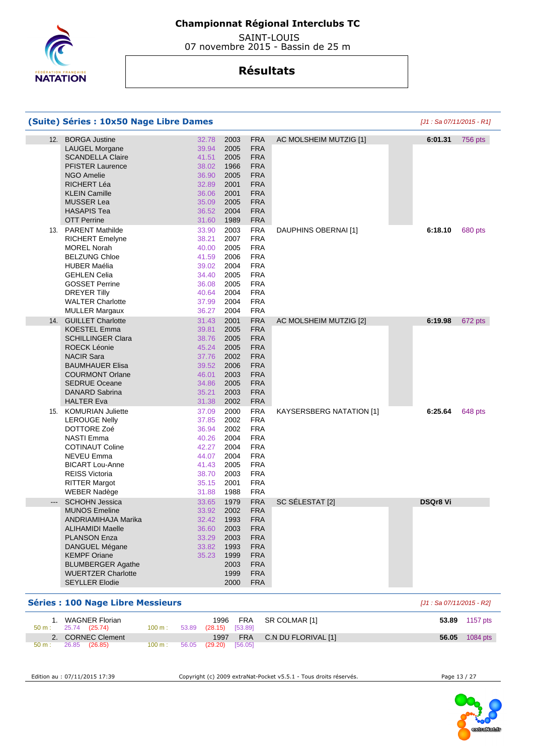# Championnat Régional Interclubs TC

SAINT-LOUIS
07 novembre 2015 - Bassin de 25 m

## Résultats

### (Suite) Séries : 10x50 Nage Libre Dames

*[J1 : Sa 07/11/2015 - R1]*

| Rang | Nom | Temps | Année | Nat. | Club | Temps final | Points |
|---|---|---|---|---|---|---|---|
| 12. | BORGA Justine | 32.78 | 2003 | FRA | AC MOLSHEIM MUTZIG [1] | 6:01.31 | 756 pts |
| | LAUGEL Morgane | 39.94 | 2005 | FRA | | | |
| | SCANDELLA Claire | 41.51 | 2005 | FRA | | | |
| | PFISTER Laurence | 38.02 | 1966 | FRA | | | |
| | NGO Amelie | 36.90 | 2005 | FRA | | | |
| | RICHERT Léa | 32.89 | 2001 | FRA | | | |
| | KLEIN Camille | 36.06 | 2001 | FRA | | | |
| | MUSSER Lea | 35.09 | 2005 | FRA | | | |
| | HASAPIS Tea | 36.52 | 2004 | FRA | | | |
| | OTT Perrine | 31.60 | 1989 | FRA | | | |
| 13. | PARENT Mathilde | 33.90 | 2003 | FRA | DAUPHINS OBERNAI [1] | 6:18.10 | 680 pts |
| | RICHERT Emelyne | 38.21 | 2007 | FRA | | | |
| | MOREL Norah | 40.00 | 2005 | FRA | | | |
| | BELZUNG Chloe | 41.59 | 2006 | FRA | | | |
| | HUBER Maélia | 39.02 | 2004 | FRA | | | |
| | GEHLEN Celia | 34.40 | 2005 | FRA | | | |
| | GOSSET Perrine | 36.08 | 2005 | FRA | | | |
| | DREYER Tilly | 40.64 | 2004 | FRA | | | |
| | WALTER Charlotte | 37.99 | 2004 | FRA | | | |
| | MULLER Margaux | 36.27 | 2004 | FRA | | | |
| 14. | GUILLET Charlotte | 31.43 | 2001 | FRA | AC MOLSHEIM MUTZIG [2] | 6:19.98 | 672 pts |
| | KOESTEL Emma | 39.81 | 2005 | FRA | | | |
| | SCHILLINGER Clara | 38.76 | 2005 | FRA | | | |
| | ROECK Léonie | 45.24 | 2005 | FRA | | | |
| | NACIR Sara | 37.76 | 2002 | FRA | | | |
| | BAUMHAUER Elisa | 39.52 | 2006 | FRA | | | |
| | COURMONT Orlane | 46.01 | 2003 | FRA | | | |
| | SEDRUE Oceane | 34.86 | 2005 | FRA | | | |
| | DANARD Sabrina | 35.21 | 2003 | FRA | | | |
| | HALTER Eva | 31.38 | 2002 | FRA | | | |
| 15. | KOMURIAN Juliette | 37.09 | 2000 | FRA | KAYSERSBERG NATATION [1] | 6:25.64 | 648 pts |
| | LEROUGE Nelly | 37.85 | 2002 | FRA | | | |
| | DOTTORE Zoé | 36.94 | 2002 | FRA | | | |
| | NASTI Emma | 40.26 | 2004 | FRA | | | |
| | COTINAUT Coline | 42.27 | 2004 | FRA | | | |
| | NEVEU Emma | 44.07 | 2004 | FRA | | | |
| | BICART Lou-Anne | 41.43 | 2005 | FRA | | | |
| | REISS Victoria | 38.70 | 2003 | FRA | | | |
| | RITTER Margot | 35.15 | 2001 | FRA | | | |
| | WEBER Nadège | 31.88 | 1988 | FRA | | | |
| --- | SCHOHN Jessica | 33.65 | 1979 | FRA | SC SÉLESTAT [2] | DSQr8 Vi | |
| | MUNOS Emeline | 33.92 | 2002 | FRA | | | |
| | ANDRIAMIHAJA Marika | 32.42 | 1993 | FRA | | | |
| | ALIHAMIDI Maelle | 36.60 | 2003 | FRA | | | |
| | PLANSON Enza | 33.29 | 2003 | FRA | | | |
| | DANGUEL Mégane | 33.82 | 1993 | FRA | | | |
| | KEMPF Oriane | 35.23 | 1999 | FRA | | | |
| | BLUMBERGER Agathe | | 2003 | FRA | | | |
| | WUERTZER Charlotte | | 1999 | FRA | | | |
| | SEYLLER Elodie | | 2000 | FRA | | | |

### Séries : 100 Nage Libre Messieurs

*[J1 : Sa 07/11/2015 - R2]*

| Rang | Nom | Année | Nat. | Club | Temps | Points |
|---|---|---|---|---|---|---|
| 1. | WAGNER Florian | 1996 | FRA | SR COLMAR [1] | 53.89 | 1157 pts |
| | 50 m : 25.74 (25.74) — 100 m : 53.89 (28.15) [53.89] | | | | | |
| 2. | CORNEC Clement | 1997 | FRA | C.N DU FLORIVAL [1] | 56.05 | 1084 pts |
| | 50 m : 26.85 (26.85) — 100 m : 56.05 (29.20) [56.05] | | | | | |

Edition au : 07/11/2015 17:39 — Copyright (c) 2009 extraNat-Pocket v5.5.1 - Tous droits réservés.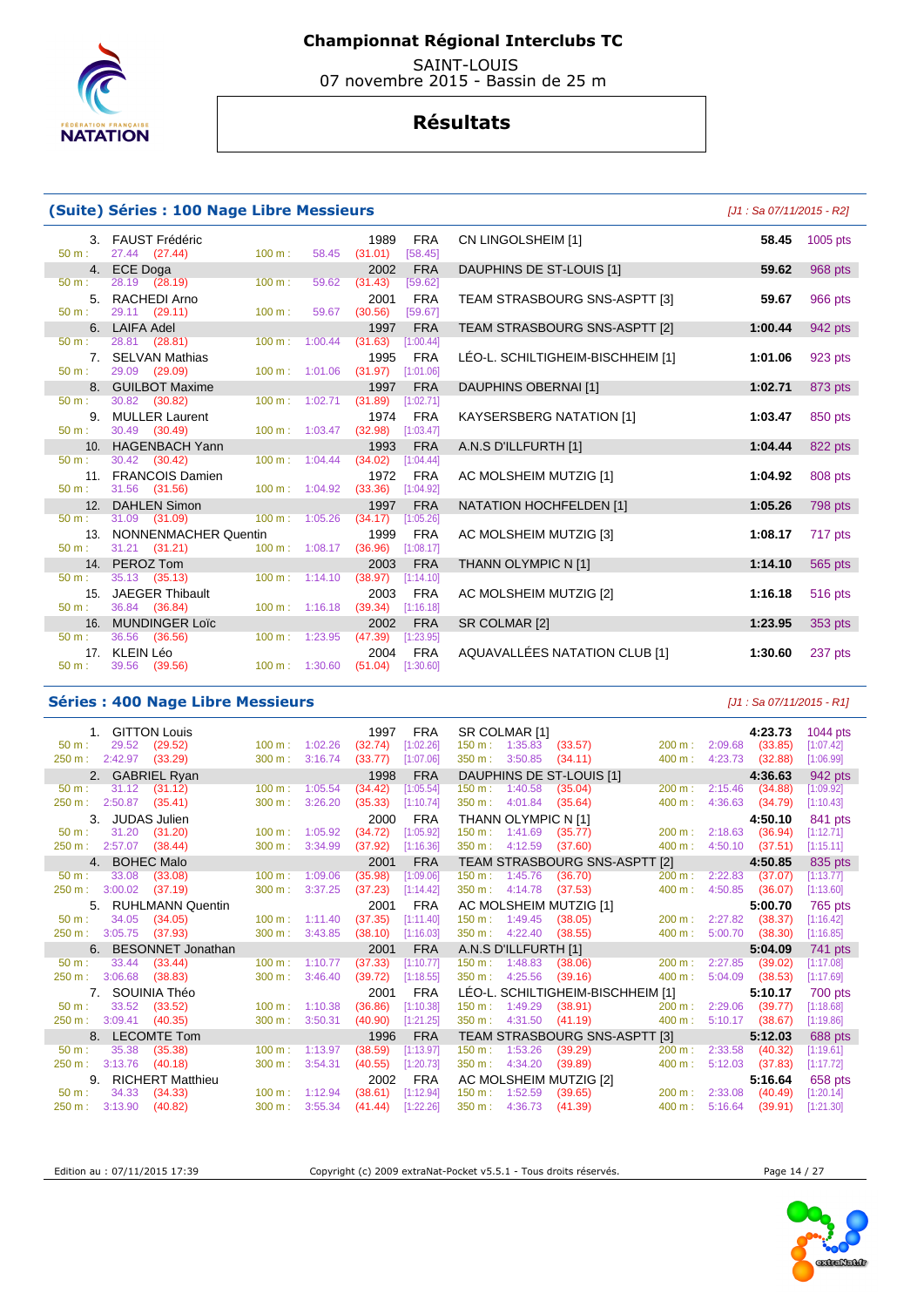# Championnat Régional Interclubs TC

SAINT-LOUIS
07 novembre 2015 - Bassin de 25 m

## Résultats

### (Suite) Séries : 100 Nage Libre Messieurs

*[J1 : Sa 07/11/2015 - R2]*

| Rg | Nom | Année | Nat | Club | Temps | Points |
|---|---|---|---|---|---|---|
| 3. | FAUST Frédéric | 1989 | FRA | CN LINGOLSHEIM [1] | 58.45 | 1005 pts |
| | 50 m : 27.44 (27.44) — 100 m : 58.45 (31.01) [58.45] | | | | | |
| 4. | ECE Doga | 2002 | FRA | DAUPHINS DE ST-LOUIS [1] | 59.62 | 968 pts |
| | 50 m : 28.19 (28.19) — 100 m : 59.62 (31.43) [59.62] | | | | | |
| 5. | RACHEDI Arno | 2001 | FRA | TEAM STRASBOURG SNS-ASPTT [3] | 59.67 | 966 pts |
| | 50 m : 29.11 (29.11) — 100 m : 59.67 (30.56) [59.67] | | | | | |
| 6. | LAIFA Adel | 1997 | FRA | TEAM STRASBOURG SNS-ASPTT [2] | 1:00.44 | 942 pts |
| | 50 m : 28.81 (28.81) — 100 m : 1:00.44 (31.63) [1:00.44] | | | | | |
| 7. | SELVAN Mathias | 1995 | FRA | LÉO-L. SCHILTIGHEIM-BISCHHEIM [1] | 1:01.06 | 923 pts |
| | 50 m : 29.09 (29.09) — 100 m : 1:01.06 (31.97) [1:01.06] | | | | | |
| 8. | GUILBOT Maxime | 1997 | FRA | DAUPHINS OBERNAI [1] | 1:02.71 | 873 pts |
| | 50 m : 30.82 (30.82) — 100 m : 1:02.71 (31.89) [1:02.71] | | | | | |
| 9. | MULLER Laurent | 1974 | FRA | KAYSERSBERG NATATION [1] | 1:03.47 | 850 pts |
| | 50 m : 30.49 (30.49) — 100 m : 1:03.47 (32.98) [1:03.47] | | | | | |
| 10. | HAGENBACH Yann | 1993 | FRA | A.N.S D'ILLFURTH [1] | 1:04.44 | 822 pts |
| | 50 m : 30.42 (30.42) — 100 m : 1:04.44 (34.02) [1:04.44] | | | | | |
| 11. | FRANCOIS Damien | 1972 | FRA | AC MOLSHEIM MUTZIG [1] | 1:04.92 | 808 pts |
| | 50 m : 31.56 (31.56) — 100 m : 1:04.92 (33.36) [1:04.92] | | | | | |
| 12. | DAHLEN Simon | 1997 | FRA | NATATION HOCHFELDEN [1] | 1:05.26 | 798 pts |
| | 50 m : 31.09 (31.09) — 100 m : 1:05.26 (34.17) [1:05.26] | | | | | |
| 13. | NONNENMACHER Quentin | 1999 | FRA | AC MOLSHEIM MUTZIG [3] | 1:08.17 | 717 pts |
| | 50 m : 31.21 (31.21) — 100 m : 1:08.17 (36.96) [1:08.17] | | | | | |
| 14. | PEROZ Tom | 2003 | FRA | THANN OLYMPIC N [1] | 1:14.10 | 565 pts |
| | 50 m : 35.13 (35.13) — 100 m : 1:14.10 (38.97) [1:14.10] | | | | | |
| 15. | JAEGER Thibault | 2003 | FRA | AC MOLSHEIM MUTZIG [2] | 1:16.18 | 516 pts |
| | 50 m : 36.84 (36.84) — 100 m : 1:16.18 (39.34) [1:16.18] | | | | | |
| 16. | MUNDINGER Loïc | 2002 | FRA | SR COLMAR [2] | 1:23.95 | 353 pts |
| | 50 m : 36.56 (36.56) — 100 m : 1:23.95 (47.39) [1:23.95] | | | | | |
| 17. | KLEIN Léo | 2004 | FRA | AQUAVALLÉES NATATION CLUB [1] | 1:30.60 | 237 pts |
| | 50 m : 39.56 (39.56) — 100 m : 1:30.60 (51.04) [1:30.60] | | | | | |

### Séries : 400 Nage Libre Messieurs

*[J1 : Sa 07/11/2015 - R1]*

| Rg | Nom | Année | Nat | Club | Temps | Points |
|---|---|---|---|---|---|---|
| 1. | GITTON Louis | 1997 | FRA | SR COLMAR [1] | 4:23.73 | 1044 pts |
| | 50 m : 29.52 (29.52) — 100 m : 1:02.26 (32.74) [1:02.26] — 150 m : 1:35.83 (33.57) — 200 m : 2:09.68 (33.85) [1:07.42] | | | | | |
| | 250 m : 2:42.97 (33.29) — 300 m : 3:16.74 (33.77) [1:07.06] — 350 m : 3:50.85 (34.11) — 400 m : 4:23.73 (32.88) [1:06.99] | | | | | |
| 2. | GABRIEL Ryan | 1998 | FRA | DAUPHINS DE ST-LOUIS [1] | 4:36.63 | 942 pts |
| | 50 m : 31.12 (31.12) — 100 m : 1:05.54 (34.42) [1:05.54] — 150 m : 1:40.58 (35.04) — 200 m : 2:15.46 (34.88) [1:09.92] | | | | | |
| | 250 m : 2:50.87 (35.41) — 300 m : 3:26.20 (35.33) [1:10.74] — 350 m : 4:01.84 (35.64) — 400 m : 4:36.63 (34.79) [1:10.43] | | | | | |
| 3. | JUDAS Julien | 2000 | FRA | THANN OLYMPIC N [1] | 4:50.10 | 841 pts |
| | 50 m : 31.20 (31.20) — 100 m : 1:05.92 (34.72) [1:05.92] — 150 m : 1:41.69 (35.77) — 200 m : 2:18.63 (36.94) [1:12.71] | | | | | |
| | 250 m : 2:57.07 (38.44) — 300 m : 3:34.99 (37.92) [1:16.36] — 350 m : 4:12.59 (37.60) — 400 m : 4:50.10 (37.51) [1:15.11] | | | | | |
| 4. | BOHEC Malo | 2001 | FRA | TEAM STRASBOURG SNS-ASPTT [2] | 4:50.85 | 835 pts |
| | 50 m : 33.08 (33.08) — 100 m : 1:09.06 (35.98) [1:09.06] — 150 m : 1:45.76 (36.70) — 200 m : 2:22.83 (37.07) [1:13.77] | | | | | |
| | 250 m : 3:00.02 (37.19) — 300 m : 3:37.25 (37.23) [1:14.42] — 350 m : 4:14.78 (37.53) — 400 m : 4:50.85 (36.07) [1:13.60] | | | | | |
| 5. | RUHLMANN Quentin | 2001 | FRA | AC MOLSHEIM MUTZIG [1] | 5:00.70 | 765 pts |
| | 50 m : 34.05 (34.05) — 100 m : 1:11.40 (37.35) [1:11.40] — 150 m : 1:49.45 (38.05) — 200 m : 2:27.82 (38.37) [1:16.42] | | | | | |
| | 250 m : 3:05.75 (37.93) — 300 m : 3:43.85 (38.10) [1:16.03] — 350 m : 4:22.40 (38.55) — 400 m : 5:00.70 (38.30) [1:16.85] | | | | | |
| 6. | BESONNET Jonathan | 2001 | FRA | A.N.S D'ILLFURTH [1] | 5:04.09 | 741 pts |
| | 50 m : 33.44 (33.44) — 100 m : 1:10.77 (37.33) [1:10.77] — 150 m : 1:48.83 (38.06) — 200 m : 2:27.85 (39.02) [1:17.08] | | | | | |
| | 250 m : 3:06.68 (38.83) — 300 m : 3:46.40 (39.72) [1:18.55] — 350 m : 4:25.56 (39.16) — 400 m : 5:04.09 (38.53) [1:17.69] | | | | | |
| 7. | SOUINIA Théo | 2001 | FRA | LÉO-L. SCHILTIGHEIM-BISCHHEIM [1] | 5:10.17 | 700 pts |
| | 50 m : 33.52 (33.52) — 100 m : 1:10.38 (36.86) [1:10.38] — 150 m : 1:49.29 (38.91) — 200 m : 2:29.06 (39.77) [1:18.68] | | | | | |
| | 250 m : 3:09.41 (40.35) — 300 m : 3:50.31 (40.90) [1:21.25] — 350 m : 4:31.50 (41.19) — 400 m : 5:10.17 (38.67) [1:19.86] | | | | | |
| 8. | LECOMTE Tom | 1996 | FRA | TEAM STRASBOURG SNS-ASPTT [3] | 5:12.03 | 688 pts |
| | 50 m : 35.38 (35.38) — 100 m : 1:13.97 (38.59) [1:13.97] — 150 m : 1:53.26 (39.29) — 200 m : 2:33.58 (40.32) [1:19.61] | | | | | |
| | 250 m : 3:13.76 (40.18) — 300 m : 3:54.31 (40.55) [1:20.73] — 350 m : 4:34.20 (39.89) — 400 m : 5:12.03 (37.83) [1:17.72] | | | | | |
| 9. | RICHERT Matthieu | 2002 | FRA | AC MOLSHEIM MUTZIG [2] | 5:16.64 | 658 pts |
| | 50 m : 34.33 (34.33) — 100 m : 1:12.94 (38.61) [1:12.94] — 150 m : 1:52.59 (39.65) — 200 m : 2:33.08 (40.49) [1:20.14] | | | | | |
| | 250 m : 3:13.90 (40.82) — 300 m : 3:55.34 (41.44) [1:22.26] — 350 m : 4:36.73 (41.39) — 400 m : 5:16.64 (39.91) [1:21.30] | | | | | |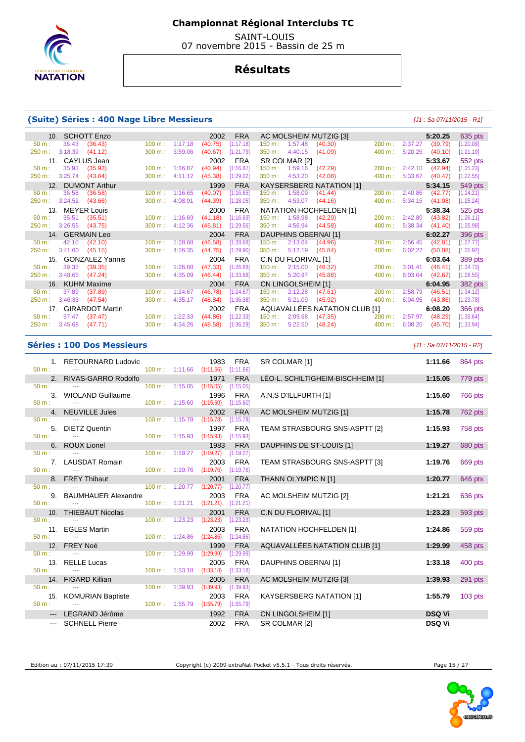# Championnat Régional Interclubs TC

SAINT-LOUIS
07 novembre 2015 - Bassin de 25 m

## Résultats

### (Suite) Séries : 400 Nage Libre Messieurs

*[J1 : Sa 07/11/2015 - R1]*

| Rg | Nom | Année | Nat | Club | Temps | Points |
|---|---|---|---|---|---|---|
| 10. | SCHOTT Enzo | 2002 | FRA | AC MOLSHEIM MUTZIG [3] | 5:20.25 | 635 pts |
| | 50 m : 36.43 (36.43) · 100 m : 1:17.18 (40.75) [1:17.18] · 150 m : 1:57.48 (40.30) · 200 m : 2:37.27 (39.79) [1:20.09] · 250 m : 3:18.39 (41.12) · 300 m : 3:59.06 (40.67) [1:21.79] · 350 m : 4:40.15 (41.09) · 400 m : 5:20.25 (40.10) [1:21.19] | | | | | |
| 11. | CAYLUS Jean | 2002 | FRA | SR COLMAR [2] | 5:33.67 | 552 pts |
| | 50 m : 35.93 (35.93) · 100 m : 1:16.87 (40.94) [1:16.87] · 150 m : 1:59.16 (42.29) · 200 m : 2:42.10 (42.94) [1:25.23] · 250 m : 3:25.74 (43.64) · 300 m : 4:11.12 (45.38) [1:29.02] · 350 m : 4:53.20 (42.08) · 400 m : 5:33.67 (40.47) [1:22.55] | | | | | |
| 12. | DUMONT Arthur | 1999 | FRA | KAYSERSBERG NATATION [1] | 5:34.15 | 549 pts |
| | 50 m : 36.58 (36.58) · 100 m : 1:16.65 (40.07) [1:16.65] · 150 m : 1:58.09 (41.44) · 200 m : 2:40.86 (42.77) [1:24.21] · 250 m : 3:24.52 (43.66) · 300 m : 4:08.91 (44.39) [1:28.05] · 350 m : 4:53.07 (44.16) · 400 m : 5:34.15 (41.08) [1:25.24] | | | | | |
| 13. | MEYER Louis | 2000 | FRA | NATATION HOCHFELDEN [1] | 5:38.34 | 525 pts |
| | 50 m : 35.51 (35.51) · 100 m : 1:16.69 (41.18) [1:16.69] · 150 m : 1:58.98 (42.29) · 200 m : 2:42.80 (43.82) [1:26.11] · 250 m : 3:26.55 (43.75) · 300 m : 4:12.36 (45.81) [1:29.56] · 350 m : 4:56.94 (44.58) · 400 m : 5:38.34 (41.40) [1:25.98] | | | | | |
| 14. | GERMAIN Leo | 2004 | FRA | DAUPHINS OBERNAI [1] | 6:02.27 | 396 pts |
| | 50 m : 42.10 (42.10) · 100 m : 1:28.68 (46.58) [1:28.68] · 150 m : 2:13.64 (44.96) · 200 m : 2:56.45 (42.81) [1:27.77] · 250 m : 3:41.60 (45.15) · 300 m : 4:26.35 (44.75) [1:29.90] · 350 m : 5:12.19 (45.84) · 400 m : 6:02.27 (50.08) [1:35.92] | | | | | |
| 15. | GONZALEZ Yannis | 2004 | FRA | C.N DU FLORIVAL [1] | 6:03.64 | 389 pts |
| | 50 m : 39.35 (39.35) · 100 m : 1:26.68 (47.33) [1:26.68] · 150 m : 2:15.00 (48.32) · 200 m : 3:01.41 (46.41) [1:34.73] · 250 m : 3:48.65 (47.24) · 300 m : 4:35.09 (46.44) [1:33.68] · 350 m : 5:20.97 (45.88) · 400 m : 6:03.64 (42.67) [1:28.55] | | | | | |
| 16. | KUHM Maxime | 2004 | FRA | CN LINGOLSHEIM [1] | 6:04.95 | 382 pts |
| | 50 m : 37.89 (37.89) · 100 m : 1:24.67 (46.78) [1:24.67] · 150 m : 2:12.28 (47.61) · 200 m : 2:58.79 (46.51) [1:34.12] · 250 m : 3:46.33 (47.54) · 300 m : 4:35.17 (48.84) [1:36.38] · 350 m : 5:21.09 (45.92) · 400 m : 6:04.95 (43.86) [1:29.78] | | | | | |
| 17. | GIRARDOT Martin | 2002 | FRA | AQUAVALLÉES NATATION CLUB [1] | 6:08.20 | 366 pts |
| | 50 m : 37.47 (37.47) · 100 m : 1:22.33 (44.86) [1:22.33] · 150 m : 2:09.68 (47.35) · 200 m : 2:57.97 (48.29) [1:35.64] · 250 m : 3:45.68 (47.71) · 300 m : 4:34.26 (48.58) [1:36.29] · 350 m : 5:22.50 (48.24) · 400 m : 6:08.20 (45.70) [1:33.94] | | | | | |

### Séries : 100 Dos Messieurs

*[J1 : Sa 07/11/2015 - R2]*

| Rg | Nom | Année | Nat | Club | Temps | Points |
|---|---|---|---|---|---|---|
| 1. | RETOURNARD Ludovic | 1983 | FRA | SR COLMAR [1] | 1:11.66 | 864 pts |
| | 50 m : --- · 100 m : 1:11.66 (1:11.66) [1:11.66] | | | | | |
| 2. | RIVAS-GARRO Rodolfo | 1971 | FRA | LÉO-L. SCHILTIGHEIM-BISCHHEIM [1] | 1:15.05 | 779 pts |
| | 50 m : --- · 100 m : 1:15.05 (1:15.05) [1:15.05] | | | | | |
| 3. | WIOLAND Guillaume | 1996 | FRA | A.N.S D'ILLFURTH [1] | 1:15.60 | 766 pts |
| | 50 m : --- · 100 m : 1:15.60 (1:15.60) [1:15.60] | | | | | |
| 4. | NEUVILLE Jules | 2002 | FRA | AC MOLSHEIM MUTZIG [1] | 1:15.78 | 762 pts |
| | 50 m : --- · 100 m : 1:15.78 (1:15.78) [1:15.78] | | | | | |
| 5. | DIETZ Quentin | 1997 | FRA | TEAM STRASBOURG SNS-ASPTT [2] | 1:15.93 | 758 pts |
| | 50 m : --- · 100 m : 1:15.93 (1:15.93) [1:15.93] | | | | | |
| 6. | ROUX Lionel | 1983 | FRA | DAUPHINS DE ST-LOUIS [1] | 1:19.27 | 680 pts |
| | 50 m : --- · 100 m : 1:19.27 (1:19.27) [1:19.27] | | | | | |
| 7. | LAUSDAT Romain | 2003 | FRA | TEAM STRASBOURG SNS-ASPTT [3] | 1:19.76 | 669 pts |
| | 50 m : --- · 100 m : 1:19.76 (1:19.76) [1:19.76] | | | | | |
| 8. | FREY Thibaut | 2001 | FRA | THANN OLYMPIC N [1] | 1:20.77 | 646 pts |
| | 50 m : --- · 100 m : 1:20.77 (1:20.77) [1:20.77] | | | | | |
| 9. | BAUMHAUER Alexandre | 2003 | FRA | AC MOLSHEIM MUTZIG [2] | 1:21.21 | 636 pts |
| | 50 m : --- · 100 m : 1:21.21 (1:21.21) [1:21.21] | | | | | |
| 10. | THIEBAUT Nicolas | 2001 | FRA | C.N DU FLORIVAL [1] | 1:23.23 | 593 pts |
| | 50 m : --- · 100 m : 1:23.23 (1:23.23) [1:23.23] | | | | | |
| 11. | EGLES Martin | 2003 | FRA | NATATION HOCHFELDEN [1] | 1:24.86 | 559 pts |
| | 50 m : --- · 100 m : 1:24.86 (1:24.86) [1:24.86] | | | | | |
| 12. | FREY Noé | 1999 | FRA | AQUAVALLÉES NATATION CLUB [1] | 1:29.99 | 458 pts |
| | 50 m : --- · 100 m : 1:29.99 (1:29.99) [1:29.99] | | | | | |
| 13. | RELLE Lucas | 2005 | FRA | DAUPHINS OBERNAI [1] | 1:33.18 | 400 pts |
| | 50 m : --- · 100 m : 1:33.18 (1:33.18) [1:33.18] | | | | | |
| 14. | FIGARD Killian | 2005 | FRA | AC MOLSHEIM MUTZIG [3] | 1:39.93 | 291 pts |
| | 50 m : --- · 100 m : 1:39.93 (1:39.93) [1:39.93] | | | | | |
| 15. | KOMURIAN Baptiste | 2003 | FRA | KAYSERSBERG NATATION [1] | 1:55.79 | 103 pts |
| | 50 m : --- · 100 m : 1:55.79 (1:55.79) [1:55.79] | | | | | |
| --- | LEGRAND Jérôme | 1992 | FRA | CN LINGOLSHEIM [1] | DSQ Vi | |
| --- | SCHNELL Pierre | 2002 | FRA | SR COLMAR [2] | DSQ Vi | |

Edition au : 07/11/2015 17:39 — Copyright (c) 2009 extraNat-Pocket v5.5.1 - Tous droits réservés.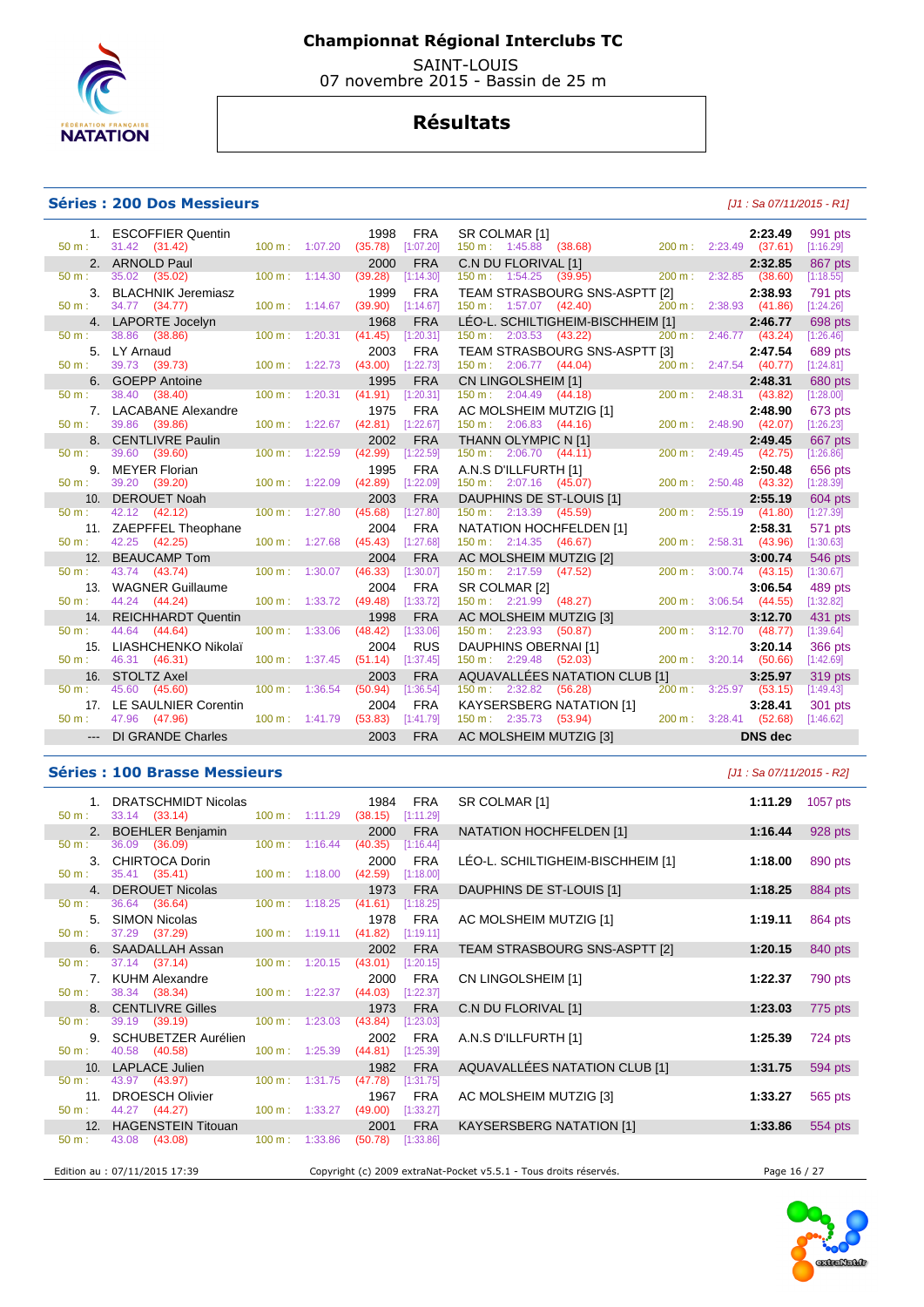# Championnat Régional Interclubs TC

SAINT-LOUIS
07 novembre 2015 - Bassin de 25 m

## Résultats

### Séries : 200 Dos Messieurs

*[J1 : Sa 07/11/2015 - R1]*

| Rang | Nom | Année | Nat. | Club | Temps | Points |
|---|---|---|---|---|---|---|
| 1. | ESCOFFIER Quentin | 1998 | FRA | SR COLMAR [1] | 2:23.49 | 991 pts |
| | 50 m : 31.42 (31.42) | 100 m : 1:07.20 (35.78) [1:07.20] | | 150 m : 1:45.88 (38.68) | 200 m : 2:23.49 (37.61) | [1:16.29] |
| 2. | ARNOLD Paul | 2000 | FRA | C.N DU FLORIVAL [1] | 2:32.85 | 867 pts |
| | 50 m : 35.02 (35.02) | 100 m : 1:14.30 (39.28) [1:14.30] | | 150 m : 1:54.25 (39.95) | 200 m : 2:32.85 (38.60) | [1:18.55] |
| 3. | BLACHNIK Jeremiasz | 1999 | FRA | TEAM STRASBOURG SNS-ASPTT [2] | 2:38.93 | 791 pts |
| | 50 m : 34.77 (34.77) | 100 m : 1:14.67 (39.90) [1:14.67] | | 150 m : 1:57.07 (42.40) | 200 m : 2:38.93 (41.86) | [1:24.26] |
| 4. | LAPORTE Jocelyn | 1968 | FRA | LÉO-L. SCHILTIGHEIM-BISCHHEIM [1] | 2:46.77 | 698 pts |
| | 50 m : 38.86 (38.86) | 100 m : 1:20.31 (41.45) [1:20.31] | | 150 m : 2:03.53 (43.22) | 200 m : 2:46.77 (43.24) | [1:26.46] |
| 5. | LY Arnaud | 2003 | FRA | TEAM STRASBOURG SNS-ASPTT [3] | 2:47.54 | 689 pts |
| | 50 m : 39.73 (39.73) | 100 m : 1:22.73 (43.00) [1:22.73] | | 150 m : 2:06.77 (44.04) | 200 m : 2:47.54 (40.77) | [1:24.81] |
| 6. | GOEPP Antoine | 1995 | FRA | CN LINGOLSHEIM [1] | 2:48.31 | 680 pts |
| | 50 m : 38.40 (38.40) | 100 m : 1:20.31 (41.91) [1:20.31] | | 150 m : 2:04.49 (44.18) | 200 m : 2:48.31 (43.82) | [1:28.00] |
| 7. | LACABANE Alexandre | 1975 | FRA | AC MOLSHEIM MUTZIG [1] | 2:48.90 | 673 pts |
| | 50 m : 39.86 (39.86) | 100 m : 1:22.67 (42.81) [1:22.67] | | 150 m : 2:06.83 (44.16) | 200 m : 2:48.90 (42.07) | [1:26.23] |
| 8. | CENTLIVRE Paulin | 2002 | FRA | THANN OLYMPIC N [1] | 2:49.45 | 667 pts |
| | 50 m : 39.60 (39.60) | 100 m : 1:22.59 (42.99) [1:22.59] | | 150 m : 2:06.70 (44.11) | 200 m : 2:49.45 (42.75) | [1:26.86] |
| 9. | MEYER Florian | 1995 | FRA | A.N.S D'ILLFURTH [1] | 2:50.48 | 656 pts |
| | 50 m : 39.20 (39.20) | 100 m : 1:22.09 (42.89) [1:22.09] | | 150 m : 2:07.16 (45.07) | 200 m : 2:50.48 (43.32) | [1:28.39] |
| 10. | DEROUET Noah | 2003 | FRA | DAUPHINS DE ST-LOUIS [1] | 2:55.19 | 604 pts |
| | 50 m : 42.12 (42.12) | 100 m : 1:27.80 (45.68) [1:27.80] | | 150 m : 2:13.39 (45.59) | 200 m : 2:55.19 (41.80) | [1:27.39] |
| 11. | ZAEPFFEL Theophane | 2004 | FRA | NATATION HOCHFELDEN [1] | 2:58.31 | 571 pts |
| | 50 m : 42.25 (42.25) | 100 m : 1:27.68 (45.43) [1:27.68] | | 150 m : 2:14.35 (46.67) | 200 m : 2:58.31 (43.96) | [1:30.63] |
| 12. | BEAUCAMP Tom | 2004 | FRA | AC MOLSHEIM MUTZIG [2] | 3:00.74 | 546 pts |
| | 50 m : 43.74 (43.74) | 100 m : 1:30.07 (46.33) [1:30.07] | | 150 m : 2:17.59 (47.52) | 200 m : 3:00.74 (43.15) | [1:30.67] |
| 13. | WAGNER Guillaume | 2004 | FRA | SR COLMAR [2] | 3:06.54 | 489 pts |
| | 50 m : 44.24 (44.24) | 100 m : 1:33.72 (49.48) [1:33.72] | | 150 m : 2:21.99 (48.27) | 200 m : 3:06.54 (44.55) | [1:32.82] |
| 14. | REICHHARDT Quentin | 1998 | FRA | AC MOLSHEIM MUTZIG [3] | 3:12.70 | 431 pts |
| | 50 m : 44.64 (44.64) | 100 m : 1:33.06 (48.42) [1:33.06] | | 150 m : 2:23.93 (50.87) | 200 m : 3:12.70 (48.77) | [1:39.64] |
| 15. | LIASHCHENKO Nikolaï | 2004 | RUS | DAUPHINS OBERNAI [1] | 3:20.14 | 366 pts |
| | 50 m : 46.31 (46.31) | 100 m : 1:37.45 (51.14) [1:37.45] | | 150 m : 2:29.48 (52.03) | 200 m : 3:20.14 (50.66) | [1:42.69] |
| 16. | STOLTZ Axel | 2003 | FRA | AQUAVALLÉES NATATION CLUB [1] | 3:25.97 | 319 pts |
| | 50 m : 45.60 (45.60) | 100 m : 1:36.54 (50.94) [1:36.54] | | 150 m : 2:32.82 (56.28) | 200 m : 3:25.97 (53.15) | [1:49.43] |
| 17. | LE SAULNIER Corentin | 2004 | FRA | KAYSERSBERG NATATION [1] | 3:28.41 | 301 pts |
| | 50 m : 47.96 (47.96) | 100 m : 1:41.79 (53.83) [1:41.79] | | 150 m : 2:35.73 (53.94) | 200 m : 3:28.41 (52.68) | [1:46.62] |
| --- | DI GRANDE Charles | 2003 | FRA | AC MOLSHEIM MUTZIG [3] | DNS dec | |

### Séries : 100 Brasse Messieurs

*[J1 : Sa 07/11/2015 - R2]*

| Rang | Nom | Année | Nat. | Club | Temps | Points |
|---|---|---|---|---|---|---|
| 1. | DRATSCHMIDT Nicolas | 1984 | FRA | SR COLMAR [1] | 1:11.29 | 1057 pts |
| | 50 m : 33.14 (33.14) | 100 m : 1:11.29 (38.15) [1:11.29] | | | | |
| 2. | BOEHLER Benjamin | 2000 | FRA | NATATION HOCHFELDEN [1] | 1:16.44 | 928 pts |
| | 50 m : 36.09 (36.09) | 100 m : 1:16.44 (40.35) [1:16.44] | | | | |
| 3. | CHIRTOCA Dorin | 2000 | FRA | LÉO-L. SCHILTIGHEIM-BISCHHEIM [1] | 1:18.00 | 890 pts |
| | 50 m : 35.41 (35.41) | 100 m : 1:18.00 (42.59) [1:18.00] | | | | |
| 4. | DEROUET Nicolas | 1973 | FRA | DAUPHINS DE ST-LOUIS [1] | 1:18.25 | 884 pts |
| | 50 m : 36.64 (36.64) | 100 m : 1:18.25 (41.61) [1:18.25] | | | | |
| 5. | SIMON Nicolas | 1978 | FRA | AC MOLSHEIM MUTZIG [1] | 1:19.11 | 864 pts |
| | 50 m : 37.29 (37.29) | 100 m : 1:19.11 (41.82) [1:19.11] | | | | |
| 6. | SAADALLAH Assan | 2002 | FRA | TEAM STRASBOURG SNS-ASPTT [2] | 1:20.15 | 840 pts |
| | 50 m : 37.14 (37.14) | 100 m : 1:20.15 (43.01) [1:20.15] | | | | |
| 7. | KUHM Alexandre | 2000 | FRA | CN LINGOLSHEIM [1] | 1:22.37 | 790 pts |
| | 50 m : 38.34 (38.34) | 100 m : 1:22.37 (44.03) [1:22.37] | | | | |
| 8. | CENTLIVRE Gilles | 1973 | FRA | C.N DU FLORIVAL [1] | 1:23.03 | 775 pts |
| | 50 m : 39.19 (39.19) | 100 m : 1:23.03 (43.84) [1:23.03] | | | | |
| 9. | SCHUBETZER Aurélien | 2002 | FRA | A.N.S D'ILLFURTH [1] | 1:25.39 | 724 pts |
| | 50 m : 40.58 (40.58) | 100 m : 1:25.39 (44.81) [1:25.39] | | | | |
| 10. | LAPLACE Julien | 1982 | FRA | AQUAVALLÉES NATATION CLUB [1] | 1:31.75 | 594 pts |
| | 50 m : 43.97 (43.97) | 100 m : 1:31.75 (47.78) [1:31.75] | | | | |
| 11. | DROESCH Olivier | 1967 | FRA | AC MOLSHEIM MUTZIG [3] | 1:33.27 | 565 pts |
| | 50 m : 44.27 (44.27) | 100 m : 1:33.27 (49.00) [1:33.27] | | | | |
| 12. | HAGENSTEIN Titouan | 2001 | FRA | KAYSERSBERG NATATION [1] | 1:33.86 | 554 pts |
| | 50 m : 43.08 (43.08) | 100 m : 1:33.86 (50.78) [1:33.86] | | | | |

Edition au : 07/11/2015 17:39 — Copyright (c) 2009 extraNat-Pocket v5.5.1 - Tous droits réservés.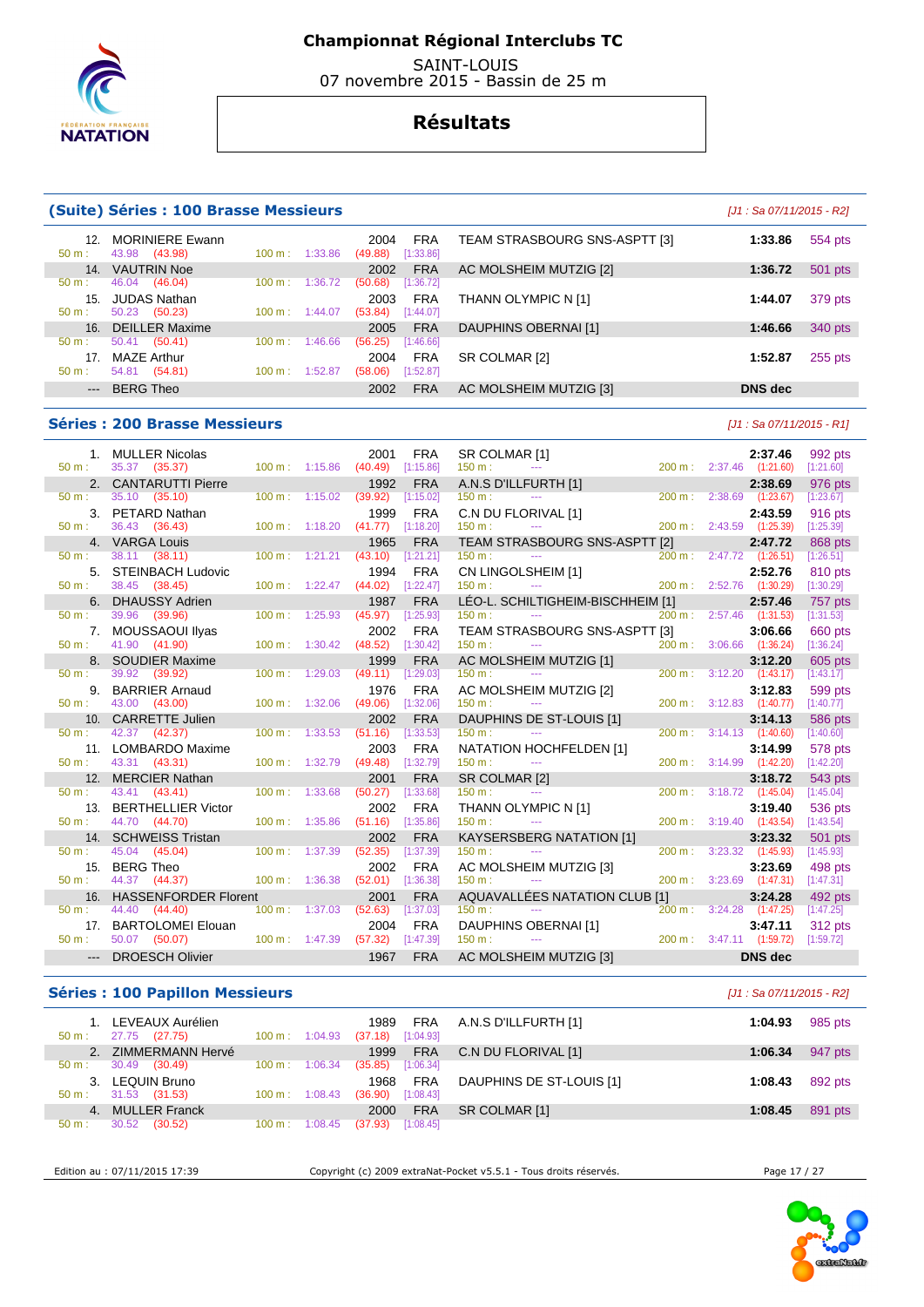# Championnat Régional Interclubs TC

SAINT-LOUIS
07 novembre 2015 - Bassin de 25 m

## Résultats

### (Suite) Séries : 100 Brasse Messieurs

*[J1 : Sa 07/11/2015 - R2]*

| Rang | Nom | Année | Nat. | Club | Temps | Points |
|---|---|---|---|---|---|---|
| 12. | MORINIERE Ewann | 2004 | FRA | TEAM STRASBOURG SNS-ASPTT [3] | 1:33.86 | 554 pts |
| | 50 m : 43.98 (43.98) — 100 m : 1:33.86 (49.88) [1:33.86] | | | | | |
| 14. | VAUTRIN Noe | 2002 | FRA | AC MOLSHEIM MUTZIG [2] | 1:36.72 | 501 pts |
| | 50 m : 46.04 (46.04) — 100 m : 1:36.72 (50.68) [1:36.72] | | | | | |
| 15. | JUDAS Nathan | 2003 | FRA | THANN OLYMPIC N [1] | 1:44.07 | 379 pts |
| | 50 m : 50.23 (50.23) — 100 m : 1:44.07 (53.84) [1:44.07] | | | | | |
| 16. | DEILLER Maxime | 2005 | FRA | DAUPHINS OBERNAI [1] | 1:46.66 | 340 pts |
| | 50 m : 50.41 (50.41) — 100 m : 1:46.66 (56.25) [1:46.66] | | | | | |
| 17. | MAZE Arthur | 2004 | FRA | SR COLMAR [2] | 1:52.87 | 255 pts |
| | 50 m : 54.81 (54.81) — 100 m : 1:52.87 (58.06) [1:52.87] | | | | | |
| --- | BERG Theo | 2002 | FRA | AC MOLSHEIM MUTZIG [3] | DNS dec | |

### Séries : 200 Brasse Messieurs

*[J1 : Sa 07/11/2015 - R1]*

| Rang | Nom | Année | Nat. | Club | Temps | Points |
|---|---|---|---|---|---|---|
| 1. | MULLER Nicolas | 2001 | FRA | SR COLMAR [1] | 2:37.46 | 992 pts |
| | 50 m : 35.37 (35.37) — 100 m : 1:15.86 (40.49) [1:15.86] — 150 m : --- — 200 m : 2:37.46 (1:21.60) [1:21.60] | | | | | |
| 2. | CANTARUTTI Pierre | 1992 | FRA | A.N.S D'ILLFURTH [1] | 2:38.69 | 976 pts |
| | 50 m : 35.10 (35.10) — 100 m : 1:15.02 (39.92) [1:15.02] — 150 m : --- — 200 m : 2:38.69 (1:23.67) [1:23.67] | | | | | |
| 3. | PETARD Nathan | 1999 | FRA | C.N DU FLORIVAL [1] | 2:43.59 | 916 pts |
| | 50 m : 36.43 (36.43) — 100 m : 1:18.20 (41.77) [1:18.20] — 150 m : --- — 200 m : 2:43.59 (1:25.39) [1:25.39] | | | | | |
| 4. | VARGA Louis | 1965 | FRA | TEAM STRASBOURG SNS-ASPTT [2] | 2:47.72 | 868 pts |
| | 50 m : 38.11 (38.11) — 100 m : 1:21.21 (43.10) [1:21.21] — 150 m : --- — 200 m : 2:47.72 (1:26.51) [1:26.51] | | | | | |
| 5. | STEINBACH Ludovic | 1994 | FRA | CN LINGOLSHEIM [1] | 2:52.76 | 810 pts |
| | 50 m : 38.45 (38.45) — 100 m : 1:22.47 (44.02) [1:22.47] — 150 m : --- — 200 m : 2:52.76 (1:30.29) [1:30.29] | | | | | |
| 6. | DHAUSSY Adrien | 1987 | FRA | LÉO-L. SCHILTIGHEIM-BISCHHEIM [1] | 2:57.46 | 757 pts |
| | 50 m : 39.96 (39.96) — 100 m : 1:25.93 (45.97) [1:25.93] — 150 m : --- — 200 m : 2:57.46 (1:31.53) [1:31.53] | | | | | |
| 7. | MOUSSAOUI Ilyas | 2002 | FRA | TEAM STRASBOURG SNS-ASPTT [3] | 3:06.66 | 660 pts |
| | 50 m : 41.90 (41.90) — 100 m : 1:30.42 (48.52) [1:30.42] — 150 m : --- — 200 m : 3:06.66 (1:36.24) [1:36.24] | | | | | |
| 8. | SOUDIER Maxime | 1999 | FRA | AC MOLSHEIM MUTZIG [1] | 3:12.20 | 605 pts |
| | 50 m : 39.92 (39.92) — 100 m : 1:29.03 (49.11) [1:29.03] — 150 m : --- — 200 m : 3:12.20 (1:43.17) [1:43.17] | | | | | |
| 9. | BARRIER Arnaud | 1976 | FRA | AC MOLSHEIM MUTZIG [2] | 3:12.83 | 599 pts |
| | 50 m : 43.00 (43.00) — 100 m : 1:32.06 (49.06) [1:32.06] — 150 m : --- — 200 m : 3:12.83 (1:40.77) [1:40.77] | | | | | |
| 10. | CARRETTE Julien | 2002 | FRA | DAUPHINS DE ST-LOUIS [1] | 3:14.13 | 586 pts |
| | 50 m : 42.37 (42.37) — 100 m : 1:33.53 (51.16) [1:33.53] — 150 m : --- — 200 m : 3:14.13 (1:40.60) [1:40.60] | | | | | |
| 11. | LOMBARDO Maxime | 2003 | FRA | NATATION HOCHFELDEN [1] | 3:14.99 | 578 pts |
| | 50 m : 43.31 (43.31) — 100 m : 1:32.79 (49.48) [1:32.79] — 150 m : --- — 200 m : 3:14.99 (1:42.20) [1:42.20] | | | | | |
| 12. | MERCIER Nathan | 2001 | FRA | SR COLMAR [2] | 3:18.72 | 543 pts |
| | 50 m : 43.41 (43.41) — 100 m : 1:33.68 (50.27) [1:33.68] — 150 m : --- — 200 m : 3:18.72 (1:45.04) [1:45.04] | | | | | |
| 13. | BERTHELLIER Victor | 2002 | FRA | THANN OLYMPIC N [1] | 3:19.40 | 536 pts |
| | 50 m : 44.70 (44.70) — 100 m : 1:35.86 (51.16) [1:35.86] — 150 m : --- — 200 m : 3:19.40 (1:43.54) [1:43.54] | | | | | |
| 14. | SCHWEISS Tristan | 2002 | FRA | KAYSERSBERG NATATION [1] | 3:23.32 | 501 pts |
| | 50 m : 45.04 (45.04) — 100 m : 1:37.39 (52.35) [1:37.39] — 150 m : --- — 200 m : 3:23.32 (1:45.93) [1:45.93] | | | | | |
| 15. | BERG Theo | 2002 | FRA | AC MOLSHEIM MUTZIG [3] | 3:23.69 | 498 pts |
| | 50 m : 44.37 (44.37) — 100 m : 1:36.38 (52.01) [1:36.38] — 150 m : --- — 200 m : 3:23.69 (1:47.31) [1:47.31] | | | | | |
| 16. | HASSENFORDER Florent | 2001 | FRA | AQUAVALLÉES NATATION CLUB [1] | 3:24.28 | 492 pts |
| | 50 m : 44.40 (44.40) — 100 m : 1:37.03 (52.63) [1:37.03] — 150 m : --- — 200 m : 3:24.28 (1:47.25) [1:47.25] | | | | | |
| 17. | BARTOLOMEI Elouan | 2004 | FRA | DAUPHINS OBERNAI [1] | 3:47.11 | 312 pts |
| | 50 m : 50.07 (50.07) — 100 m : 1:47.39 (57.32) [1:47.39] — 150 m : --- — 200 m : 3:47.11 (1:59.72) [1:59.72] | | | | | |
| --- | DROESCH Olivier | 1967 | FRA | AC MOLSHEIM MUTZIG [3] | DNS dec | |

### Séries : 100 Papillon Messieurs

*[J1 : Sa 07/11/2015 - R2]*

| Rang | Nom | Année | Nat. | Club | Temps | Points |
|---|---|---|---|---|---|---|
| 1. | LEVEAUX Aurélien | 1989 | FRA | A.N.S D'ILLFURTH [1] | 1:04.93 | 985 pts |
| | 50 m : 27.75 (27.75) — 100 m : 1:04.93 (37.18) [1:04.93] | | | | | |
| 2. | ZIMMERMANN Hervé | 1999 | FRA | C.N DU FLORIVAL [1] | 1:06.34 | 947 pts |
| | 50 m : 30.49 (30.49) — 100 m : 1:06.34 (35.85) [1:06.34] | | | | | |
| 3. | LEQUIN Bruno | 1968 | FRA | DAUPHINS DE ST-LOUIS [1] | 1:08.43 | 892 pts |
| | 50 m : 31.53 (31.53) — 100 m : 1:08.43 (36.90) [1:08.43] | | | | | |
| 4. | MULLER Franck | 2000 | FRA | SR COLMAR [1] | 1:08.45 | 891 pts |
| | 50 m : 30.52 (30.52) — 100 m : 1:08.45 (37.93) [1:08.45] | | | | | |

Edition au : 07/11/2015 17:39 — Copyright (c) 2009 extraNat-Pocket v5.5.1 - Tous droits réservés.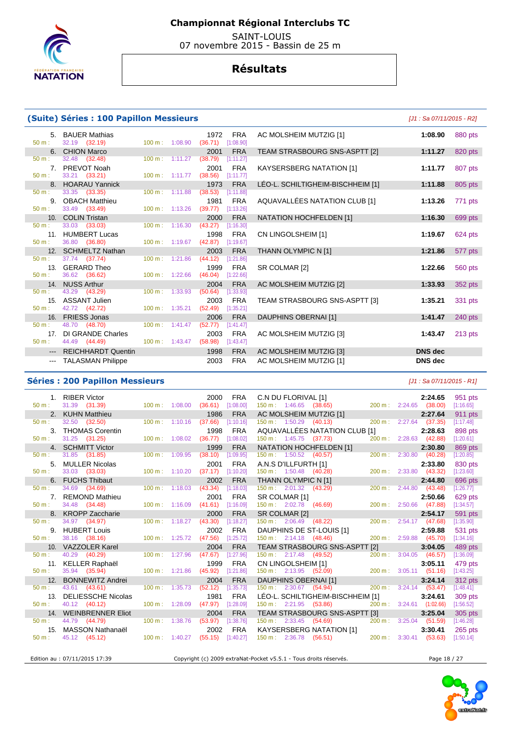# Championnat Régional Interclubs TC

SAINT-LOUIS
07 novembre 2015 - Bassin de 25 m

## Résultats

### (Suite) Séries : 100 Papillon Messieurs

*[J1 : Sa 07/11/2015 - R2]*

| Rang | Nom | Année | Nat | Club | Temps | Points |
|---|---|---|---|---|---|---|
| 5. | BAUER Mathias | 1972 | FRA | AC MOLSHEIM MUTZIG [1] | 1:08.90 | 880 pts |
| | 50 m : 32.19 (32.19) — 100 m : 1:08.90 (36.71) [1:08.90] | | | | | |
| 6. | CHION Marco | 2001 | FRA | TEAM STRASBOURG SNS-ASPTT [2] | 1:11.27 | 820 pts |
| | 50 m : 32.48 (32.48) — 100 m : 1:11.27 (38.79) [1:11.27] | | | | | |
| 7. | PREVOT Noah | 2001 | FRA | KAYSERSBERG NATATION [1] | 1:11.77 | 807 pts |
| | 50 m : 33.21 (33.21) — 100 m : 1:11.77 (38.56) [1:11.77] | | | | | |
| 8. | HOARAU Yannick | 1973 | FRA | LÉO-L. SCHILTIGHEIM-BISCHHEIM [1] | 1:11.88 | 805 pts |
| | 50 m : 33.35 (33.35) — 100 m : 1:11.88 (38.53) [1:11.88] | | | | | |
| 9. | OBACH Matthieu | 1981 | FRA | AQUAVALLÉES NATATION CLUB [1] | 1:13.26 | 771 pts |
| | 50 m : 33.49 (33.49) — 100 m : 1:13.26 (39.77) [1:13.26] | | | | | |
| 10. | COLIN Tristan | 2000 | FRA | NATATION HOCHFELDEN [1] | 1:16.30 | 699 pts |
| | 50 m : 33.03 (33.03) — 100 m : 1:16.30 (43.27) [1:16.30] | | | | | |
| 11. | HUMBERT Lucas | 1998 | FRA | CN LINGOLSHEIM [1] | 1:19.67 | 624 pts |
| | 50 m : 36.80 (36.80) — 100 m : 1:19.67 (42.87) [1:19.67] | | | | | |
| 12. | SCHMELTZ Nathan | 2003 | FRA | THANN OLYMPIC N [1] | 1:21.86 | 577 pts |
| | 50 m : 37.74 (37.74) — 100 m : 1:21.86 (44.12) [1:21.86] | | | | | |
| 13. | GERARD Theo | 1999 | FRA | SR COLMAR [2] | 1:22.66 | 560 pts |
| | 50 m : 36.62 (36.62) — 100 m : 1:22.66 (46.04) [1:22.66] | | | | | |
| 14. | NUSS Arthur | 2004 | FRA | AC MOLSHEIM MUTZIG [2] | 1:33.93 | 352 pts |
| | 50 m : 43.29 (43.29) — 100 m : 1:33.93 (50.64) [1:33.93] | | | | | |
| 15. | ASSANT Julien | 2003 | FRA | TEAM STRASBOURG SNS-ASPTT [3] | 1:35.21 | 331 pts |
| | 50 m : 42.72 (42.72) — 100 m : 1:35.21 (52.49) [1:35.21] | | | | | |
| 16. | FRIESS Jonas | 2006 | FRA | DAUPHINS OBERNAI [1] | 1:41.47 | 240 pts |
| | 50 m : 48.70 (48.70) — 100 m : 1:41.47 (52.77) [1:41.47] | | | | | |
| 17. | DI GRANDE Charles | 2003 | FRA | AC MOLSHEIM MUTZIG [3] | 1:43.47 | 213 pts |
| | 50 m : 44.49 (44.49) — 100 m : 1:43.47 (58.98) [1:43.47] | | | | | |
| --- | REICHHARDT Quentin | 1998 | FRA | AC MOLSHEIM MUTZIG [3] | DNS dec | |
| --- | TALASMAN Philippe | 2003 | FRA | AC MOLSHEIM MUTZIG [1] | DNS dec | |

### Séries : 200 Papillon Messieurs

*[J1 : Sa 07/11/2015 - R1]*

| Rang | Nom | Année | Nat | Club | Temps | Points |
|---|---|---|---|---|---|---|
| 1. | RIBER Victor | 2000 | FRA | C.N DU FLORIVAL [1] | 2:24.65 | 951 pts |
| | 50 m : 31.39 (31.39) — 100 m : 1:08.00 (36.61) [1:08.00] — 150 m : 1:46.65 (38.65) — 200 m : 2:24.65 (38.00) [1:16.65] | | | | | |
| 2. | KUHN Matthieu | 1986 | FRA | AC MOLSHEIM MUTZIG [1] | 2:27.64 | 911 pts |
| | 50 m : 32.50 (32.50) — 100 m : 1:10.16 (37.66) [1:10.16] — 150 m : 1:50.29 (40.13) — 200 m : 2:27.64 (37.35) [1:17.48] | | | | | |
| 3. | THOMAS Corentin | 1998 | FRA | AQUAVALLÉES NATATION CLUB [1] | 2:28.63 | 898 pts |
| | 50 m : 31.25 (31.25) — 100 m : 1:08.02 (36.77) [1:08.02] — 150 m : 1:45.75 (37.73) — 200 m : 2:28.63 (42.88) [1:20.61] | | | | | |
| 4. | SCHMITT Victor | 1999 | FRA | NATATION HOCHFELDEN [1] | 2:30.80 | 869 pts |
| | 50 m : 31.85 (31.85) — 100 m : 1:09.95 (38.10) [1:09.95] — 150 m : 1:50.52 (40.57) — 200 m : 2:30.80 (40.28) [1:20.85] | | | | | |
| 5. | MULLER Nicolas | 2001 | FRA | A.N.S D'ILLFURTH [1] | 2:33.80 | 830 pts |
| | 50 m : 33.03 (33.03) — 100 m : 1:10.20 (37.17) [1:10.20] — 150 m : 1:50.48 (40.28) — 200 m : 2:33.80 (43.32) [1:23.60] | | | | | |
| 6. | FUCHS Thibaut | 2002 | FRA | THANN OLYMPIC N [1] | 2:44.80 | 696 pts |
| | 50 m : 34.69 (34.69) — 100 m : 1:18.03 (43.34) [1:18.03] — 150 m : 2:01.32 (43.29) — 200 m : 2:44.80 (43.48) [1:26.77] | | | | | |
| 7. | REMOND Mathieu | 2001 | FRA | SR COLMAR [1] | 2:50.66 | 629 pts |
| | 50 m : 34.48 (34.48) — 100 m : 1:16.09 (41.61) [1:16.09] — 150 m : 2:02.78 (46.69) — 200 m : 2:50.66 (47.88) [1:34.57] | | | | | |
| 8. | KROPP Zaccharie | 2000 | FRA | SR COLMAR [2] | 2:54.17 | 591 pts |
| | 50 m : 34.97 (34.97) — 100 m : 1:18.27 (43.30) [1:18.27] — 150 m : 2:06.49 (48.22) — 200 m : 2:54.17 (47.68) [1:35.90] | | | | | |
| 9. | HUBERT Louis | 2002 | FRA | DAUPHINS DE ST-LOUIS [1] | 2:59.88 | 531 pts |
| | 50 m : 38.16 (38.16) — 100 m : 1:25.72 (47.56) [1:25.72] — 150 m : 2:14.18 (48.46) — 200 m : 2:59.88 (45.70) [1:34.16] | | | | | |
| 10. | VAZZOLER Karel | 2004 | FRA | TEAM STRASBOURG SNS-ASPTT [2] | 3:04.05 | 489 pts |
| | 50 m : 40.29 (40.29) — 100 m : 1:27.96 (47.67) [1:27.96] — 150 m : 2:17.48 (49.52) — 200 m : 3:04.05 (46.57) [1:36.09] | | | | | |
| 11. | KELLER Raphaël | 1999 | FRA | CN LINGOLSHEIM [1] | 3:05.11 | 479 pts |
| | 50 m : 35.94 (35.94) — 100 m : 1:21.86 (45.92) [1:21.86] — 150 m : 2:13.95 (52.09) — 200 m : 3:05.11 (51.16) [1:43.25] | | | | | |
| 12. | BONNEWITZ Andrei | 2004 | FRA | DAUPHINS OBERNAI [1] | 3:24.14 | 312 pts |
| | 50 m : 43.61 (43.61) — 100 m : 1:35.73 (52.12) [1:35.73] — 150 m : 2:30.67 (54.94) — 200 m : 3:24.14 (53.47) [1:48.41] | | | | | |
| 13. | DELIESSCHE Nicolas | 1981 | FRA | LÉO-L. SCHILTIGHEIM-BISCHHEIM [1] | 3:24.61 | 309 pts |
| | 50 m : 40.12 (40.12) — 100 m : 1:28.09 (47.97) [1:28.09] — 150 m : 2:21.95 (53.86) — 200 m : 3:24.61 (1:02.66) [1:56.52] | | | | | |
| 14. | WEINBRENNER Eliot | 2004 | FRA | TEAM STRASBOURG SNS-ASPTT [3] | 3:25.04 | 305 pts |
| | 50 m : 44.79 (44.79) — 100 m : 1:38.76 (53.97) [1:38.76] — 150 m : 2:33.45 (54.69) — 200 m : 3:25.04 (51.59) [1:46.28] | | | | | |
| 15. | MASSON Nathanaël | 2002 | FRA | KAYSERSBERG NATATION [1] | 3:30.41 | 265 pts |
| | 50 m : 45.12 (45.12) — 100 m : 1:40.27 (55.15) [1:40.27] — 150 m : 2:36.78 (56.51) — 200 m : 3:30.41 (53.63) [1:50.14] | | | | | |

Edition au : 07/11/2015 17:39 — Copyright (c) 2009 extraNat-Pocket v5.5.1 - Tous droits réservés.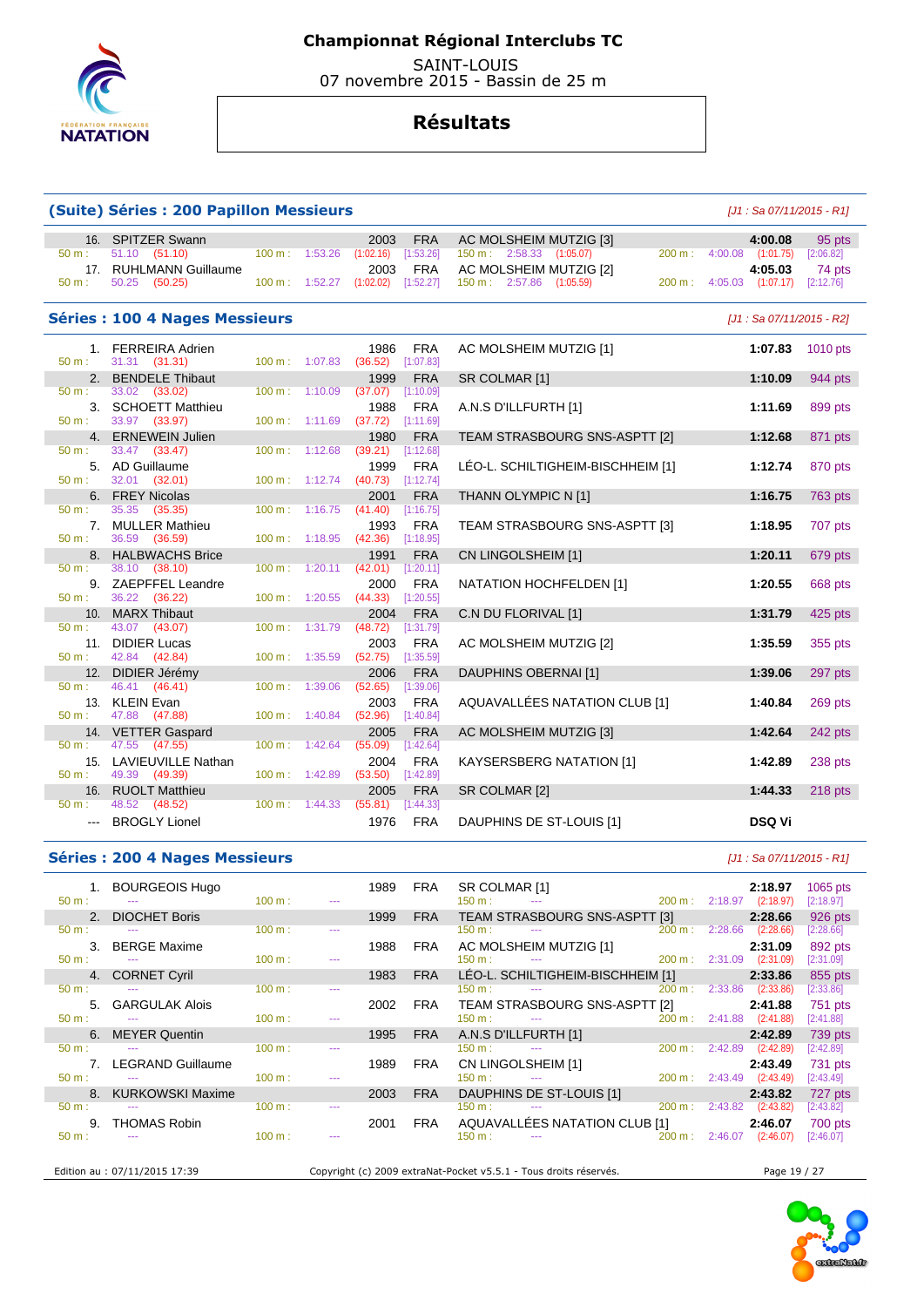# Championnat Régional Interclubs TC

SAINT-LOUIS
07 novembre 2015 - Bassin de 25 m

## Résultats

### (Suite) Séries : 200 Papillon Messieurs

*[J1 : Sa 07/11/2015 - R1]*

| Rang | Nom | Année | Nat | Club | Temps | Points |
|---|---|---|---|---|---|---|
| 16. | SPITZER Swann | 2003 | FRA | AC MOLSHEIM MUTZIG [3] | 4:00.08 | 95 pts |
| | 50 m : 51.10 (51.10) — 100 m : 1:53.26 (1:02.16) [1:53.26] — 150 m : 2:58.33 (1:05.07) — 200 m : 4:00.08 (1:01.75) [2:06.82] | | | | | |
| 17. | RUHLMANN Guillaume | 2003 | FRA | AC MOLSHEIM MUTZIG [2] | 4:05.03 | 74 pts |
| | 50 m : 50.25 (50.25) — 100 m : 1:52.27 (1:02.02) [1:52.27] — 150 m : 2:57.86 (1:05.59) — 200 m : 4:05.03 (1:07.17) [2:12.76] | | | | | |

### Séries : 100 4 Nages Messieurs

*[J1 : Sa 07/11/2015 - R2]*

| Rang | Nom | Année | Nat | Club | Temps | Points |
|---|---|---|---|---|---|---|
| 1. | FERREIRA Adrien | 1986 | FRA | AC MOLSHEIM MUTZIG [1] | 1:07.83 | 1010 pts |
| | 50 m : 31.31 (31.31) — 100 m : 1:07.83 (36.52) [1:07.83] | | | | | |
| 2. | BENDELE Thibaut | 1999 | FRA | SR COLMAR [1] | 1:10.09 | 944 pts |
| | 50 m : 33.02 (33.02) — 100 m : 1:10.09 (37.07) [1:10.09] | | | | | |
| 3. | SCHOETT Matthieu | 1988 | FRA | A.N.S D'ILLFURTH [1] | 1:11.69 | 899 pts |
| | 50 m : 33.97 (33.97) — 100 m : 1:11.69 (37.72) [1:11.69] | | | | | |
| 4. | ERNEWEIN Julien | 1980 | FRA | TEAM STRASBOURG SNS-ASPTT [2] | 1:12.68 | 871 pts |
| | 50 m : 33.47 (33.47) — 100 m : 1:12.68 (39.21) [1:12.68] | | | | | |
| 5. | AD Guillaume | 1999 | FRA | LÉO-L. SCHILTIGHEIM-BISCHHEIM [1] | 1:12.74 | 870 pts |
| | 50 m : 32.01 (32.01) — 100 m : 1:12.74 (40.73) [1:12.74] | | | | | |
| 6. | FREY Nicolas | 2001 | FRA | THANN OLYMPIC N [1] | 1:16.75 | 763 pts |
| | 50 m : 35.35 (35.35) — 100 m : 1:16.75 (41.40) [1:16.75] | | | | | |
| 7. | MULLER Mathieu | 1993 | FRA | TEAM STRASBOURG SNS-ASPTT [3] | 1:18.95 | 707 pts |
| | 50 m : 36.59 (36.59) — 100 m : 1:18.95 (42.36) [1:18.95] | | | | | |
| 8. | HALBWACHS Brice | 1991 | FRA | CN LINGOLSHEIM [1] | 1:20.11 | 679 pts |
| | 50 m : 38.10 (38.10) — 100 m : 1:20.11 (42.01) [1:20.11] | | | | | |
| 9. | ZAEPFFEL Leandre | 2000 | FRA | NATATION HOCHFELDEN [1] | 1:20.55 | 668 pts |
| | 50 m : 36.22 (36.22) — 100 m : 1:20.55 (44.33) [1:20.55] | | | | | |
| 10. | MARX Thibaut | 2004 | FRA | C.N DU FLORIVAL [1] | 1:31.79 | 425 pts |
| | 50 m : 43.07 (43.07) — 100 m : 1:31.79 (48.72) [1:31.79] | | | | | |
| 11. | DIDIER Lucas | 2003 | FRA | AC MOLSHEIM MUTZIG [2] | 1:35.59 | 355 pts |
| | 50 m : 42.84 (42.84) — 100 m : 1:35.59 (52.75) [1:35.59] | | | | | |
| 12. | DIDIER Jérémy | 2006 | FRA | DAUPHINS OBERNAI [1] | 1:39.06 | 297 pts |
| | 50 m : 46.41 (46.41) — 100 m : 1:39.06 (52.65) [1:39.06] | | | | | |
| 13. | KLEIN Evan | 2003 | FRA | AQUAVALLÉES NATATION CLUB [1] | 1:40.84 | 269 pts |
| | 50 m : 47.88 (47.88) — 100 m : 1:40.84 (52.96) [1:40.84] | | | | | |
| 14. | VETTER Gaspard | 2005 | FRA | AC MOLSHEIM MUTZIG [3] | 1:42.64 | 242 pts |
| | 50 m : 47.55 (47.55) — 100 m : 1:42.64 (55.09) [1:42.64] | | | | | |
| 15. | LAVIEUVILLE Nathan | 2004 | FRA | KAYSERSBERG NATATION [1] | 1:42.89 | 238 pts |
| | 50 m : 49.39 (49.39) — 100 m : 1:42.89 (53.50) [1:42.89] | | | | | |
| 16. | RUOLT Matthieu | 2005 | FRA | SR COLMAR [2] | 1:44.33 | 218 pts |
| | 50 m : 48.52 (48.52) — 100 m : 1:44.33 (55.81) [1:44.33] | | | | | |
| --- | BROGLY Lionel | 1976 | FRA | DAUPHINS DE ST-LOUIS [1] | DSQ Vi | |

### Séries : 200 4 Nages Messieurs

*[J1 : Sa 07/11/2015 - R1]*

| Rang | Nom | Année | Nat | Club | Temps | Points |
|---|---|---|---|---|---|---|
| 1. | BOURGEOIS Hugo | 1989 | FRA | SR COLMAR [1] | 2:18.97 | 1065 pts |
| | 50 m : --- — 100 m : --- — 150 m : --- — 200 m : 2:18.97 (2:18.97) [2:18.97] | | | | | |
| 2. | DIOCHET Boris | 1999 | FRA | TEAM STRASBOURG SNS-ASPTT [3] | 2:28.66 | 926 pts |
| | 50 m : --- — 100 m : --- — 150 m : --- — 200 m : 2:28.66 (2:28.66) [2:28.66] | | | | | |
| 3. | BERGE Maxime | 1988 | FRA | AC MOLSHEIM MUTZIG [1] | 2:31.09 | 892 pts |
| | 50 m : --- — 100 m : --- — 150 m : --- — 200 m : 2:31.09 (2:31.09) [2:31.09] | | | | | |
| 4. | CORNET Cyril | 1983 | FRA | LÉO-L. SCHILTIGHEIM-BISCHHEIM [1] | 2:33.86 | 855 pts |
| | 50 m : --- — 100 m : --- — 150 m : --- — 200 m : 2:33.86 (2:33.86) [2:33.86] | | | | | |
| 5. | GARGULAK Alois | 2002 | FRA | TEAM STRASBOURG SNS-ASPTT [2] | 2:41.88 | 751 pts |
| | 50 m : --- — 100 m : --- — 150 m : --- — 200 m : 2:41.88 (2:41.88) [2:41.88] | | | | | |
| 6. | MEYER Quentin | 1995 | FRA | A.N.S D'ILLFURTH [1] | 2:42.89 | 739 pts |
| | 50 m : --- — 100 m : --- — 150 m : --- — 200 m : 2:42.89 (2:42.89) [2:42.89] | | | | | |
| 7. | LEGRAND Guillaume | 1989 | FRA | CN LINGOLSHEIM [1] | 2:43.49 | 731 pts |
| | 50 m : --- — 100 m : --- — 150 m : --- — 200 m : 2:43.49 (2:43.49) [2:43.49] | | | | | |
| 8. | KURKOWSKI Maxime | 2003 | FRA | DAUPHINS DE ST-LOUIS [1] | 2:43.82 | 727 pts |
| | 50 m : --- — 100 m : --- — 150 m : --- — 200 m : 2:43.82 (2:43.82) [2:43.82] | | | | | |
| 9. | THOMAS Robin | 2001 | FRA | AQUAVALLÉES NATATION CLUB [1] | 2:46.07 | 700 pts |
| | 50 m : --- — 100 m : --- — 150 m : --- — 200 m : 2:46.07 (2:46.07) [2:46.07] | | | | | |

Edition au : 07/11/2015 17:39 — Copyright (c) 2009 extraNat-Pocket v5.5.1 - Tous droits réservés.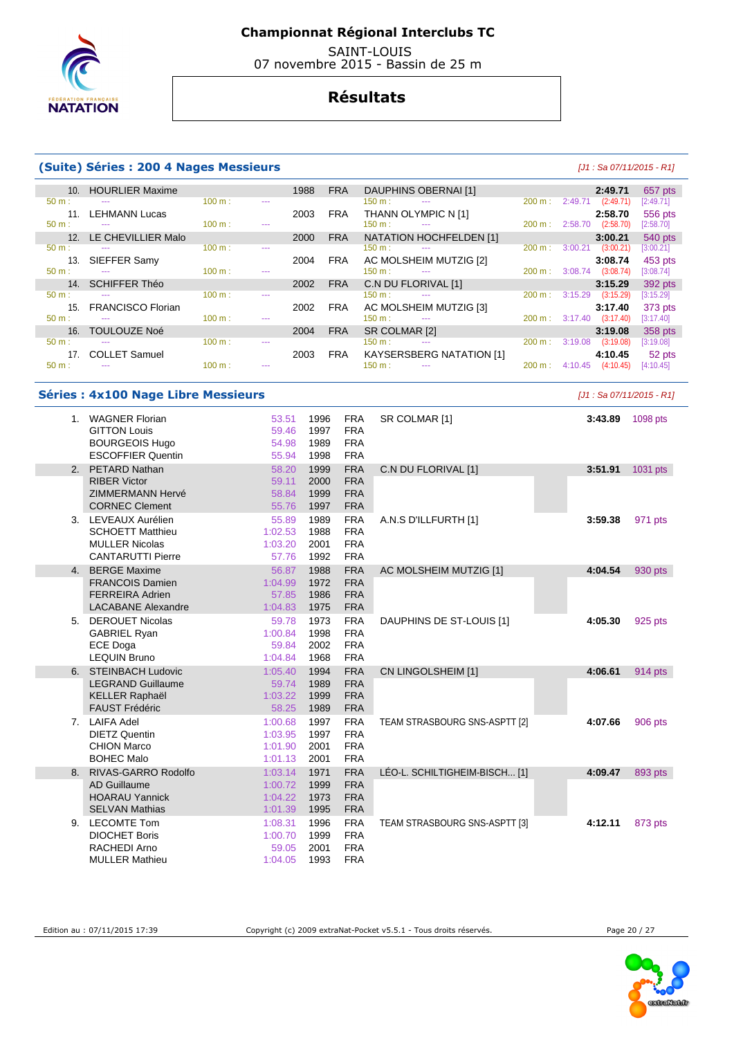# Championnat Régional Interclubs TC

SAINT-LOUIS
07 novembre 2015 - Bassin de 25 m

## Résultats

### (Suite) Séries : 200 4 Nages Messieurs

*[J1 : Sa 07/11/2015 - R1]*

| Rang | Nom | Année | Nat. | Club | Temps | Points |
|---|---|---|---|---|---|---|
| 10. | HOURLIER Maxime | 1988 | FRA | DAUPHINS OBERNAI [1] | 2:49.71 | 657 pts |
| | 50 m : --- / 100 m : --- / 150 m : --- / 200 m : 2:49.71 (2:49.71) [2:49.71] | | | | | |
| 11. | LEHMANN Lucas | 2003 | FRA | THANN OLYMPIC N [1] | 2:58.70 | 556 pts |
| | 50 m : --- / 100 m : --- / 150 m : --- / 200 m : 2:58.70 (2:58.70) [2:58.70] | | | | | |
| 12. | LE CHEVILLIER Malo | 2000 | FRA | NATATION HOCHFELDEN [1] | 3:00.21 | 540 pts |
| | 50 m : --- / 100 m : --- / 150 m : --- / 200 m : 3:00.21 (3:00.21) [3:00.21] | | | | | |
| 13. | SIEFFER Samy | 2004 | FRA | AC MOLSHEIM MUTZIG [2] | 3:08.74 | 453 pts |
| | 50 m : --- / 100 m : --- / 150 m : --- / 200 m : 3:08.74 (3:08.74) [3:08.74] | | | | | |
| 14. | SCHIFFER Théo | 2002 | FRA | C.N DU FLORIVAL [1] | 3:15.29 | 392 pts |
| | 50 m : --- / 100 m : --- / 150 m : --- / 200 m : 3:15.29 (3:15.29) [3:15.29] | | | | | |
| 15. | FRANCISCO Florian | 2002 | FRA | AC MOLSHEIM MUTZIG [3] | 3:17.40 | 373 pts |
| | 50 m : --- / 100 m : --- / 150 m : --- / 200 m : 3:17.40 (3:17.40) [3:17.40] | | | | | |
| 16. | TOULOUZE Noé | 2004 | FRA | SR COLMAR [2] | 3:19.08 | 358 pts |
| | 50 m : --- / 100 m : --- / 150 m : --- / 200 m : 3:19.08 (3:19.08) [3:19.08] | | | | | |
| 17. | COLLET Samuel | 2003 | FRA | KAYSERSBERG NATATION [1] | 4:10.45 | 52 pts |
| | 50 m : --- / 100 m : --- / 150 m : --- / 200 m : 4:10.45 (4:10.45) [4:10.45] | | | | | |

### Séries : 4x100 Nage Libre Messieurs

*[J1 : Sa 07/11/2015 - R1]*

| Rang | Nom | Temps | Année | Nat. | Club | Temps | Points |
|---|---|---|---|---|---|---|---|
| 1. | WAGNER Florian | 53.51 | 1996 | FRA | SR COLMAR [1] | 3:43.89 | 1098 pts |
| | GITTON Louis | 59.46 | 1997 | FRA | | | |
| | BOURGEOIS Hugo | 54.98 | 1989 | FRA | | | |
| | ESCOFFIER Quentin | 55.94 | 1998 | FRA | | | |
| 2. | PETARD Nathan | 58.20 | 1999 | FRA | C.N DU FLORIVAL [1] | 3:51.91 | 1031 pts |
| | RIBER Victor | 59.11 | 2000 | FRA | | | |
| | ZIMMERMANN Hervé | 58.84 | 1999 | FRA | | | |
| | CORNEC Clement | 55.76 | 1997 | FRA | | | |
| 3. | LEVEAUX Aurélien | 55.89 | 1989 | FRA | A.N.S D'ILLFURTH [1] | 3:59.38 | 971 pts |
| | SCHOETT Matthieu | 1:02.53 | 1988 | FRA | | | |
| | MULLER Nicolas | 1:03.20 | 2001 | FRA | | | |
| | CANTARUTTI Pierre | 57.76 | 1992 | FRA | | | |
| 4. | BERGE Maxime | 56.87 | 1988 | FRA | AC MOLSHEIM MUTZIG [1] | 4:04.54 | 930 pts |
| | FRANCOIS Damien | 1:04.99 | 1972 | FRA | | | |
| | FERREIRA Adrien | 57.85 | 1986 | FRA | | | |
| | LACABANE Alexandre | 1:04.83 | 1975 | FRA | | | |
| 5. | DEROUET Nicolas | 59.78 | 1973 | FRA | DAUPHINS DE ST-LOUIS [1] | 4:05.30 | 925 pts |
| | GABRIEL Ryan | 1:00.84 | 1998 | FRA | | | |
| | ECE Doga | 59.84 | 2002 | FRA | | | |
| | LEQUIN Bruno | 1:04.84 | 1968 | FRA | | | |
| 6. | STEINBACH Ludovic | 1:05.40 | 1994 | FRA | CN LINGOLSHEIM [1] | 4:06.61 | 914 pts |
| | LEGRAND Guillaume | 59.74 | 1989 | FRA | | | |
| | KELLER Raphaël | 1:03.22 | 1999 | FRA | | | |
| | FAUST Frédéric | 58.25 | 1989 | FRA | | | |
| 7. | LAIFA Adel | 1:00.68 | 1997 | FRA | TEAM STRASBOURG SNS-ASPTT [2] | 4:07.66 | 906 pts |
| | DIETZ Quentin | 1:03.95 | 1997 | FRA | | | |
| | CHION Marco | 1:01.90 | 2001 | FRA | | | |
| | BOHEC Malo | 1:01.13 | 2001 | FRA | | | |
| 8. | RIVAS-GARRO Rodolfo | 1:03.14 | 1971 | FRA | LÉO-L. SCHILTIGHEIM-BISCH... [1] | 4:09.47 | 893 pts |
| | AD Guillaume | 1:00.72 | 1999 | FRA | | | |
| | HOARAU Yannick | 1:04.22 | 1973 | FRA | | | |
| | SELVAN Mathias | 1:01.39 | 1995 | FRA | | | |
| 9. | LECOMTE Tom | 1:08.31 | 1996 | FRA | TEAM STRASBOURG SNS-ASPTT [3] | 4:12.11 | 873 pts |
| | DIOCHET Boris | 1:00.70 | 1999 | FRA | | | |
| | RACHEDI Arno | 59.05 | 2001 | FRA | | | |
| | MULLER Mathieu | 1:04.05 | 1993 | FRA | | | |

Edition au : 07/11/2015 17:39 — Copyright (c) 2009 extraNat-Pocket v5.5.1 - Tous droits réservés.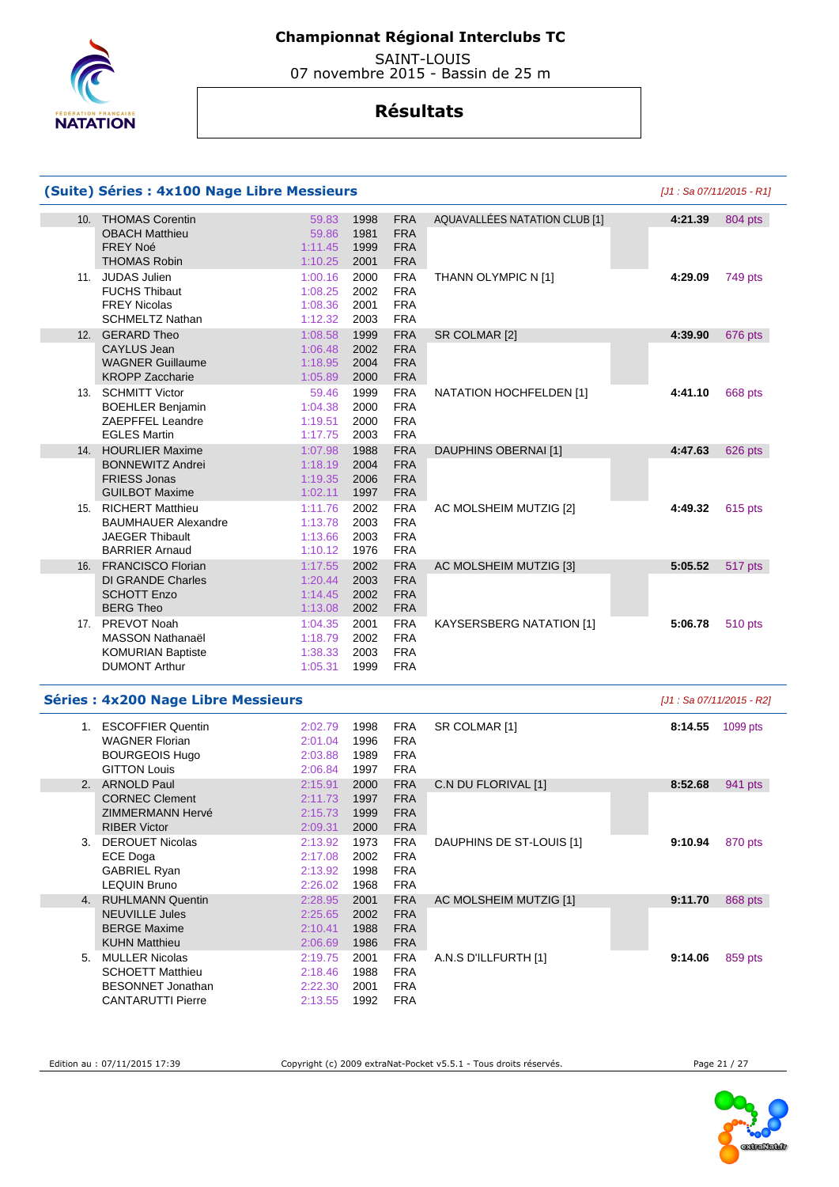# Championnat Régional Interclubs TC

SAINT-LOUIS
07 novembre 2015 - Bassin de 25 m

## Résultats

### (Suite) Séries : 4x100 Nage Libre Messieurs

*[J1 : Sa 07/11/2015 - R1]*

| Rang | Nom | Temps | Année | Nat. | Club | Temps final | Points |
|---|---|---|---|---|---|---|---|
| 10. | THOMAS Corentin | 59.83 | 1998 | FRA | AQUAVALLÉES NATATION CLUB [1] | 4:21.39 | 804 pts |
| | OBACH Matthieu | 59.86 | 1981 | FRA | | | |
| | FREY Noé | 1:11.45 | 1999 | FRA | | | |
| | THOMAS Robin | 1:10.25 | 2001 | FRA | | | |
| 11. | JUDAS Julien | 1:00.16 | 2000 | FRA | THANN OLYMPIC N [1] | 4:29.09 | 749 pts |
| | FUCHS Thibaut | 1:08.25 | 2002 | FRA | | | |
| | FREY Nicolas | 1:08.36 | 2001 | FRA | | | |
| | SCHMELTZ Nathan | 1:12.32 | 2003 | FRA | | | |
| 12. | GERARD Theo | 1:08.58 | 1999 | FRA | SR COLMAR [2] | 4:39.90 | 676 pts |
| | CAYLUS Jean | 1:06.48 | 2002 | FRA | | | |
| | WAGNER Guillaume | 1:18.95 | 2004 | FRA | | | |
| | KROPP Zaccharie | 1:05.89 | 2000 | FRA | | | |
| 13. | SCHMITT Victor | 59.46 | 1999 | FRA | NATATION HOCHFELDEN [1] | 4:41.10 | 668 pts |
| | BOEHLER Benjamin | 1:04.38 | 2000 | FRA | | | |
| | ZAEPFFEL Leandre | 1:19.51 | 2000 | FRA | | | |
| | EGLES Martin | 1:17.75 | 2003 | FRA | | | |
| 14. | HOURLIER Maxime | 1:07.98 | 1988 | FRA | DAUPHINS OBERNAI [1] | 4:47.63 | 626 pts |
| | BONNEWITZ Andrei | 1:18.19 | 2004 | FRA | | | |
| | FRIESS Jonas | 1:19.35 | 2006 | FRA | | | |
| | GUILBOT Maxime | 1:02.11 | 1997 | FRA | | | |
| 15. | RICHERT Matthieu | 1:11.76 | 2002 | FRA | AC MOLSHEIM MUTZIG [2] | 4:49.32 | 615 pts |
| | BAUMHAUER Alexandre | 1:13.78 | 2003 | FRA | | | |
| | JAEGER Thibault | 1:13.66 | 2003 | FRA | | | |
| | BARRIER Arnaud | 1:10.12 | 1976 | FRA | | | |
| 16. | FRANCISCO Florian | 1:17.55 | 2002 | FRA | AC MOLSHEIM MUTZIG [3] | 5:05.52 | 517 pts |
| | DI GRANDE Charles | 1:20.44 | 2003 | FRA | | | |
| | SCHOTT Enzo | 1:14.45 | 2002 | FRA | | | |
| | BERG Theo | 1:13.08 | 2002 | FRA | | | |
| 17. | PREVOT Noah | 1:04.35 | 2001 | FRA | KAYSERSBERG NATATION [1] | 5:06.78 | 510 pts |
| | MASSON Nathanaël | 1:18.79 | 2002 | FRA | | | |
| | KOMURIAN Baptiste | 1:38.33 | 2003 | FRA | | | |
| | DUMONT Arthur | 1:05.31 | 1999 | FRA | | | |

### Séries : 4x200 Nage Libre Messieurs

*[J1 : Sa 07/11/2015 - R2]*

| Rang | Nom | Temps | Année | Nat. | Club | Temps final | Points |
|---|---|---|---|---|---|---|---|
| 1. | ESCOFFIER Quentin | 2:02.79 | 1998 | FRA | SR COLMAR [1] | 8:14.55 | 1099 pts |
| | WAGNER Florian | 2:01.04 | 1996 | FRA | | | |
| | BOURGEOIS Hugo | 2:03.88 | 1989 | FRA | | | |
| | GITTON Louis | 2:06.84 | 1997 | FRA | | | |
| 2. | ARNOLD Paul | 2:15.91 | 2000 | FRA | C.N DU FLORIVAL [1] | 8:52.68 | 941 pts |
| | CORNEC Clement | 2:11.73 | 1997 | FRA | | | |
| | ZIMMERMANN Hervé | 2:15.73 | 1999 | FRA | | | |
| | RIBER Victor | 2:09.31 | 2000 | FRA | | | |
| 3. | DEROUET Nicolas | 2:13.92 | 1973 | FRA | DAUPHINS DE ST-LOUIS [1] | 9:10.94 | 870 pts |
| | ECE Doga | 2:17.08 | 2002 | FRA | | | |
| | GABRIEL Ryan | 2:13.92 | 1998 | FRA | | | |
| | LEQUIN Bruno | 2:26.02 | 1968 | FRA | | | |
| 4. | RUHLMANN Quentin | 2:28.95 | 2001 | FRA | AC MOLSHEIM MUTZIG [1] | 9:11.70 | 868 pts |
| | NEUVILLE Jules | 2:25.65 | 2002 | FRA | | | |
| | BERGE Maxime | 2:10.41 | 1988 | FRA | | | |
| | KUHN Matthieu | 2:06.69 | 1986 | FRA | | | |
| 5. | MULLER Nicolas | 2:19.75 | 2001 | FRA | A.N.S D'ILLFURTH [1] | 9:14.06 | 859 pts |
| | SCHOETT Matthieu | 2:18.46 | 1988 | FRA | | | |
| | BESONNET Jonathan | 2:22.30 | 2001 | FRA | | | |
| | CANTARUTTI Pierre | 2:13.55 | 1992 | FRA | | | |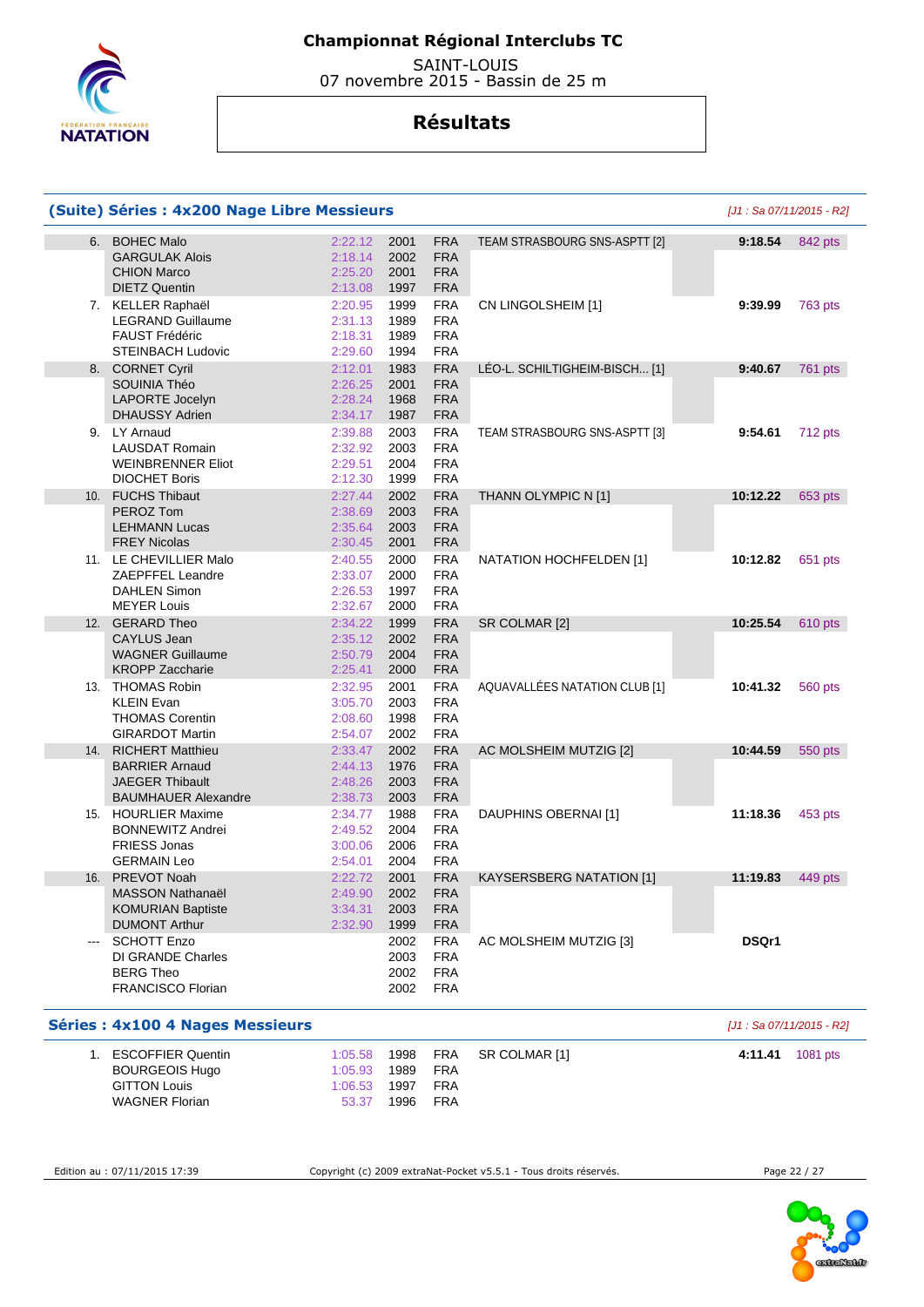# Championnat Régional Interclubs TC

SAINT-LOUIS
07 novembre 2015 - Bassin de 25 m

## Résultats

### (Suite) Séries : 4x200 Nage Libre Messieurs

*[J1 : Sa 07/11/2015 - R2]*

| Rang | Nom | Temps | Année | Nat. | Club | Temps final | Points |
|---|---|---|---|---|---|---|---|
| 6. | BOHEC Malo | 2:22.12 | 2001 | FRA | TEAM STRASBOURG SNS-ASPTT [2] | **9:18.54** | 842 pts |
| | GARGULAK Alois | 2:18.14 | 2002 | FRA | | | |
| | CHION Marco | 2:25.20 | 2001 | FRA | | | |
| | DIETZ Quentin | 2:13.08 | 1997 | FRA | | | |
| 7. | KELLER Raphaël | 2:20.95 | 1999 | FRA | CN LINGOLSHEIM [1] | **9:39.99** | 763 pts |
| | LEGRAND Guillaume | 2:31.13 | 1989 | FRA | | | |
| | FAUST Frédéric | 2:18.31 | 1989 | FRA | | | |
| | STEINBACH Ludovic | 2:29.60 | 1994 | FRA | | | |
| 8. | CORNET Cyril | 2:12.01 | 1983 | FRA | LÉO-L. SCHILTIGHEIM-BISCH... [1] | **9:40.67** | 761 pts |
| | SOUINIA Théo | 2:26.25 | 2001 | FRA | | | |
| | LAPORTE Jocelyn | 2:28.24 | 1968 | FRA | | | |
| | DHAUSSY Adrien | 2:34.17 | 1987 | FRA | | | |
| 9. | LY Arnaud | 2:39.88 | 2003 | FRA | TEAM STRASBOURG SNS-ASPTT [3] | **9:54.61** | 712 pts |
| | LAUSDAT Romain | 2:32.92 | 2003 | FRA | | | |
| | WEINBRENNER Eliot | 2:29.51 | 2004 | FRA | | | |
| | DIOCHET Boris | 2:12.30 | 1999 | FRA | | | |
| 10. | FUCHS Thibaut | 2:27.44 | 2002 | FRA | THANN OLYMPIC N [1] | **10:12.22** | 653 pts |
| | PEROZ Tom | 2:38.69 | 2003 | FRA | | | |
| | LEHMANN Lucas | 2:35.64 | 2003 | FRA | | | |
| | FREY Nicolas | 2:30.45 | 2001 | FRA | | | |
| 11. | LE CHEVILLIER Malo | 2:40.55 | 2000 | FRA | NATATION HOCHFELDEN [1] | **10:12.82** | 651 pts |
| | ZAEPFFEL Leandre | 2:33.07 | 2000 | FRA | | | |
| | DAHLEN Simon | 2:26.53 | 1997 | FRA | | | |
| | MEYER Louis | 2:32.67 | 2000 | FRA | | | |
| 12. | GERARD Theo | 2:34.22 | 1999 | FRA | SR COLMAR [2] | **10:25.54** | 610 pts |
| | CAYLUS Jean | 2:35.12 | 2002 | FRA | | | |
| | WAGNER Guillaume | 2:50.79 | 2004 | FRA | | | |
| | KROPP Zaccharie | 2:25.41 | 2000 | FRA | | | |
| 13. | THOMAS Robin | 2:32.95 | 2001 | FRA | AQUAVALLÉES NATATION CLUB [1] | **10:41.32** | 560 pts |
| | KLEIN Evan | 3:05.70 | 2003 | FRA | | | |
| | THOMAS Corentin | 2:08.60 | 1998 | FRA | | | |
| | GIRARDOT Martin | 2:54.07 | 2002 | FRA | | | |
| 14. | RICHERT Matthieu | 2:33.47 | 2002 | FRA | AC MOLSHEIM MUTZIG [2] | **10:44.59** | 550 pts |
| | BARRIER Arnaud | 2:44.13 | 1976 | FRA | | | |
| | JAEGER Thibault | 2:48.26 | 2003 | FRA | | | |
| | BAUMHAUER Alexandre | 2:38.73 | 2003 | FRA | | | |
| 15. | HOURLIER Maxime | 2:34.77 | 1988 | FRA | DAUPHINS OBERNAI [1] | **11:18.36** | 453 pts |
| | BONNEWITZ Andrei | 2:49.52 | 2004 | FRA | | | |
| | FRIESS Jonas | 3:00.06 | 2006 | FRA | | | |
| | GERMAIN Leo | 2:54.01 | 2004 | FRA | | | |
| 16. | PREVOT Noah | 2:22.72 | 2001 | FRA | KAYSERSBERG NATATION [1] | **11:19.83** | 449 pts |
| | MASSON Nathanaël | 2:49.90 | 2002 | FRA | | | |
| | KOMURIAN Baptiste | 3:34.31 | 2003 | FRA | | | |
| | DUMONT Arthur | 2:32.90 | 1999 | FRA | | | |
| --- | SCHOTT Enzo | | 2002 | FRA | AC MOLSHEIM MUTZIG [3] | **DSQr1** | |
| | DI GRANDE Charles | | 2003 | FRA | | | |
| | BERG Theo | | 2002 | FRA | | | |
| | FRANCISCO Florian | | 2002 | FRA | | | |

### Séries : 4x100 4 Nages Messieurs

*[J1 : Sa 07/11/2015 - R2]*

| Rang | Nom | Temps | Année | Nat. | Club | Temps final | Points |
|---|---|---|---|---|---|---|---|
| 1. | ESCOFFIER Quentin | 1:05.58 | 1998 | FRA | SR COLMAR [1] | **4:11.41** | 1081 pts |
| | BOURGEOIS Hugo | 1:05.93 | 1989 | FRA | | | |
| | GITTON Louis | 1:06.53 | 1997 | FRA | | | |
| | WAGNER Florian | 53.37 | 1996 | FRA | | | |

Edition au : 07/11/2015 17:39 — Copyright (c) 2009 extraNat-Pocket v5.5.1 - Tous droits réservés.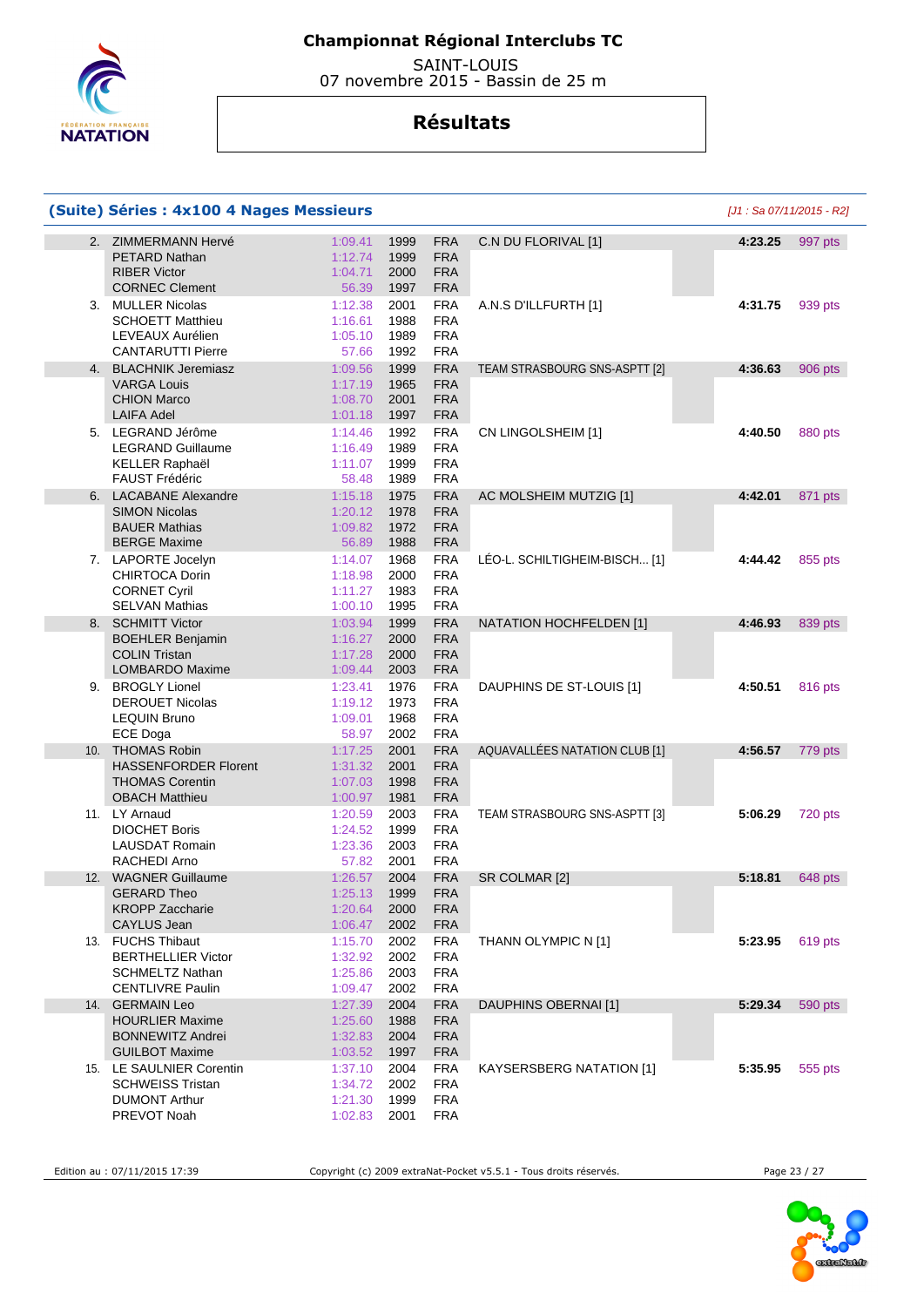# Championnat Régional Interclubs TC

SAINT-LOUIS
07 novembre 2015 - Bassin de 25 m

## Résultats

### (Suite) Séries : 4x100 4 Nages Messieurs

*[J1 : Sa 07/11/2015 - R2]*

| Place | Nom | Temps | Année | Nat. | Club | Temps final | Points |
|---|---|---|---|---|---|---|---|
| 2. | ZIMMERMANN Hervé | 1:09.41 | 1999 | FRA | C.N DU FLORIVAL [1] | 4:23.25 | 997 pts |
| | PETARD Nathan | 1:12.74 | 1999 | FRA | | | |
| | RIBER Victor | 1:04.71 | 2000 | FRA | | | |
| | CORNEC Clement | 56.39 | 1997 | FRA | | | |
| 3. | MULLER Nicolas | 1:12.38 | 2001 | FRA | A.N.S D'ILLFURTH [1] | 4:31.75 | 939 pts |
| | SCHOETT Matthieu | 1:16.61 | 1988 | FRA | | | |
| | LEVEAUX Aurélien | 1:05.10 | 1989 | FRA | | | |
| | CANTARUTTI Pierre | 57.66 | 1992 | FRA | | | |
| 4. | BLACHNIK Jeremiasz | 1:09.56 | 1999 | FRA | TEAM STRASBOURG SNS-ASPTT [2] | 4:36.63 | 906 pts |
| | VARGA Louis | 1:17.19 | 1965 | FRA | | | |
| | CHION Marco | 1:08.70 | 2001 | FRA | | | |
| | LAIFA Adel | 1:01.18 | 1997 | FRA | | | |
| 5. | LEGRAND Jérôme | 1:14.46 | 1992 | FRA | CN LINGOLSHEIM [1] | 4:40.50 | 880 pts |
| | LEGRAND Guillaume | 1:16.49 | 1989 | FRA | | | |
| | KELLER Raphaël | 1:11.07 | 1999 | FRA | | | |
| | FAUST Frédéric | 58.48 | 1989 | FRA | | | |
| 6. | LACABANE Alexandre | 1:15.18 | 1975 | FRA | AC MOLSHEIM MUTZIG [1] | 4:42.01 | 871 pts |
| | SIMON Nicolas | 1:20.12 | 1978 | FRA | | | |
| | BAUER Mathias | 1:09.82 | 1972 | FRA | | | |
| | BERGE Maxime | 56.89 | 1988 | FRA | | | |
| 7. | LAPORTE Jocelyn | 1:14.07 | 1968 | FRA | LÉO-L. SCHILTIGHEIM-BISCH... [1] | 4:44.42 | 855 pts |
| | CHIRTOCA Dorin | 1:18.98 | 2000 | FRA | | | |
| | CORNET Cyril | 1:11.27 | 1983 | FRA | | | |
| | SELVAN Mathias | 1:00.10 | 1995 | FRA | | | |
| 8. | SCHMITT Victor | 1:03.94 | 1999 | FRA | NATATION HOCHFELDEN [1] | 4:46.93 | 839 pts |
| | BOEHLER Benjamin | 1:16.27 | 2000 | FRA | | | |
| | COLIN Tristan | 1:17.28 | 2000 | FRA | | | |
| | LOMBARDO Maxime | 1:09.44 | 2003 | FRA | | | |
| 9. | BROGLY Lionel | 1:23.41 | 1976 | FRA | DAUPHINS DE ST-LOUIS [1] | 4:50.51 | 816 pts |
| | DEROUET Nicolas | 1:19.12 | 1973 | FRA | | | |
| | LEQUIN Bruno | 1:09.01 | 1968 | FRA | | | |
| | ECE Doga | 58.97 | 2002 | FRA | | | |
| 10. | THOMAS Robin | 1:17.25 | 2001 | FRA | AQUAVALLÉES NATATION CLUB [1] | 4:56.57 | 779 pts |
| | HASSENFORDER Florent | 1:31.32 | 2001 | FRA | | | |
| | THOMAS Corentin | 1:07.03 | 1998 | FRA | | | |
| | OBACH Matthieu | 1:00.97 | 1981 | FRA | | | |
| 11. | LY Arnaud | 1:20.59 | 2003 | FRA | TEAM STRASBOURG SNS-ASPTT [3] | 5:06.29 | 720 pts |
| | DIOCHET Boris | 1:24.52 | 1999 | FRA | | | |
| | LAUSDAT Romain | 1:23.36 | 2003 | FRA | | | |
| | RACHEDI Arno | 57.82 | 2001 | FRA | | | |
| 12. | WAGNER Guillaume | 1:26.57 | 2004 | FRA | SR COLMAR [2] | 5:18.81 | 648 pts |
| | GERARD Theo | 1:25.13 | 1999 | FRA | | | |
| | KROPP Zaccharie | 1:20.64 | 2000 | FRA | | | |
| | CAYLUS Jean | 1:06.47 | 2002 | FRA | | | |
| 13. | FUCHS Thibaut | 1:15.70 | 2002 | FRA | THANN OLYMPIC N [1] | 5:23.95 | 619 pts |
| | BERTHELLIER Victor | 1:32.92 | 2002 | FRA | | | |
| | SCHMELTZ Nathan | 1:25.86 | 2003 | FRA | | | |
| | CENTLIVRE Paulin | 1:09.47 | 2002 | FRA | | | |
| 14. | GERMAIN Leo | 1:27.39 | 2004 | FRA | DAUPHINS OBERNAI [1] | 5:29.34 | 590 pts |
| | HOURLIER Maxime | 1:25.60 | 1988 | FRA | | | |
| | BONNEWITZ Andrei | 1:32.83 | 2004 | FRA | | | |
| | GUILBOT Maxime | 1:03.52 | 1997 | FRA | | | |
| 15. | LE SAULNIER Corentin | 1:37.10 | 2004 | FRA | KAYSERSBERG NATATION [1] | 5:35.95 | 555 pts |
| | SCHWEISS Tristan | 1:34.72 | 2002 | FRA | | | |
| | DUMONT Arthur | 1:21.30 | 1999 | FRA | | | |
| | PREVOT Noah | 1:02.83 | 2001 | FRA | | | |

Edition au : 07/11/2015 17:39 — Copyright (c) 2009 extraNat-Pocket v5.5.1 - Tous droits réservés.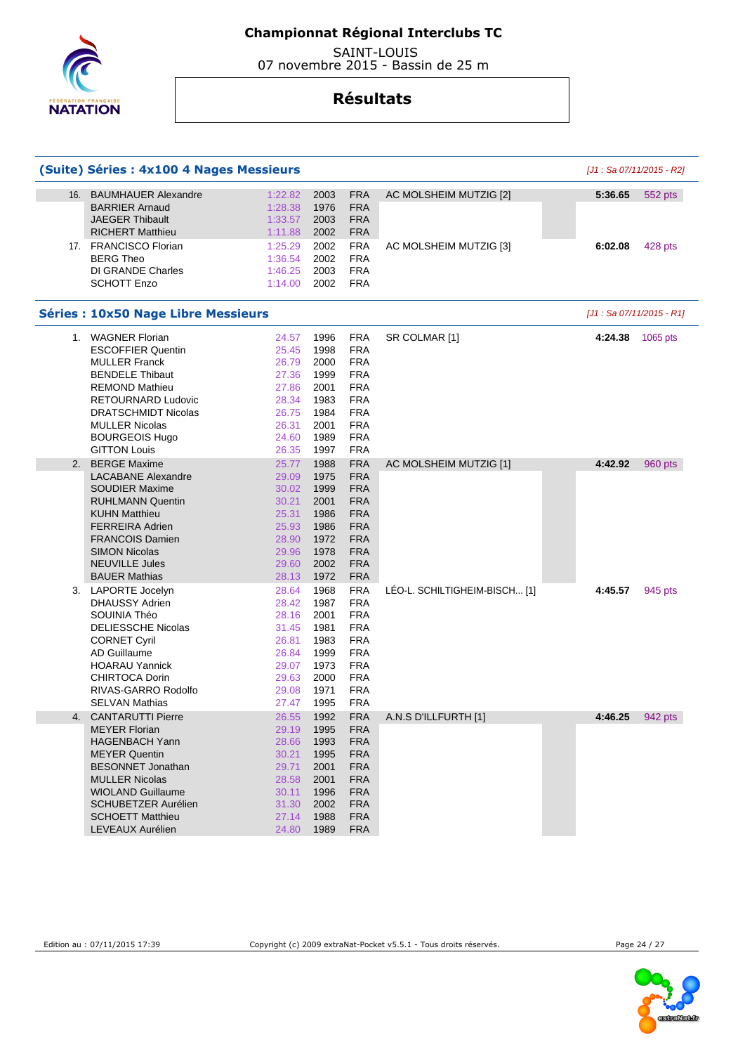# Championnat Régional Interclubs TC

SAINT-LOUIS
07 novembre 2015 - Bassin de 25 m

## Résultats

### (Suite) Séries : 4x100 4 Nages Messieurs

*[J1 : Sa 07/11/2015 - R2]*

| Rang | Nom | Temps | Année | Nat. | Club | Temps final | Points |
|---|---|---|---|---|---|---|---|
| 16. | BAUMHAUER Alexandre | 1:22.82 | 2003 | FRA | AC MOLSHEIM MUTZIG [2] | **5:36.65** | 552 pts |
| | BARRIER Arnaud | 1:28.38 | 1976 | FRA | | | |
| | JAEGER Thibault | 1:33.57 | 2003 | FRA | | | |
| | RICHERT Matthieu | 1:11.88 | 2002 | FRA | | | |
| 17. | FRANCISCO Florian | 1:25.29 | 2002 | FRA | AC MOLSHEIM MUTZIG [3] | **6:02.08** | 428 pts |
| | BERG Theo | 1:36.54 | 2002 | FRA | | | |
| | DI GRANDE Charles | 1:46.25 | 2003 | FRA | | | |
| | SCHOTT Enzo | 1:14.00 | 2002 | FRA | | | |

### Séries : 10x50 Nage Libre Messieurs

*[J1 : Sa 07/11/2015 - R1]*

| Rang | Nom | Temps | Année | Nat. | Club | Temps final | Points |
|---|---|---|---|---|---|---|---|
| 1. | WAGNER Florian | 24.57 | 1996 | FRA | SR COLMAR [1] | **4:24.38** | 1065 pts |
| | ESCOFFIER Quentin | 25.45 | 1998 | FRA | | | |
| | MULLER Franck | 26.79 | 2000 | FRA | | | |
| | BENDELE Thibaut | 27.36 | 1999 | FRA | | | |
| | REMOND Mathieu | 27.86 | 2001 | FRA | | | |
| | RETOURNARD Ludovic | 28.34 | 1983 | FRA | | | |
| | DRATSCHMIDT Nicolas | 26.75 | 1984 | FRA | | | |
| | MULLER Nicolas | 26.31 | 2001 | FRA | | | |
| | BOURGEOIS Hugo | 24.60 | 1989 | FRA | | | |
| | GITTON Louis | 26.35 | 1997 | FRA | | | |
| 2. | BERGE Maxime | 25.77 | 1988 | FRA | AC MOLSHEIM MUTZIG [1] | **4:42.92** | 960 pts |
| | LACABANE Alexandre | 29.09 | 1975 | FRA | | | |
| | SOUDIER Maxime | 30.02 | 1999 | FRA | | | |
| | RUHLMANN Quentin | 30.21 | 2001 | FRA | | | |
| | KUHN Matthieu | 25.31 | 1986 | FRA | | | |
| | FERREIRA Adrien | 25.93 | 1986 | FRA | | | |
| | FRANCOIS Damien | 28.90 | 1972 | FRA | | | |
| | SIMON Nicolas | 29.96 | 1978 | FRA | | | |
| | NEUVILLE Jules | 29.60 | 2002 | FRA | | | |
| | BAUER Mathias | 28.13 | 1972 | FRA | | | |
| 3. | LAPORTE Jocelyn | 28.64 | 1968 | FRA | LÉO-L. SCHILTIGHEIM-BISCH... [1] | **4:45.57** | 945 pts |
| | DHAUSSY Adrien | 28.42 | 1987 | FRA | | | |
| | SOUINIA Théo | 28.16 | 2001 | FRA | | | |
| | DELIESSCHE Nicolas | 31.45 | 1981 | FRA | | | |
| | CORNET Cyril | 26.81 | 1983 | FRA | | | |
| | AD Guillaume | 26.84 | 1999 | FRA | | | |
| | HOARAU Yannick | 29.07 | 1973 | FRA | | | |
| | CHIRTOCA Dorin | 29.63 | 2000 | FRA | | | |
| | RIVAS-GARRO Rodolfo | 29.08 | 1971 | FRA | | | |
| | SELVAN Mathias | 27.47 | 1995 | FRA | | | |
| 4. | CANTARUTTI Pierre | 26.55 | 1992 | FRA | A.N.S D'ILLFURTH [1] | **4:46.25** | 942 pts |
| | MEYER Florian | 29.19 | 1995 | FRA | | | |
| | HAGENBACH Yann | 28.66 | 1993 | FRA | | | |
| | MEYER Quentin | 30.21 | 1995 | FRA | | | |
| | BESONNET Jonathan | 29.71 | 2001 | FRA | | | |
| | MULLER Nicolas | 28.58 | 2001 | FRA | | | |
| | WIOLAND Guillaume | 30.11 | 1996 | FRA | | | |
| | SCHUBETZER Aurélien | 31.30 | 2002 | FRA | | | |
| | SCHOETT Matthieu | 27.14 | 1988 | FRA | | | |
| | LEVEAUX Aurélien | 24.80 | 1989 | FRA | | | |

Edition au : 07/11/2015 17:39 — Copyright (c) 2009 extraNat-Pocket v5.5.1 - Tous droits réservés.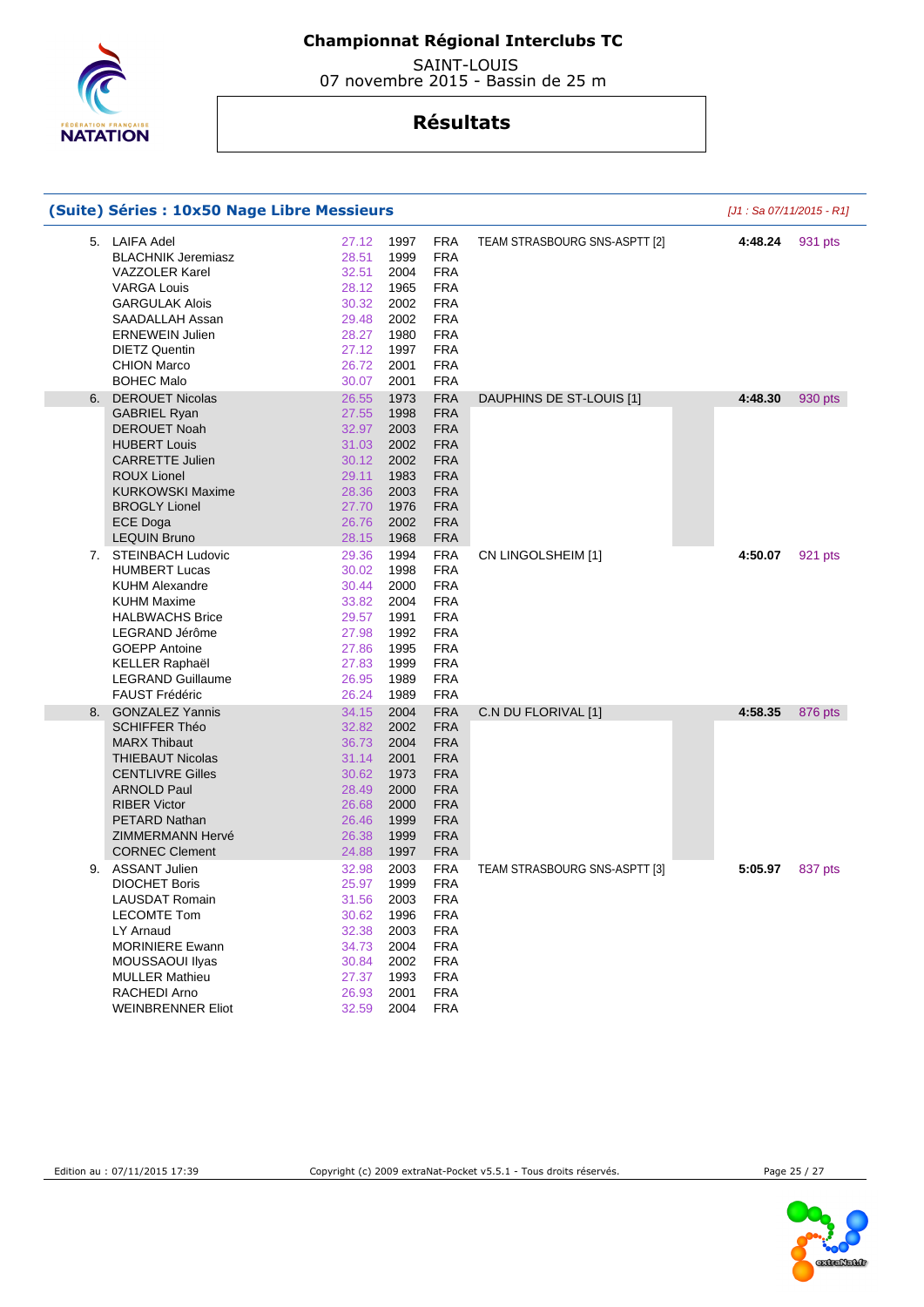# Championnat Régional Interclubs TC

SAINT-LOUIS
07 novembre 2015 - Bassin de 25 m

## Résultats

### (Suite) Séries : 10x50 Nage Libre Messieurs

*[J1 : Sa 07/11/2015 - R1]*

| Rang | Nom | Temps | Année | Nat. | Club | Temps final | Points |
|---|---|---|---|---|---|---|---|
| 5. | LAIFA Adel | 27.12 | 1997 | FRA | TEAM STRASBOURG SNS-ASPTT [2] | **4:48.24** | 931 pts |
| | BLACHNIK Jeremiasz | 28.51 | 1999 | FRA | | | |
| | VAZZOLER Karel | 32.51 | 2004 | FRA | | | |
| | VARGA Louis | 28.12 | 1965 | FRA | | | |
| | GARGULAK Alois | 30.32 | 2002 | FRA | | | |
| | SAADALLAH Assan | 29.48 | 2002 | FRA | | | |
| | ERNEWEIN Julien | 28.27 | 1980 | FRA | | | |
| | DIETZ Quentin | 27.12 | 1997 | FRA | | | |
| | CHION Marco | 26.72 | 2001 | FRA | | | |
| | BOHEC Malo | 30.07 | 2001 | FRA | | | |
| 6. | DEROUET Nicolas | 26.55 | 1973 | FRA | DAUPHINS DE ST-LOUIS [1] | **4:48.30** | 930 pts |
| | GABRIEL Ryan | 27.55 | 1998 | FRA | | | |
| | DEROUET Noah | 32.97 | 2003 | FRA | | | |
| | HUBERT Louis | 31.03 | 2002 | FRA | | | |
| | CARRETTE Julien | 30.12 | 2002 | FRA | | | |
| | ROUX Lionel | 29.11 | 1983 | FRA | | | |
| | KURKOWSKI Maxime | 28.36 | 2003 | FRA | | | |
| | BROGLY Lionel | 27.70 | 1976 | FRA | | | |
| | ECE Doga | 26.76 | 2002 | FRA | | | |
| | LEQUIN Bruno | 28.15 | 1968 | FRA | | | |
| 7. | STEINBACH Ludovic | 29.36 | 1994 | FRA | CN LINGOLSHEIM [1] | **4:50.07** | 921 pts |
| | HUMBERT Lucas | 30.02 | 1998 | FRA | | | |
| | KUHM Alexandre | 30.44 | 2000 | FRA | | | |
| | KUHM Maxime | 33.82 | 2004 | FRA | | | |
| | HALBWACHS Brice | 29.57 | 1991 | FRA | | | |
| | LEGRAND Jérôme | 27.98 | 1992 | FRA | | | |
| | GOEPP Antoine | 27.86 | 1995 | FRA | | | |
| | KELLER Raphaël | 27.83 | 1999 | FRA | | | |
| | LEGRAND Guillaume | 26.95 | 1989 | FRA | | | |
| | FAUST Frédéric | 26.24 | 1989 | FRA | | | |
| 8. | GONZALEZ Yannis | 34.15 | 2004 | FRA | C.N DU FLORIVAL [1] | **4:58.35** | 876 pts |
| | SCHIFFER Théo | 32.82 | 2002 | FRA | | | |
| | MARX Thibaut | 36.73 | 2004 | FRA | | | |
| | THIEBAUT Nicolas | 31.14 | 2001 | FRA | | | |
| | CENTLIVRE Gilles | 30.62 | 1973 | FRA | | | |
| | ARNOLD Paul | 28.49 | 2000 | FRA | | | |
| | RIBER Victor | 26.68 | 2000 | FRA | | | |
| | PETARD Nathan | 26.46 | 1999 | FRA | | | |
| | ZIMMERMANN Hervé | 26.38 | 1999 | FRA | | | |
| | CORNEC Clement | 24.88 | 1997 | FRA | | | |
| 9. | ASSANT Julien | 32.98 | 2003 | FRA | TEAM STRASBOURG SNS-ASPTT [3] | **5:05.97** | 837 pts |
| | DIOCHET Boris | 25.97 | 1999 | FRA | | | |
| | LAUSDAT Romain | 31.56 | 2003 | FRA | | | |
| | LECOMTE Tom | 30.62 | 1996 | FRA | | | |
| | LY Arnaud | 32.38 | 2003 | FRA | | | |
| | MORINIERE Ewann | 34.73 | 2004 | FRA | | | |
| | MOUSSAOUI Ilyas | 30.84 | 2002 | FRA | | | |
| | MULLER Mathieu | 27.37 | 1993 | FRA | | | |
| | RACHEDI Arno | 26.93 | 2001 | FRA | | | |
| | WEINBRENNER Eliot | 32.59 | 2004 | FRA | | | |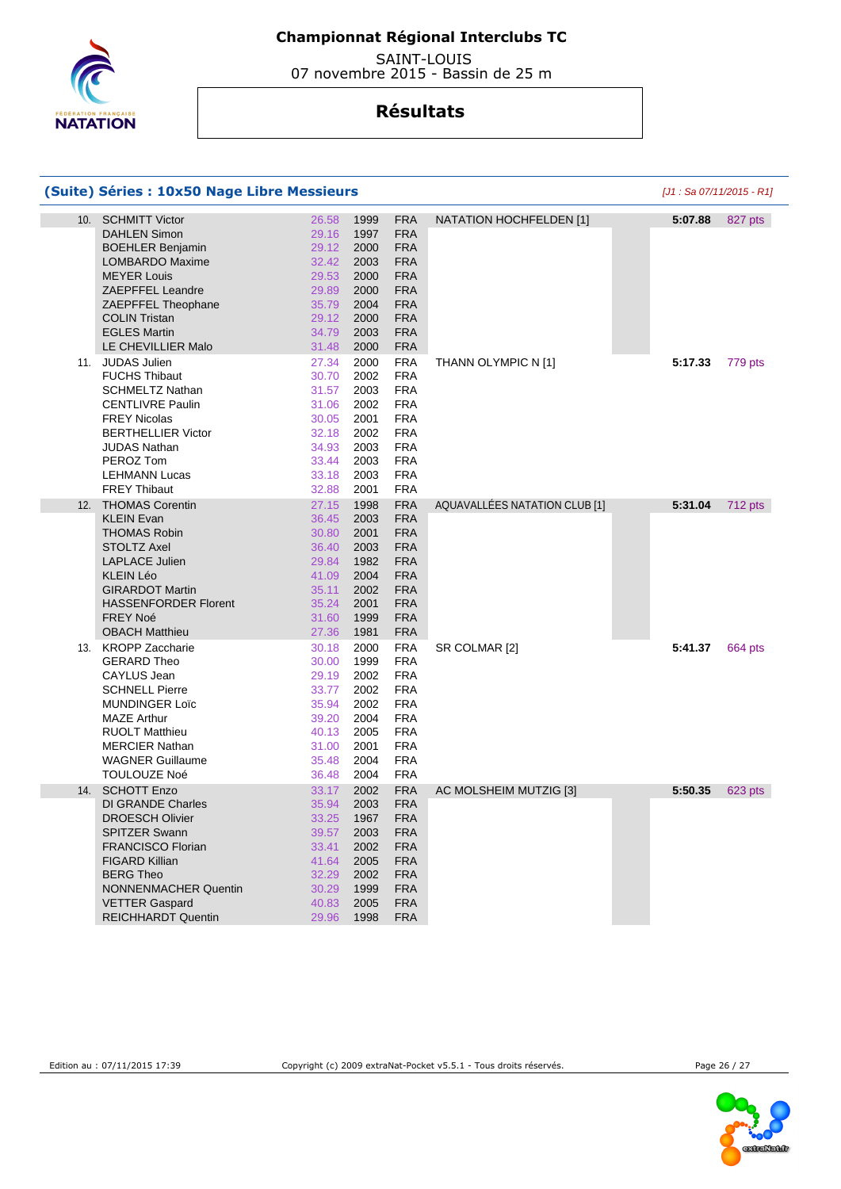# Championnat Régional Interclubs TC

SAINT-LOUIS
07 novembre 2015 - Bassin de 25 m

## Résultats

### (Suite) Séries : 10x50 Nage Libre Messieurs

*[J1 : Sa 07/11/2015 - R1]*

| Rang | Nom | Temps | Année | Nat. | Club | Temps total | Points |
|---|---|---|---|---|---|---|---|
| 10. | SCHMITT Victor | 26.58 | 1999 | FRA | NATATION HOCHFELDEN [1] | **5:07.88** | 827 pts |
| | DAHLEN Simon | 29.16 | 1997 | FRA | | | |
| | BOEHLER Benjamin | 29.12 | 2000 | FRA | | | |
| | LOMBARDO Maxime | 32.42 | 2003 | FRA | | | |
| | MEYER Louis | 29.53 | 2000 | FRA | | | |
| | ZAEPFFEL Leandre | 29.89 | 2000 | FRA | | | |
| | ZAEPFFEL Theophane | 35.79 | 2004 | FRA | | | |
| | COLIN Tristan | 29.12 | 2000 | FRA | | | |
| | EGLES Martin | 34.79 | 2003 | FRA | | | |
| | LE CHEVILLIER Malo | 31.48 | 2000 | FRA | | | |
| 11. | JUDAS Julien | 27.34 | 2000 | FRA | THANN OLYMPIC N [1] | **5:17.33** | 779 pts |
| | FUCHS Thibaut | 30.70 | 2002 | FRA | | | |
| | SCHMELTZ Nathan | 31.57 | 2003 | FRA | | | |
| | CENTLIVRE Paulin | 31.06 | 2002 | FRA | | | |
| | FREY Nicolas | 30.05 | 2001 | FRA | | | |
| | BERTHELLIER Victor | 32.18 | 2002 | FRA | | | |
| | JUDAS Nathan | 34.93 | 2003 | FRA | | | |
| | PEROZ Tom | 33.44 | 2003 | FRA | | | |
| | LEHMANN Lucas | 33.18 | 2003 | FRA | | | |
| | FREY Thibaut | 32.88 | 2001 | FRA | | | |
| 12. | THOMAS Corentin | 27.15 | 1998 | FRA | AQUAVALLÉES NATATION CLUB [1] | **5:31.04** | 712 pts |
| | KLEIN Evan | 36.45 | 2003 | FRA | | | |
| | THOMAS Robin | 30.80 | 2001 | FRA | | | |
| | STOLTZ Axel | 36.40 | 2003 | FRA | | | |
| | LAPLACE Julien | 29.84 | 1982 | FRA | | | |
| | KLEIN Léo | 41.09 | 2004 | FRA | | | |
| | GIRARDOT Martin | 35.11 | 2002 | FRA | | | |
| | HASSENFORDER Florent | 35.24 | 2001 | FRA | | | |
| | FREY Noé | 31.60 | 1999 | FRA | | | |
| | OBACH Matthieu | 27.36 | 1981 | FRA | | | |
| 13. | KROPP Zaccharie | 30.18 | 2000 | FRA | SR COLMAR [2] | **5:41.37** | 664 pts |
| | GERARD Theo | 30.00 | 1999 | FRA | | | |
| | CAYLUS Jean | 29.19 | 2002 | FRA | | | |
| | SCHNELL Pierre | 33.77 | 2002 | FRA | | | |
| | MUNDINGER Loïc | 35.94 | 2002 | FRA | | | |
| | MAZE Arthur | 39.20 | 2004 | FRA | | | |
| | RUOLT Matthieu | 40.13 | 2005 | FRA | | | |
| | MERCIER Nathan | 31.00 | 2001 | FRA | | | |
| | WAGNER Guillaume | 35.48 | 2004 | FRA | | | |
| | TOULOUZE Noé | 36.48 | 2004 | FRA | | | |
| 14. | SCHOTT Enzo | 33.17 | 2002 | FRA | AC MOLSHEIM MUTZIG [3] | **5:50.35** | 623 pts |
| | DI GRANDE Charles | 35.94 | 2003 | FRA | | | |
| | DROESCH Olivier | 33.25 | 1967 | FRA | | | |
| | SPITZER Swann | 39.57 | 2003 | FRA | | | |
| | FRANCISCO Florian | 33.41 | 2002 | FRA | | | |
| | FIGARD Killian | 41.64 | 2005 | FRA | | | |
| | BERG Theo | 32.29 | 2002 | FRA | | | |
| | NONNENMACHER Quentin | 30.29 | 1999 | FRA | | | |
| | VETTER Gaspard | 40.83 | 2005 | FRA | | | |
| | REICHHARDT Quentin | 29.96 | 1998 | FRA | | | |

Edition au : 07/11/2015 17:39 — Copyright (c) 2009 extraNat-Pocket v5.5.1 - Tous droits réservés.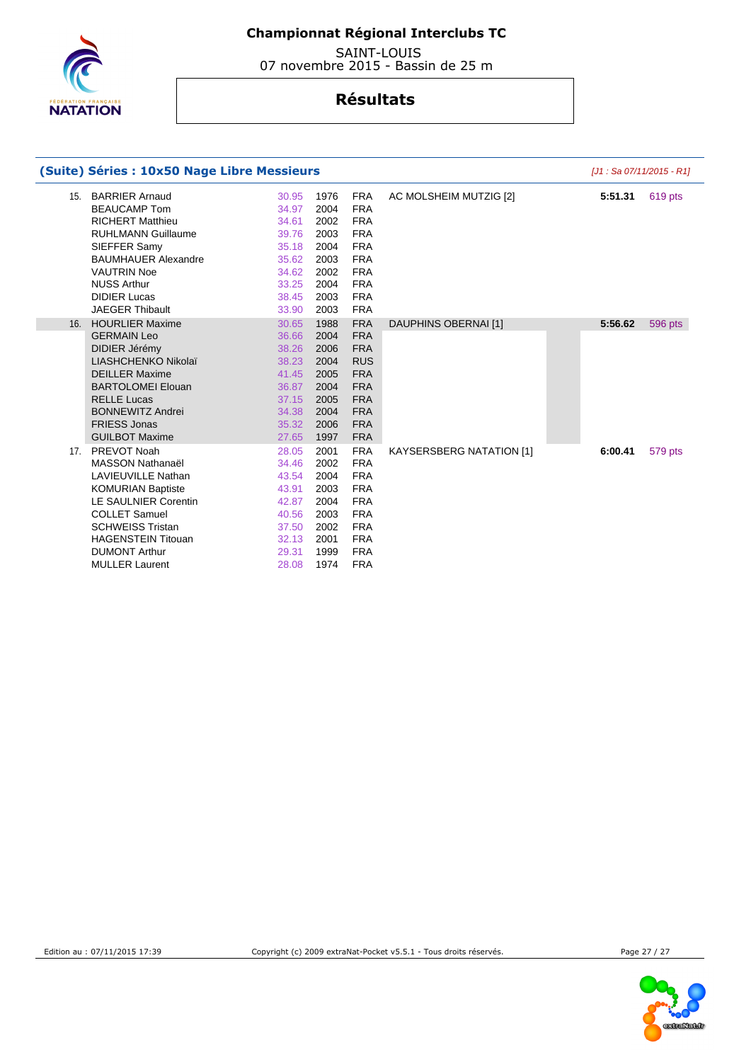# Championnat Régional Interclubs TC

SAINT-LOUIS
07 novembre 2015 - Bassin de 25 m

## Résultats

### (Suite) Séries : 10x50 Nage Libre Messieurs

*[J1 : Sa 07/11/2015 - R1]*

| | | | | | | | |
|---|---|---|---|---|---|---|---|
| 15. | BARRIER Arnaud | 30.95 | 1976 | FRA | AC MOLSHEIM MUTZIG [2] | **5:51.31** | 619 pts |
| | BEAUCAMP Tom | 34.97 | 2004 | FRA | | | |
| | RICHERT Matthieu | 34.61 | 2002 | FRA | | | |
| | RUHLMANN Guillaume | 39.76 | 2003 | FRA | | | |
| | SIEFFER Samy | 35.18 | 2004 | FRA | | | |
| | BAUMHAUER Alexandre | 35.62 | 2003 | FRA | | | |
| | VAUTRIN Noe | 34.62 | 2002 | FRA | | | |
| | NUSS Arthur | 33.25 | 2004 | FRA | | | |
| | DIDIER Lucas | 38.45 | 2003 | FRA | | | |
| | JAEGER Thibault | 33.90 | 2003 | FRA | | | |
| 16. | HOURLIER Maxime | 30.65 | 1988 | FRA | DAUPHINS OBERNAI [1] | **5:56.62** | 596 pts |
| | GERMAIN Leo | 36.66 | 2004 | FRA | | | |
| | DIDIER Jérémy | 38.26 | 2006 | FRA | | | |
| | LIASHCHENKO Nikolaï | 38.23 | 2004 | RUS | | | |
| | DEILLER Maxime | 41.45 | 2005 | FRA | | | |
| | BARTOLOMEI Elouan | 36.87 | 2004 | FRA | | | |
| | RELLE Lucas | 37.15 | 2005 | FRA | | | |
| | BONNEWITZ Andrei | 34.38 | 2004 | FRA | | | |
| | FRIESS Jonas | 35.32 | 2006 | FRA | | | |
| | GUILBOT Maxime | 27.65 | 1997 | FRA | | | |
| 17. | PREVOT Noah | 28.05 | 2001 | FRA | KAYSERSBERG NATATION [1] | **6:00.41** | 579 pts |
| | MASSON Nathanaël | 34.46 | 2002 | FRA | | | |
| | LAVIEUVILLE Nathan | 43.54 | 2004 | FRA | | | |
| | KOMURIAN Baptiste | 43.91 | 2003 | FRA | | | |
| | LE SAULNIER Corentin | 42.87 | 2004 | FRA | | | |
| | COLLET Samuel | 40.56 | 2003 | FRA | | | |
| | SCHWEISS Tristan | 37.50 | 2002 | FRA | | | |
| | HAGENSTEIN Titouan | 32.13 | 2001 | FRA | | | |
| | DUMONT Arthur | 29.31 | 1999 | FRA | | | |
| | MULLER Laurent | 28.08 | 1974 | FRA | | | |

Edition au : 07/11/2015 17:39 — Copyright (c) 2009 extraNat-Pocket v5.5.1 - Tous droits réservés.